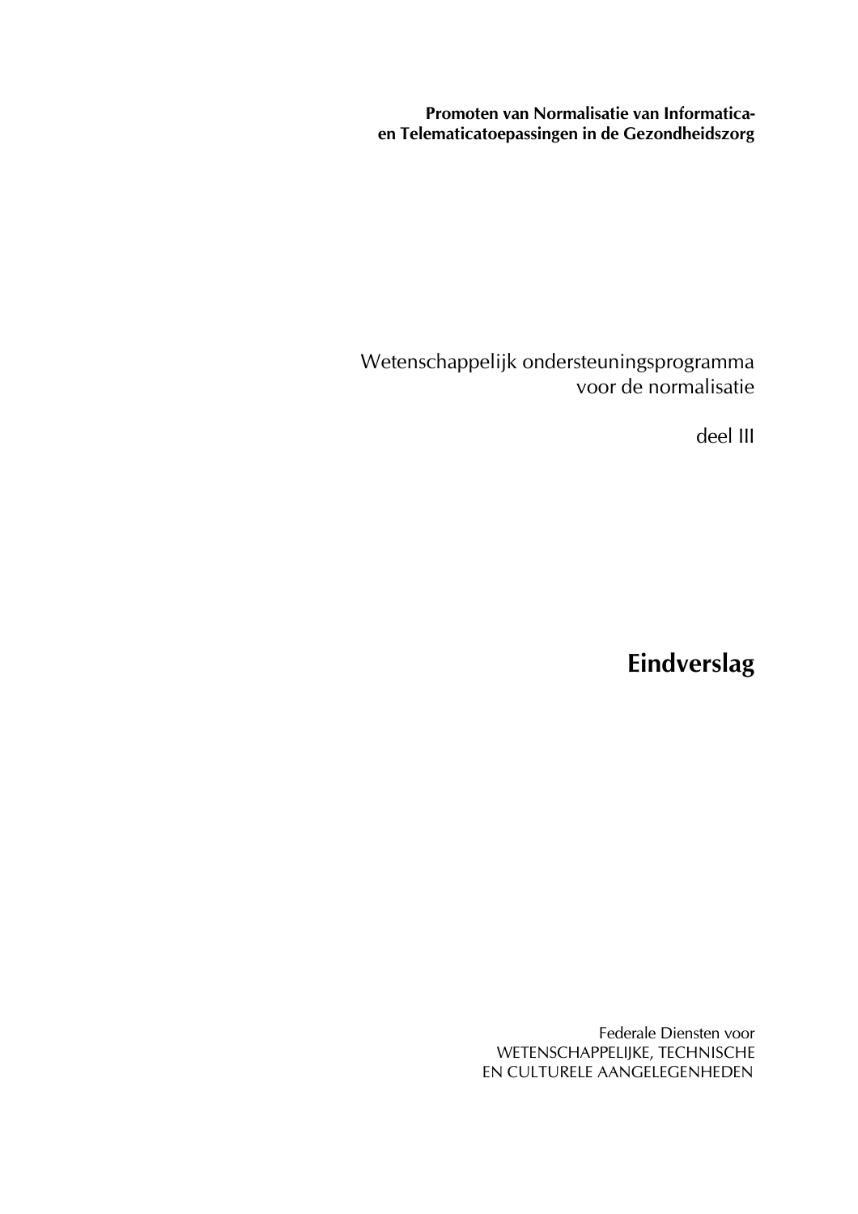**Promoten van Normalisatie van Informatica-
en Telematicatoepassingen in de Gezondheidszorg**

Wetenschappelijk ondersteuningsprogramma
voor de normalisatie

deel III

# Eindverslag

Federale Diensten voor
WETENSCHAPPELIJKE, TECHNISCHE
EN CULTURELE AANGELEGENHEDEN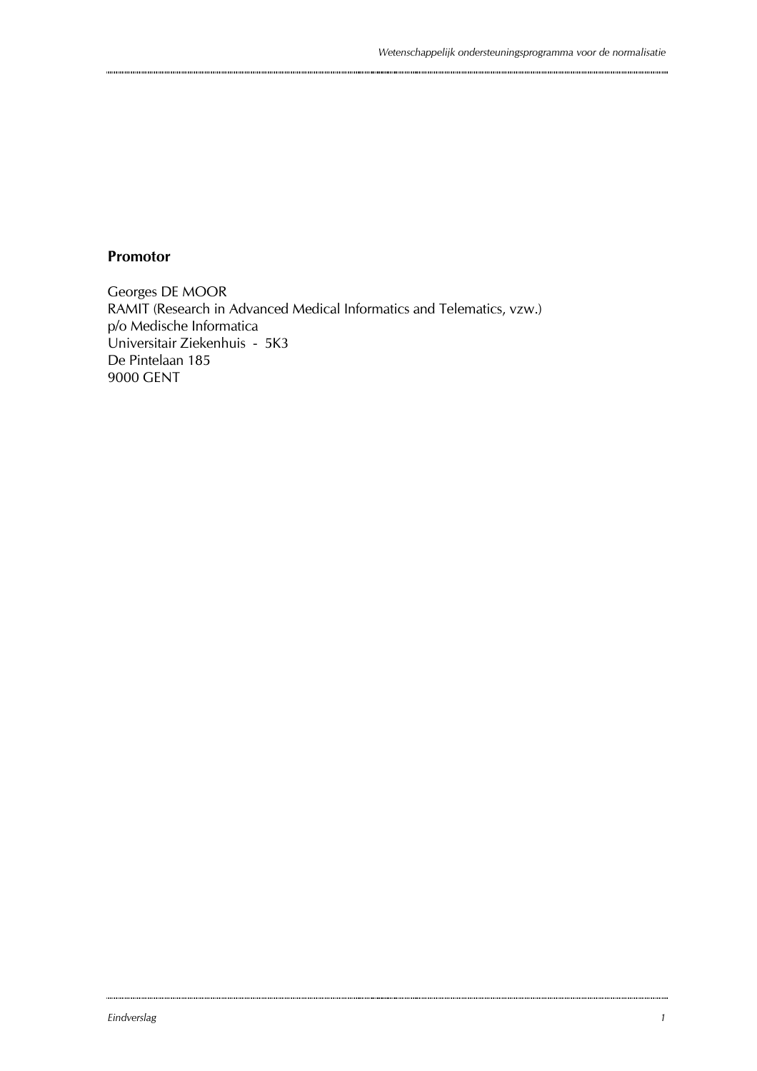**Promotor**

Georges DE MOOR
RAMIT (Research in Advanced Medical Informatics and Telematics, vzw.)
p/o Medische Informatica
Universitair Ziekenhuis - 5K3
De Pintelaan 185
9000 GENT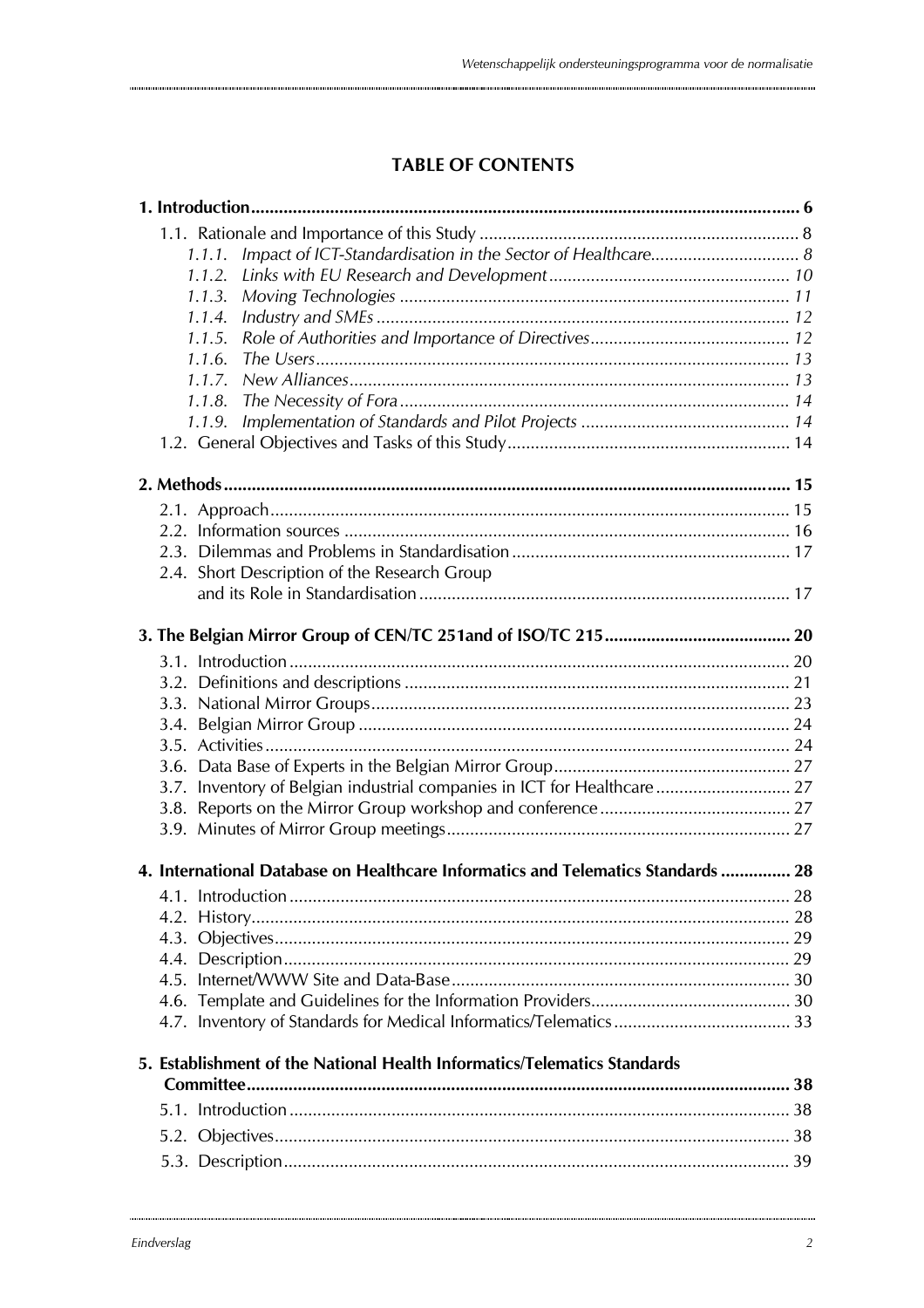## TABLE OF CONTENTS

**1. Introduction** ..... **6**

- 1.1. Rationale and Importance of this Study ..... 8
  - *1.1.1. Impact of ICT-Standardisation in the Sector of Healthcare* ..... *8*
  - *1.1.2. Links with EU Research and Development* ..... *10*
  - *1.1.3. Moving Technologies* ..... *11*
  - *1.1.4. Industry and SMEs* ..... *12*
  - *1.1.5. Role of Authorities and Importance of Directives* ..... *12*
  - *1.1.6. The Users* ..... *13*
  - *1.1.7. New Alliances* ..... *13*
  - *1.1.8. The Necessity of Fora* ..... *14*
  - *1.1.9. Implementation of Standards and Pilot Projects* ..... *14*
- 1.2. General Objectives and Tasks of this Study ..... 14

**2. Methods** ..... **15**

- 2.1. Approach ..... 15
- 2.2. Information sources ..... 16
- 2.3. Dilemmas and Problems in Standardisation ..... 17
- 2.4. Short Description of the Research Group and its Role in Standardisation ..... 17

**3. The Belgian Mirror Group of CEN/TC 251and of ISO/TC 215** ..... **20**

- 3.1. Introduction ..... 20
- 3.2. Definitions and descriptions ..... 21
- 3.3. National Mirror Groups ..... 23
- 3.4. Belgian Mirror Group ..... 24
- 3.5. Activities ..... 24
- 3.6. Data Base of Experts in the Belgian Mirror Group ..... 27
- 3.7. Inventory of Belgian industrial companies in ICT for Healthcare ..... 27
- 3.8. Reports on the Mirror Group workshop and conference ..... 27
- 3.9. Minutes of Mirror Group meetings ..... 27

**4. International Database on Healthcare Informatics and Telematics Standards** ..... **28**

- 4.1. Introduction ..... 28
- 4.2. History ..... 28
- 4.3. Objectives ..... 29
- 4.4. Description ..... 29
- 4.5. Internet/WWW Site and Data-Base ..... 30
- 4.6. Template and Guidelines for the Information Providers ..... 30
- 4.7. Inventory of Standards for Medical Informatics/Telematics ..... 33

**5. Establishment of the National Health Informatics/Telematics Standards Committee** ..... **38**

- 5.1. Introduction ..... 38
- 5.2. Objectives ..... 38
- 5.3. Description ..... 39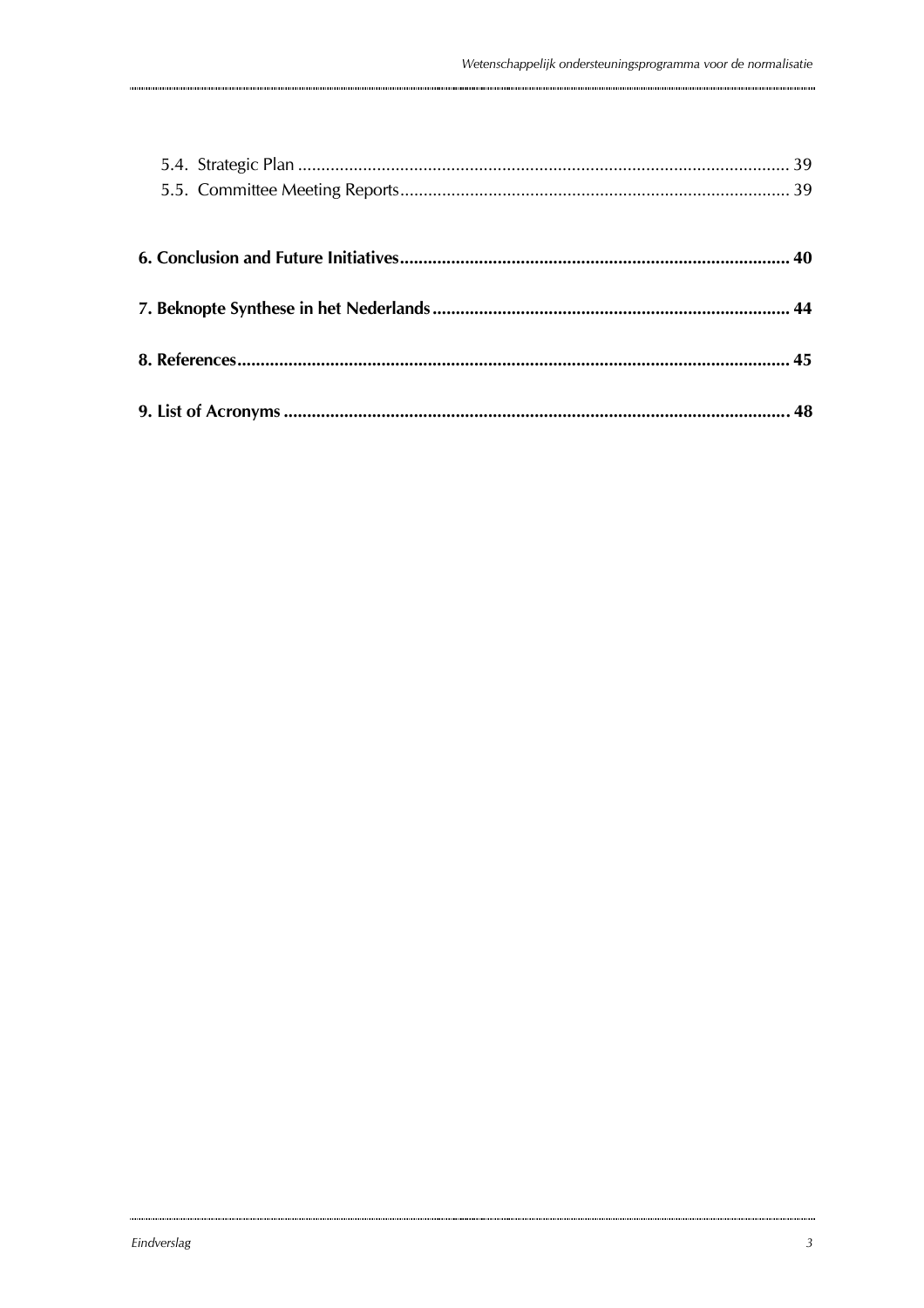5.4. Strategic Plan ........................................................................................................ 39
5.5. Committee Meeting Reports.................................................................................. 39

**6. Conclusion and Future Initiatives.................................................................................. 40**

**7. Beknopte Synthese in het Nederlands........................................................................... 44**

**8. References...................................................................................................................... 45**

**9. List of Acronyms ........................................................................................................... 48**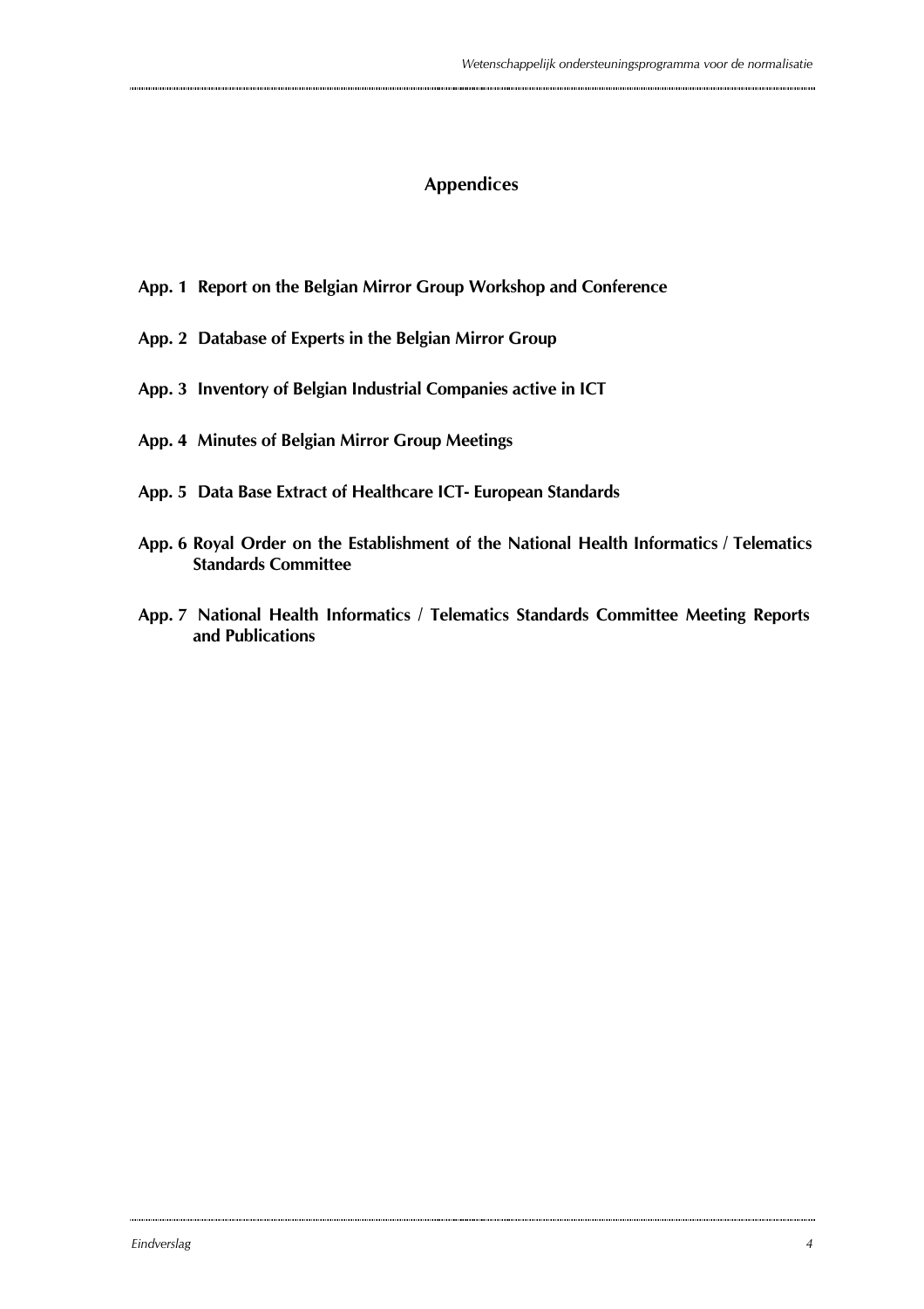## Appendices

**App. 1 Report on the Belgian Mirror Group Workshop and Conference**

**App. 2 Database of Experts in the Belgian Mirror Group**

**App. 3 Inventory of Belgian Industrial Companies active in ICT**

**App. 4 Minutes of Belgian Mirror Group Meetings**

**App. 5 Data Base Extract of Healthcare ICT- European Standards**

**App. 6 Royal Order on the Establishment of the National Health Informatics / Telematics Standards Committee**

**App. 7 National Health Informatics / Telematics Standards Committee Meeting Reports and Publications**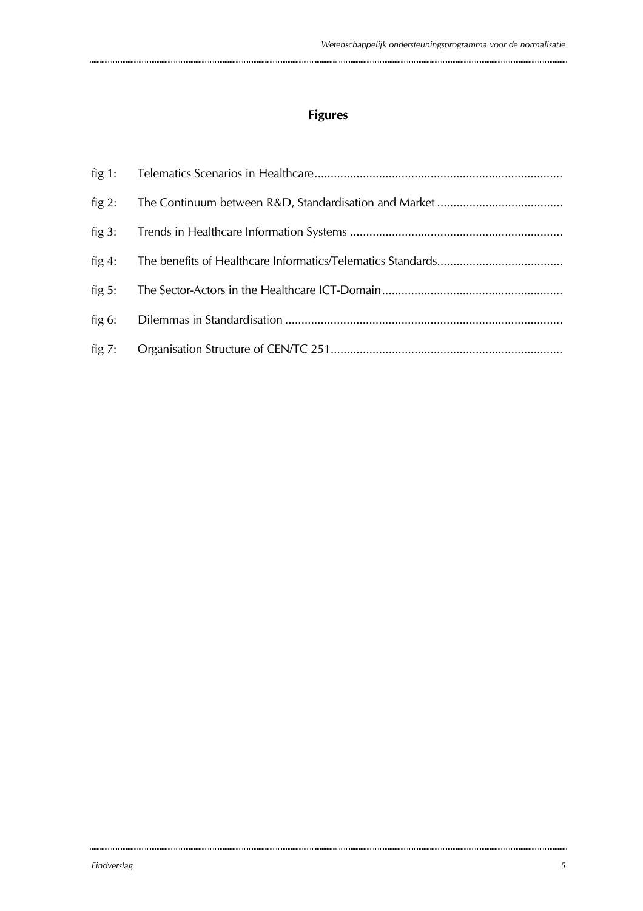# Figures

fig 1: Telematics Scenarios in Healthcare

fig 2: The Continuum between R&D, Standardisation and Market

fig 3: Trends in Healthcare Information Systems

fig 4: The benefits of Healthcare Informatics/Telematics Standards

fig 5: The Sector-Actors in the Healthcare ICT-Domain

fig 6: Dilemmas in Standardisation

fig 7: Organisation Structure of CEN/TC 251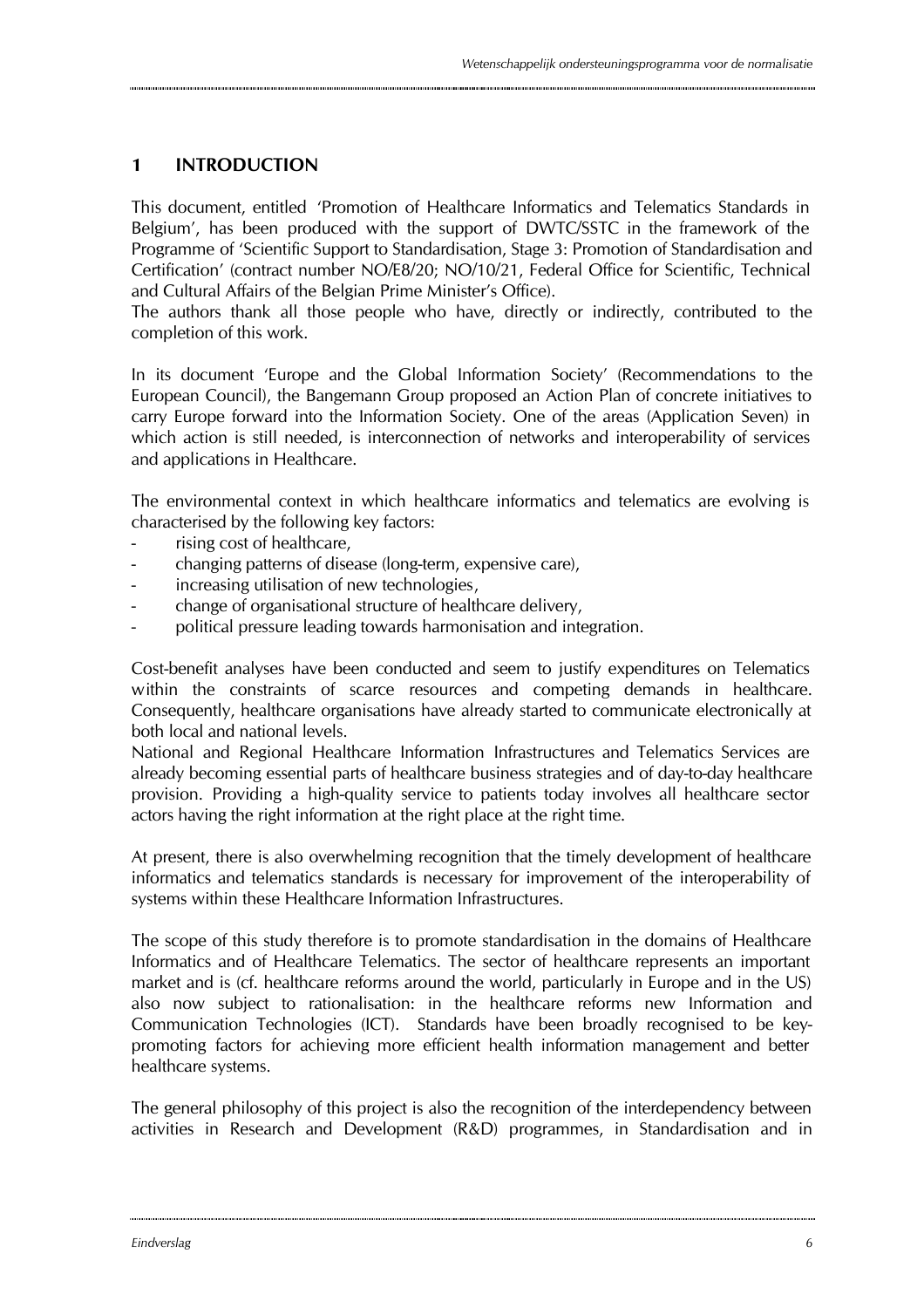# 1 INTRODUCTION

This document, entitled 'Promotion of Healthcare Informatics and Telematics Standards in Belgium', has been produced with the support of DWTC/SSTC in the framework of the Programme of 'Scientific Support to Standardisation, Stage 3: Promotion of Standardisation and Certification' (contract number NO/E8/20; NO/10/21, Federal Office for Scientific, Technical and Cultural Affairs of the Belgian Prime Minister's Office).

The authors thank all those people who have, directly or indirectly, contributed to the completion of this work.

In its document 'Europe and the Global Information Society' (Recommendations to the European Council), the Bangemann Group proposed an Action Plan of concrete initiatives to carry Europe forward into the Information Society. One of the areas (Application Seven) in which action is still needed, is interconnection of networks and interoperability of services and applications in Healthcare.

The environmental context in which healthcare informatics and telematics are evolving is characterised by the following key factors:

- rising cost of healthcare,
- changing patterns of disease (long-term, expensive care),
- increasing utilisation of new technologies,
- change of organisational structure of healthcare delivery,
- political pressure leading towards harmonisation and integration.

Cost-benefit analyses have been conducted and seem to justify expenditures on Telematics within the constraints of scarce resources and competing demands in healthcare. Consequently, healthcare organisations have already started to communicate electronically at both local and national levels.

National and Regional Healthcare Information Infrastructures and Telematics Services are already becoming essential parts of healthcare business strategies and of day-to-day healthcare provision. Providing a high-quality service to patients today involves all healthcare sector actors having the right information at the right place at the right time.

At present, there is also overwhelming recognition that the timely development of healthcare informatics and telematics standards is necessary for improvement of the interoperability of systems within these Healthcare Information Infrastructures.

The scope of this study therefore is to promote standardisation in the domains of Healthcare Informatics and of Healthcare Telematics. The sector of healthcare represents an important market and is (cf. healthcare reforms around the world, particularly in Europe and in the US) also now subject to rationalisation: in the healthcare reforms new Information and Communication Technologies (ICT). Standards have been broadly recognised to be key-promoting factors for achieving more efficient health information management and better healthcare systems.

The general philosophy of this project is also the recognition of the interdependency between activities in Research and Development (R&D) programmes, in Standardisation and in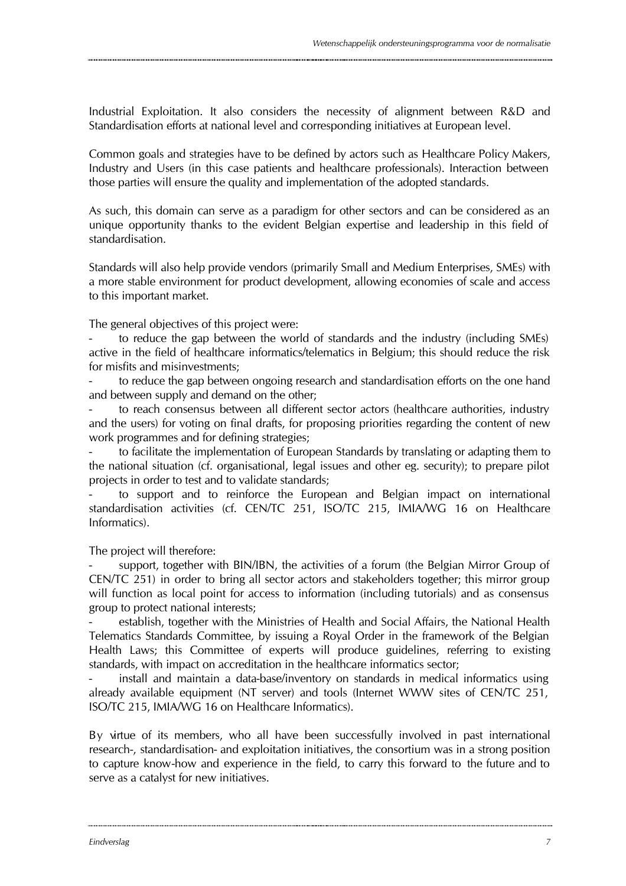Industrial Exploitation. It also considers the necessity of alignment between R&D and Standardisation efforts at national level and corresponding initiatives at European level.

Common goals and strategies have to be defined by actors such as Healthcare Policy Makers, Industry and Users (in this case patients and healthcare professionals). Interaction between those parties will ensure the quality and implementation of the adopted standards.

As such, this domain can serve as a paradigm for other sectors and can be considered as an unique opportunity thanks to the evident Belgian expertise and leadership in this field of standardisation.

Standards will also help provide vendors (primarily Small and Medium Enterprises, SMEs) with a more stable environment for product development, allowing economies of scale and access to this important market.

The general objectives of this project were:

- to reduce the gap between the world of standards and the industry (including SMEs) active in the field of healthcare informatics/telematics in Belgium; this should reduce the risk for misfits and misinvestments;
- to reduce the gap between ongoing research and standardisation efforts on the one hand and between supply and demand on the other;
- to reach consensus between all different sector actors (healthcare authorities, industry and the users) for voting on final drafts, for proposing priorities regarding the content of new work programmes and for defining strategies;
- to facilitate the implementation of European Standards by translating or adapting them to the national situation (cf. organisational, legal issues and other eg. security); to prepare pilot projects in order to test and to validate standards;
- to support and to reinforce the European and Belgian impact on international standardisation activities (cf. CEN/TC 251, ISO/TC 215, IMIA/WG 16 on Healthcare Informatics).

The project will therefore:

- support, together with BIN/IBN, the activities of a forum (the Belgian Mirror Group of CEN/TC 251) in order to bring all sector actors and stakeholders together; this mirror group will function as local point for access to information (including tutorials) and as consensus group to protect national interests;
- establish, together with the Ministries of Health and Social Affairs, the National Health Telematics Standards Committee, by issuing a Royal Order in the framework of the Belgian Health Laws; this Committee of experts will produce guidelines, referring to existing standards, with impact on accreditation in the healthcare informatics sector;
- install and maintain a data-base/inventory on standards in medical informatics using already available equipment (NT server) and tools (Internet WWW sites of CEN/TC 251, ISO/TC 215, IMIA/WG 16 on Healthcare Informatics).

By virtue of its members, who all have been successfully involved in past international research-, standardisation- and exploitation initiatives, the consortium was in a strong position to capture know-how and experience in the field, to carry this forward to the future and to serve as a catalyst for new initiatives.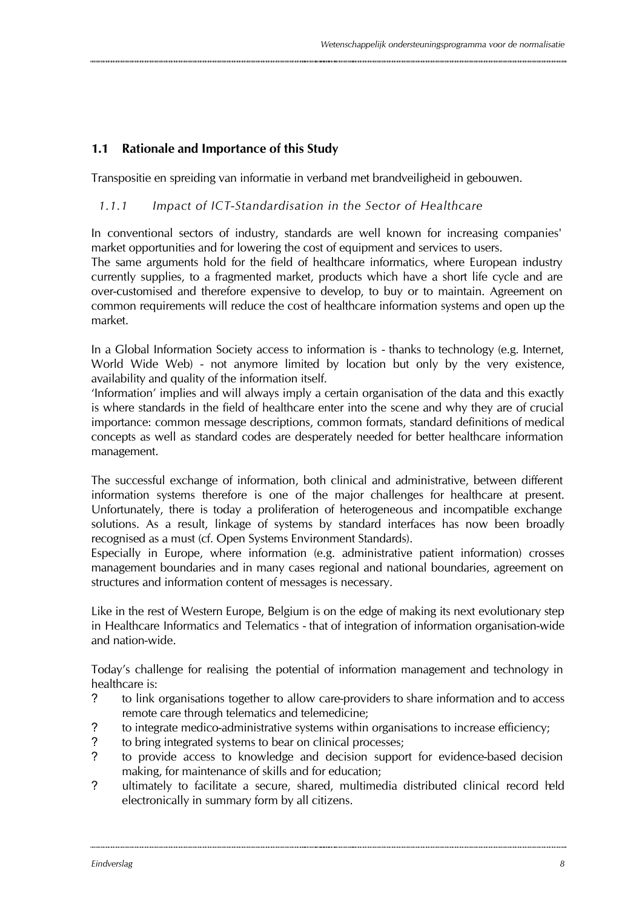## 1.1 Rationale and Importance of this Study

Transpositie en spreiding van informatie in verband met brandveiligheid in gebouwen.

### *1.1.1 Impact of ICT-Standardisation in the Sector of Healthcare*

In conventional sectors of industry, standards are well known for increasing companies' market opportunities and for lowering the cost of equipment and services to users.
The same arguments hold for the field of healthcare informatics, where European industry currently supplies, to a fragmented market, products which have a short life cycle and are over-customised and therefore expensive to develop, to buy or to maintain. Agreement on common requirements will reduce the cost of healthcare information systems and open up the market.

In a Global Information Society access to information is - thanks to technology (e.g. Internet, World Wide Web) - not anymore limited by location but only by the very existence, availability and quality of the information itself.
'Information' implies and will always imply a certain organisation of the data and this exactly is where standards in the field of healthcare enter into the scene and why they are of crucial importance: common message descriptions, common formats, standard definitions of medical concepts as well as standard codes are desperately needed for better healthcare information management.

The successful exchange of information, both clinical and administrative, between different information systems therefore is one of the major challenges for healthcare at present. Unfortunately, there is today a proliferation of heterogeneous and incompatible exchange solutions. As a result, linkage of systems by standard interfaces has now been broadly recognised as a must (cf. Open Systems Environment Standards).
Especially in Europe, where information (e.g. administrative patient information) crosses management boundaries and in many cases regional and national boundaries, agreement on structures and information content of messages is necessary.

Like in the rest of Western Europe, Belgium is on the edge of making its next evolutionary step in Healthcare Informatics and Telematics - that of integration of information organisation-wide and nation-wide.

Today's challenge for realising the potential of information management and technology in healthcare is:

- to link organisations together to allow care-providers to share information and to access remote care through telematics and telemedicine;
- to integrate medico-administrative systems within organisations to increase efficiency;
- to bring integrated systems to bear on clinical processes;
- to provide access to knowledge and decision support for evidence-based decision making, for maintenance of skills and for education;
- ultimately to facilitate a secure, shared, multimedia distributed clinical record held electronically in summary form by all citizens.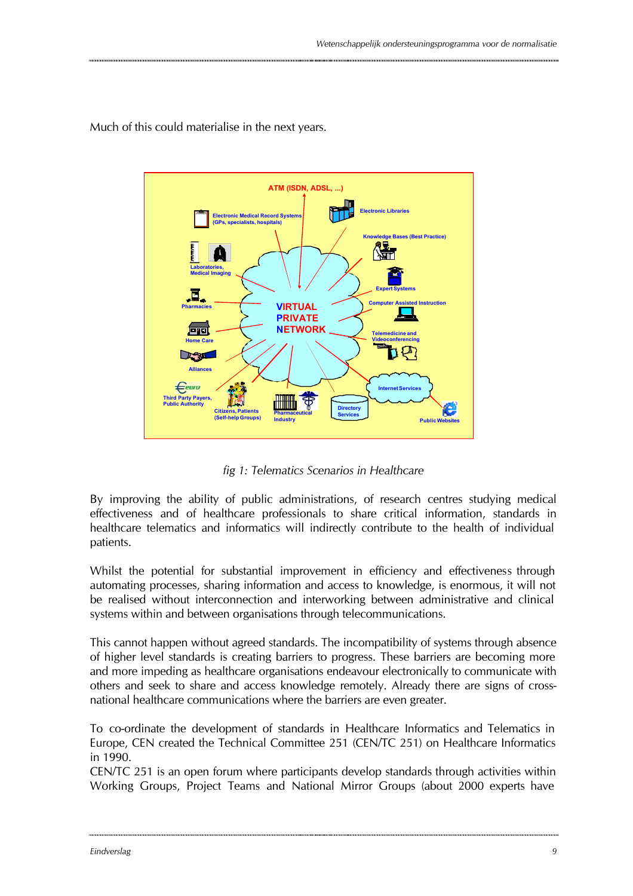Much of this could materialise in the next years.

fig 1: Telematics Scenarios in Healthcare

By improving the ability of public administrations, of research centres studying medical effectiveness and of healthcare professionals to share critical information, standards in healthcare telematics and informatics will indirectly contribute to the health of individual patients.

Whilst the potential for substantial improvement in efficiency and effectiveness through automating processes, sharing information and access to knowledge, is enormous, it will not be realised without interconnection and interworking between administrative and clinical systems within and between organisations through telecommunications.

This cannot happen without agreed standards. The incompatibility of systems through absence of higher level standards is creating barriers to progress. These barriers are becoming more and more impeding as healthcare organisations endeavour electronically to communicate with others and seek to share and access knowledge remotely. Already there are signs of cross-national healthcare communications where the barriers are even greater.

To co-ordinate the development of standards in Healthcare Informatics and Telematics in Europe, CEN created the Technical Committee 251 (CEN/TC 251) on Healthcare Informatics in 1990.
CEN/TC 251 is an open forum where participants develop standards through activities within Working Groups, Project Teams and National Mirror Groups (about 2000 experts have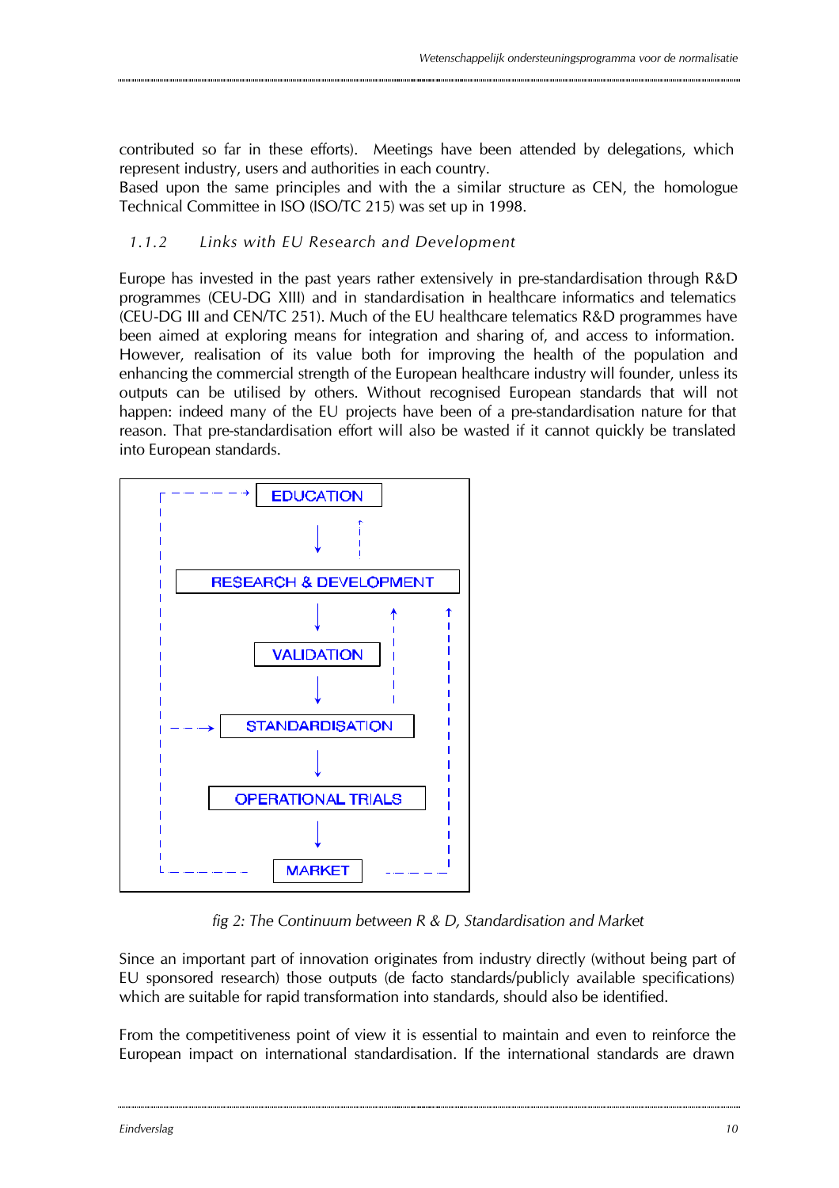contributed so far in these efforts). Meetings have been attended by delegations, which represent industry, users and authorities in each country.
Based upon the same principles and with the a similar structure as CEN, the homologue Technical Committee in ISO (ISO/TC 215) was set up in 1998.

### 1.1.2 Links with EU Research and Development

Europe has invested in the past years rather extensively in pre-standardisation through R&D programmes (CEU-DG XIII) and in standardisation in healthcare informatics and telematics (CEU-DG III and CEN/TC 251). Much of the EU healthcare telematics R&D programmes have been aimed at exploring means for integration and sharing of, and access to information. However, realisation of its value both for improving the health of the population and enhancing the commercial strength of the European healthcare industry will founder, unless its outputs can be utilised by others. Without recognised European standards that will not happen: indeed many of the EU projects have been of a pre-standardisation nature for that reason. That pre-standardisation effort will also be wasted if it cannot quickly be translated into European standards.

EDUCATION

RESEARCH & DEVELOPMENT

VALIDATION

STANDARDISATION

OPERATIONAL TRIALS

MARKET

*fig 2: The Continuum between R & D, Standardisation and Market*

Since an important part of innovation originates from industry directly (without being part of EU sponsored research) those outputs (de facto standards/publicly available specifications) which are suitable for rapid transformation into standards, should also be identified.

From the competitiveness point of view it is essential to maintain and even to reinforce the European impact on international standardisation. If the international standards are drawn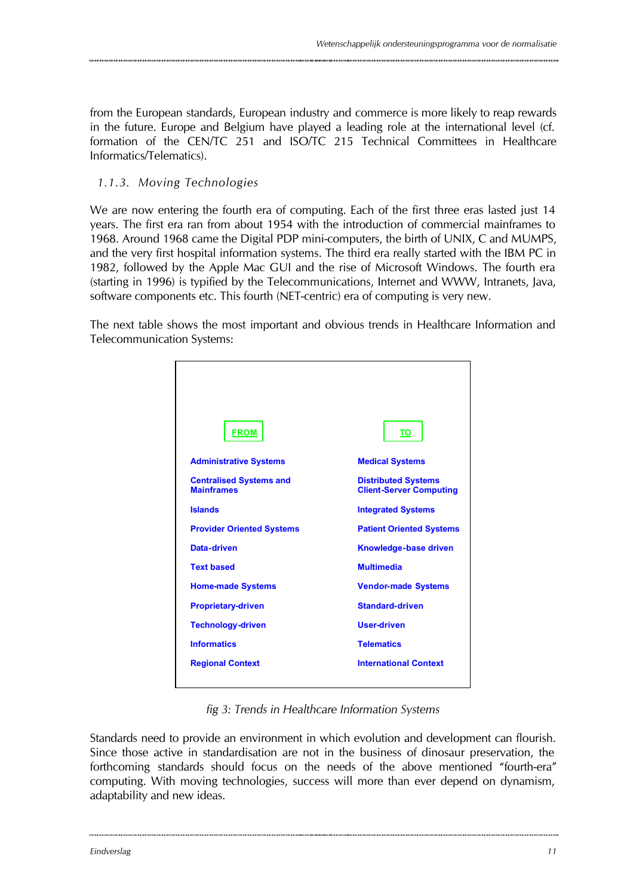from the European standards, European industry and commerce is more likely to reap rewards in the future. Europe and Belgium have played a leading role at the international level (cf. formation of the CEN/TC 251 and ISO/TC 215 Technical Committees in Healthcare Informatics/Telematics).

### 1.1.3. Moving Technologies

We are now entering the fourth era of computing. Each of the first three eras lasted just 14 years. The first era ran from about 1954 with the introduction of commercial mainframes to 1968. Around 1968 came the Digital PDP mini-computers, the birth of UNIX, C and MUMPS, and the very first hospital information systems. The third era really started with the IBM PC in 1982, followed by the Apple Mac GUI and the rise of Microsoft Windows. The fourth era (starting in 1996) is typified by the Telecommunications, Internet and WWW, Intranets, Java, software components etc. This fourth (NET-centric) era of computing is very new.

The next table shows the most important and obvious trends in Healthcare Information and Telecommunication Systems:

| FROM | TO |
|---|---|
| Administrative Systems | Medical Systems |
| Centralised Systems and Mainframes | Distributed Systems Client-Server Computing |
| Islands | Integrated Systems |
| Provider Oriented Systems | Patient Oriented Systems |
| Data-driven | Knowledge-base driven |
| Text based | Multimedia |
| Home-made Systems | Vendor-made Systems |
| Proprietary-driven | Standard-driven |
| Technology-driven | User-driven |
| Informatics | Telematics |
| Regional Context | International Context |

*fig 3: Trends in Healthcare Information Systems*

Standards need to provide an environment in which evolution and development can flourish. Since those active in standardisation are not in the business of dinosaur preservation, the forthcoming standards should focus on the needs of the above mentioned "fourth-era" computing. With moving technologies, success will more than ever depend on dynamism, adaptability and new ideas.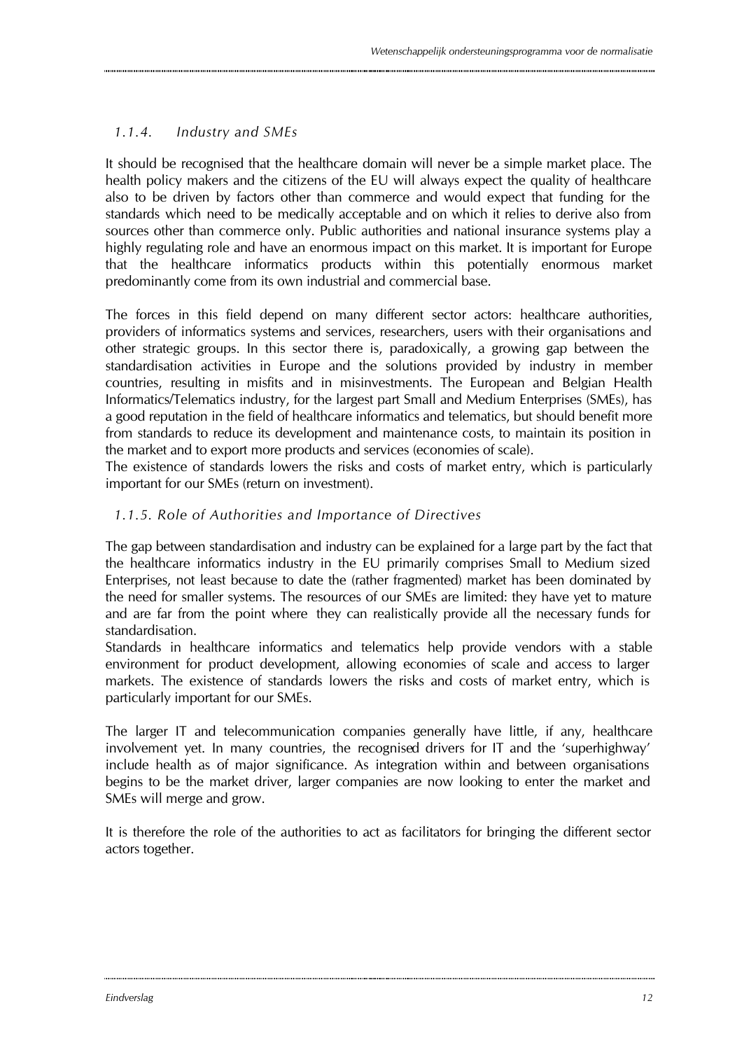### *1.1.4. Industry and SMEs*

It should be recognised that the healthcare domain will never be a simple market place. The health policy makers and the citizens of the EU will always expect the quality of healthcare also to be driven by factors other than commerce and would expect that funding for the standards which need to be medically acceptable and on which it relies to derive also from sources other than commerce only. Public authorities and national insurance systems play a highly regulating role and have an enormous impact on this market. It is important for Europe that the healthcare informatics products within this potentially enormous market predominantly come from its own industrial and commercial base.

The forces in this field depend on many different sector actors: healthcare authorities, providers of informatics systems and services, researchers, users with their organisations and other strategic groups. In this sector there is, paradoxically, a growing gap between the standardisation activities in Europe and the solutions provided by industry in member countries, resulting in misfits and in misinvestments. The European and Belgian Health Informatics/Telematics industry, for the largest part Small and Medium Enterprises (SMEs), has a good reputation in the field of healthcare informatics and telematics, but should benefit more from standards to reduce its development and maintenance costs, to maintain its position in the market and to export more products and services (economies of scale).
The existence of standards lowers the risks and costs of market entry, which is particularly important for our SMEs (return on investment).

### *1.1.5. Role of Authorities and Importance of Directives*

The gap between standardisation and industry can be explained for a large part by the fact that the healthcare informatics industry in the EU primarily comprises Small to Medium sized Enterprises, not least because to date the (rather fragmented) market has been dominated by the need for smaller systems. The resources of our SMEs are limited: they have yet to mature and are far from the point where they can realistically provide all the necessary funds for standardisation.
Standards in healthcare informatics and telematics help provide vendors with a stable environment for product development, allowing economies of scale and access to larger markets. The existence of standards lowers the risks and costs of market entry, which is particularly important for our SMEs.

The larger IT and telecommunication companies generally have little, if any, healthcare involvement yet. In many countries, the recognised drivers for IT and the 'superhighway' include health as of major significance. As integration within and between organisations begins to be the market driver, larger companies are now looking to enter the market and SMEs will merge and grow.

It is therefore the role of the authorities to act as facilitators for bringing the different sector actors together.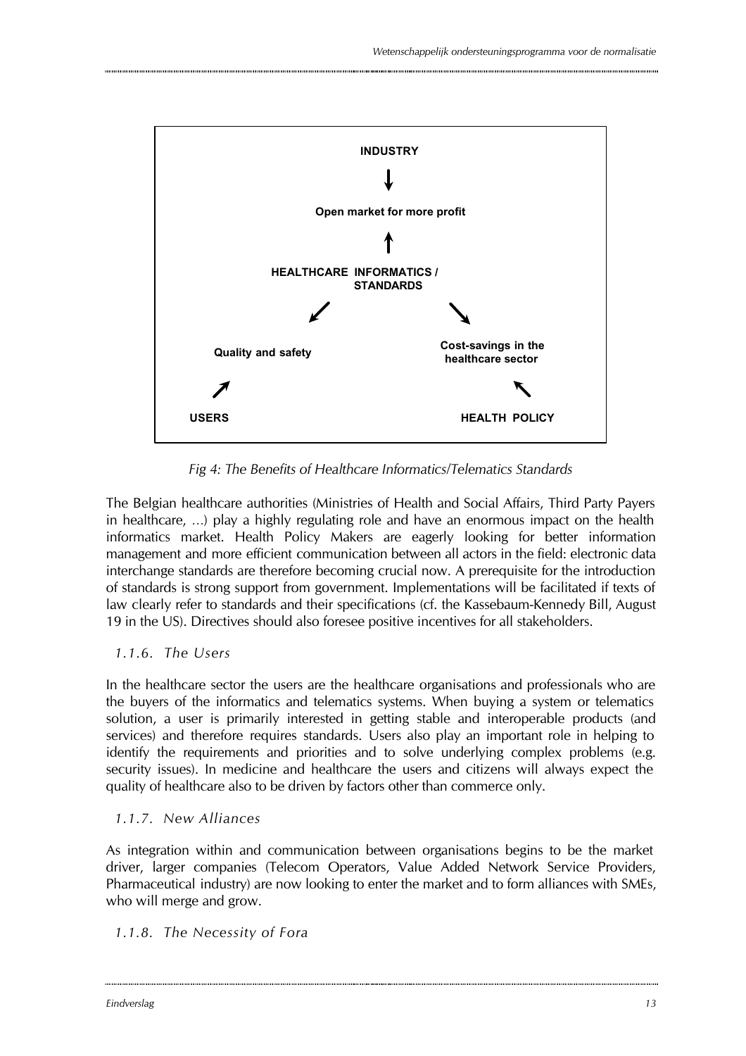INDUSTRY

↓

Open market for more profit

↑

HEALTHCARE INFORMATICS / STANDARDS

↙ ↘

Quality and safety — Cost-savings in the healthcare sector

↗ ↖

USERS — HEALTH POLICY

*Fig 4: The Benefits of Healthcare Informatics/Telematics Standards*

The Belgian healthcare authorities (Ministries of Health and Social Affairs, Third Party Payers in healthcare, ...) play a highly regulating role and have an enormous impact on the health informatics market. Health Policy Makers are eagerly looking for better information management and more efficient communication between all actors in the field: electronic data interchange standards are therefore becoming crucial now. A prerequisite for the introduction of standards is strong support from government. Implementations will be facilitated if texts of law clearly refer to standards and their specifications (cf. the Kassebaum-Kennedy Bill, August 19 in the US). Directives should also foresee positive incentives for all stakeholders.

### 1.1.6. The Users

In the healthcare sector the users are the healthcare organisations and professionals who are the buyers of the informatics and telematics systems. When buying a system or telematics solution, a user is primarily interested in getting stable and interoperable products (and services) and therefore requires standards. Users also play an important role in helping to identify the requirements and priorities and to solve underlying complex problems (e.g. security issues). In medicine and healthcare the users and citizens will always expect the quality of healthcare also to be driven by factors other than commerce only.

### 1.1.7. New Alliances

As integration within and communication between organisations begins to be the market driver, larger companies (Telecom Operators, Value Added Network Service Providers, Pharmaceutical industry) are now looking to enter the market and to form alliances with SMEs, who will merge and grow.

### 1.1.8. The Necessity of Fora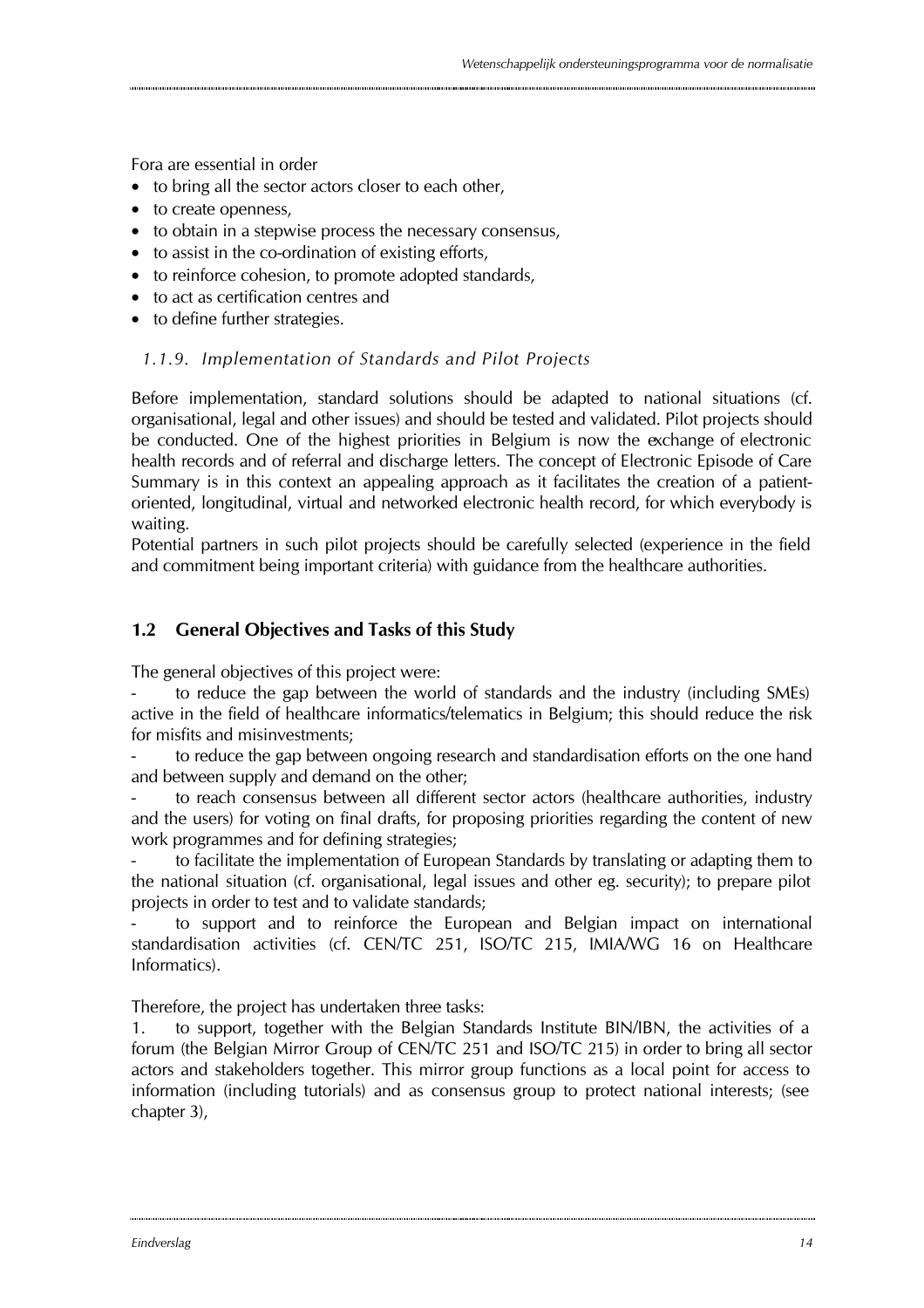Fora are essential in order

- to bring all the sector actors closer to each other,
- to create openness,
- to obtain in a stepwise process the necessary consensus,
- to assist in the co-ordination of existing efforts,
- to reinforce cohesion, to promote adopted standards,
- to act as certification centres and
- to define further strategies.

#### *1.1.9. Implementation of Standards and Pilot Projects*

Before implementation, standard solutions should be adapted to national situations (cf. organisational, legal and other issues) and should be tested and validated. Pilot projects should be conducted. One of the highest priorities in Belgium is now the exchange of electronic health records and of referral and discharge letters. The concept of Electronic Episode of Care Summary is in this context an appealing approach as it facilitates the creation of a patient-oriented, longitudinal, virtual and networked electronic health record, for which everybody is waiting.

Potential partners in such pilot projects should be carefully selected (experience in the field and commitment being important criteria) with guidance from the healthcare authorities.

### 1.2 General Objectives and Tasks of this Study

The general objectives of this project were:

- to reduce the gap between the world of standards and the industry (including SMEs) active in the field of healthcare informatics/telematics in Belgium; this should reduce the risk for misfits and misinvestments;
- to reduce the gap between ongoing research and standardisation efforts on the one hand and between supply and demand on the other;
- to reach consensus between all different sector actors (healthcare authorities, industry and the users) for voting on final drafts, for proposing priorities regarding the content of new work programmes and for defining strategies;
- to facilitate the implementation of European Standards by translating or adapting them to the national situation (cf. organisational, legal issues and other eg. security); to prepare pilot projects in order to test and to validate standards;
- to support and to reinforce the European and Belgian impact on international standardisation activities (cf. CEN/TC 251, ISO/TC 215, IMIA/WG 16 on Healthcare Informatics).

Therefore, the project has undertaken three tasks:

1. to support, together with the Belgian Standards Institute BIN/IBN, the activities of a forum (the Belgian Mirror Group of CEN/TC 251 and ISO/TC 215) in order to bring all sector actors and stakeholders together. This mirror group functions as a local point for access to information (including tutorials) and as consensus group to protect national interests; (see chapter 3),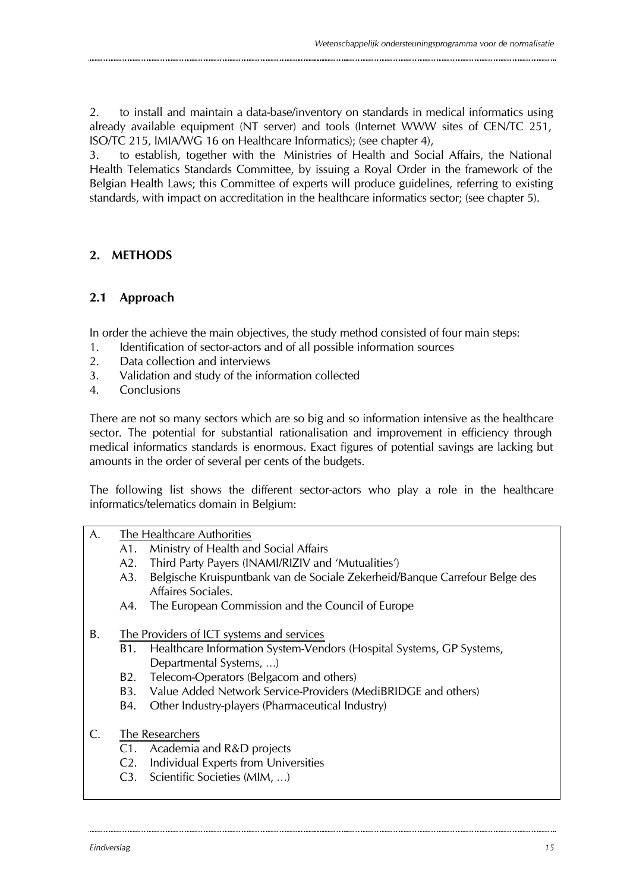2. to install and maintain a data-base/inventory on standards in medical informatics using already available equipment (NT server) and tools (Internet WWW sites of CEN/TC 251, ISO/TC 215, IMIA/WG 16 on Healthcare Informatics); (see chapter 4),

3. to establish, together with the Ministries of Health and Social Affairs, the National Health Telematics Standards Committee, by issuing a Royal Order in the framework of the Belgian Health Laws; this Committee of experts will produce guidelines, referring to existing standards, with impact on accreditation in the healthcare informatics sector; (see chapter 5).

## 2. METHODS

### 2.1 Approach

In order the achieve the main objectives, the study method consisted of four main steps:

1. Identification of sector-actors and of all possible information sources
2. Data collection and interviews
3. Validation and study of the information collected
4. Conclusions

There are not so many sectors which are so big and so information intensive as the healthcare sector. The potential for substantial rationalisation and improvement in efficiency through medical informatics standards is enormous. Exact figures of potential savings are lacking but amounts in the order of several per cents of the budgets.

The following list shows the different sector-actors who play a role in the healthcare informatics/telematics domain in Belgium:

A. The Healthcare Authorities
   - A1. Ministry of Health and Social Affairs
   - A2. Third Party Payers (INAMI/RIZIV and 'Mutualities')
   - A3. Belgische Kruispuntbank van de Sociale Zekerheid/Banque Carrefour Belge des Affaires Sociales.
   - A4. The European Commission and the Council of Europe

B. The Providers of ICT systems and services
   - B1. Healthcare Information System-Vendors (Hospital Systems, GP Systems, Departmental Systems, ...)
   - B2. Telecom-Operators (Belgacom and others)
   - B3. Value Added Network Service-Providers (MediBRIDGE and others)
   - B4. Other Industry-players (Pharmaceutical Industry)

C. The Researchers
   - C1. Academia and R&D projects
   - C2. Individual Experts from Universities
   - C3. Scientific Societies (MIM, ...)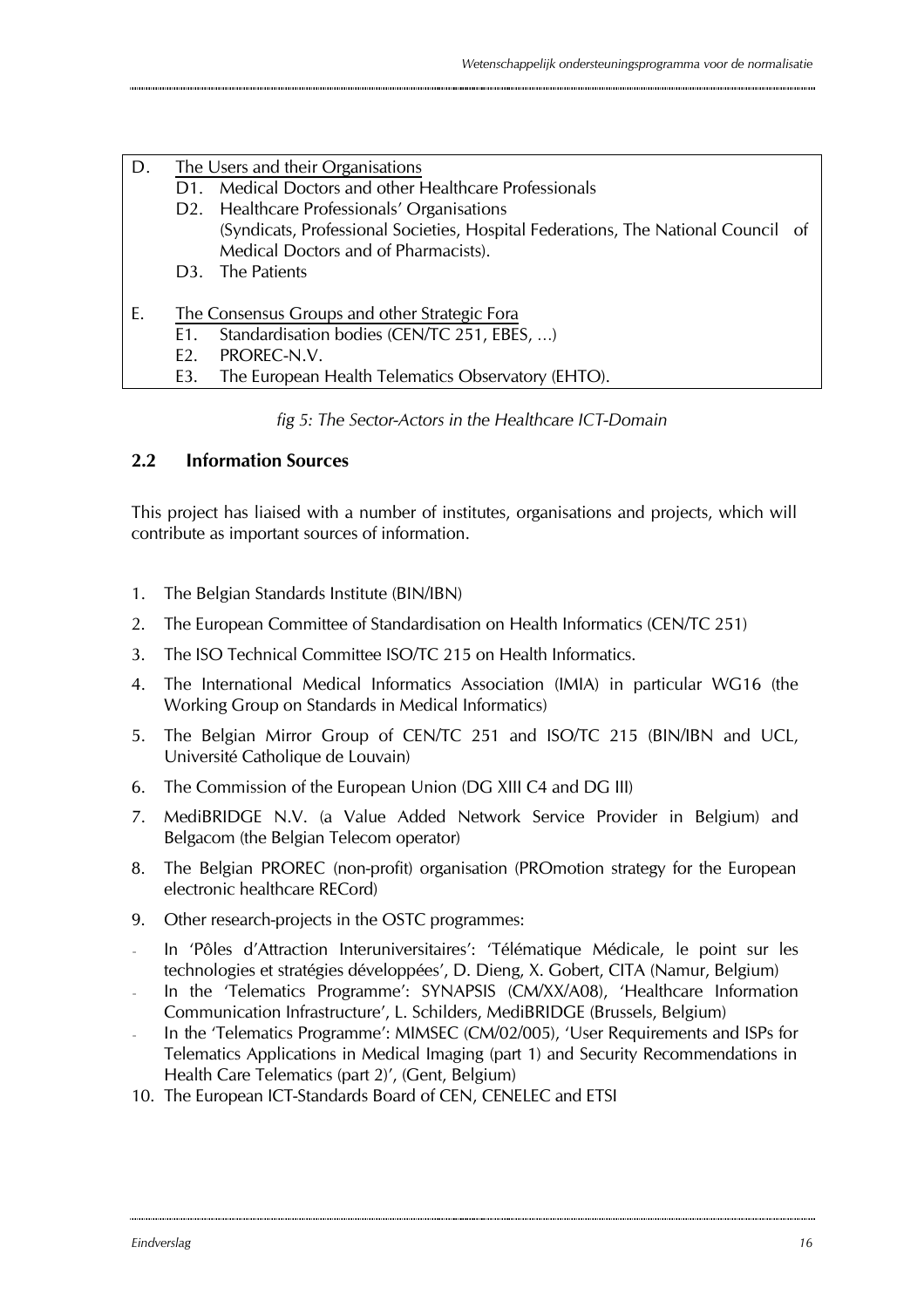D. The Users and their Organisations
   - D1. Medical Doctors and other Healthcare Professionals
   - D2. Healthcare Professionals' Organisations
     (Syndicats, Professional Societies, Hospital Federations, The National Council of Medical Doctors and of Pharmacists).
   - D3. The Patients

E. The Consensus Groups and other Strategic Fora
   - E1. Standardisation bodies (CEN/TC 251, EBES, …)
   - E2. PROREC-N.V.
   - E3. The European Health Telematics Observatory (EHTO).

*fig 5: The Sector-Actors in the Healthcare ICT-Domain*

## 2.2 Information Sources

This project has liaised with a number of institutes, organisations and projects, which will contribute as important sources of information.

1. The Belgian Standards Institute (BIN/IBN)
2. The European Committee of Standardisation on Health Informatics (CEN/TC 251)
3. The ISO Technical Committee ISO/TC 215 on Health Informatics.
4. The International Medical Informatics Association (IMIA) in particular WG16 (the Working Group on Standards in Medical Informatics)
5. The Belgian Mirror Group of CEN/TC 251 and ISO/TC 215 (BIN/IBN and UCL, Université Catholique de Louvain)
6. The Commission of the European Union (DG XIII C4 and DG III)
7. MediBRIDGE N.V. (a Value Added Network Service Provider in Belgium) and Belgacom (the Belgian Telecom operator)
8. The Belgian PROREC (non-profit) organisation (PROmotion strategy for the European electronic healthcare RECord)
9. Other research-projects in the OSTC programmes:
   - In 'Pôles d'Attraction Interuniversitaires': 'Télématique Médicale, le point sur les technologies et stratégies développées', D. Dieng, X. Gobert, CITA (Namur, Belgium)
   - In the 'Telematics Programme': SYNAPSIS (CM/XX/A08), 'Healthcare Information Communication Infrastructure', L. Schilders, MediBRIDGE (Brussels, Belgium)
   - In the 'Telematics Programme': MIMSEC (CM/02/005), 'User Requirements and ISPs for Telematics Applications in Medical Imaging (part 1) and Security Recommendations in Health Care Telematics (part 2)', (Gent, Belgium)
10. The European ICT-Standards Board of CEN, CENELEC and ETSI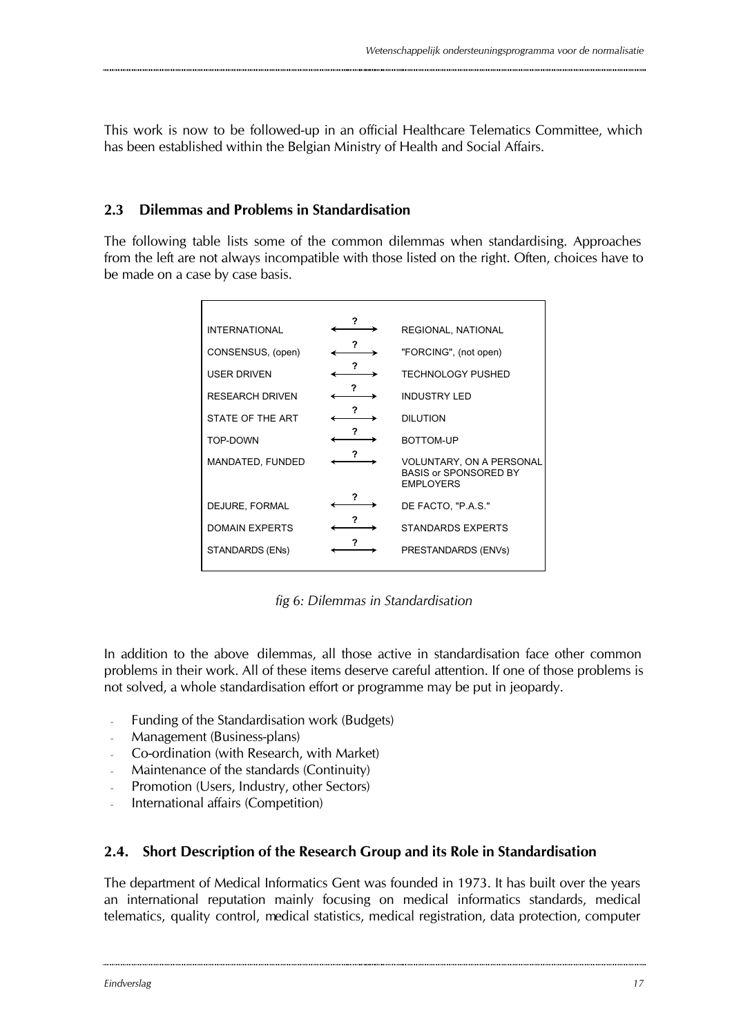This work is now to be followed-up in an official Healthcare Telematics Committee, which has been established within the Belgian Ministry of Health and Social Affairs.

### 2.3 Dilemmas and Problems in Standardisation

The following table lists some of the common dilemmas when standardising. Approaches from the left are not always incompatible with those listed on the right. Often, choices have to be made on a case by case basis.

| | | |
|---|---|---|
| INTERNATIONAL | ←?→ | REGIONAL, NATIONAL |
| CONSENSUS, (open) | ←?→ | "FORCING", (not open) |
| USER DRIVEN | ←?→ | TECHNOLOGY PUSHED |
| RESEARCH DRIVEN | ←?→ | INDUSTRY LED |
| STATE OF THE ART | ←?→ | DILUTION |
| TOP-DOWN | ←?→ | BOTTOM-UP |
| MANDATED, FUNDED | ←?→ | VOLUNTARY, ON A PERSONAL BASIS or SPONSORED BY EMPLOYERS |
| DEJURE, FORMAL | ←?→ | DE FACTO, "P.A.S." |
| DOMAIN EXPERTS | ←?→ | STANDARDS EXPERTS |
| STANDARDS (ENs) | ←?→ | PRESTANDARDS (ENVs) |

*fig 6: Dilemmas in Standardisation*

In addition to the above dilemmas, all those active in standardisation face other common problems in their work. All of these items deserve careful attention. If one of those problems is not solved, a whole standardisation effort or programme may be put in jeopardy.

- Funding of the Standardisation work (Budgets)
- Management (Business-plans)
- Co-ordination (with Research, with Market)
- Maintenance of the standards (Continuity)
- Promotion (Users, Industry, other Sectors)
- International affairs (Competition)

### 2.4. Short Description of the Research Group and its Role in Standardisation

The department of Medical Informatics Gent was founded in 1973. It has built over the years an international reputation mainly focusing on medical informatics standards, medical telematics, quality control, medical statistics, medical registration, data protection, computer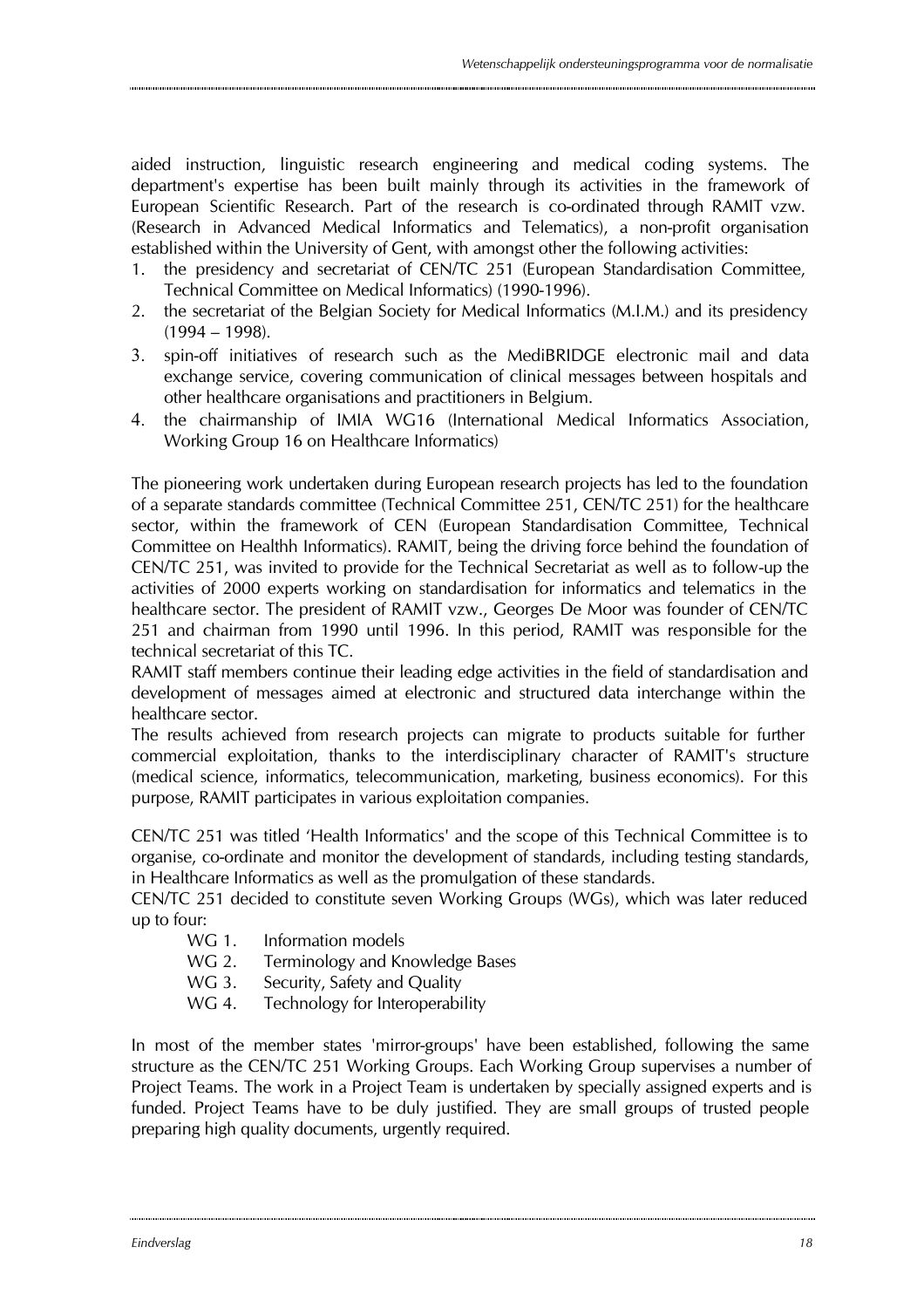aided instruction, linguistic research engineering and medical coding systems. The department's expertise has been built mainly through its activities in the framework of European Scientific Research. Part of the research is co-ordinated through RAMIT vzw. (Research in Advanced Medical Informatics and Telematics), a non-profit organisation established within the University of Gent, with amongst other the following activities:

1. the presidency and secretariat of CEN/TC 251 (European Standardisation Committee, Technical Committee on Medical Informatics) (1990-1996).
2. the secretariat of the Belgian Society for Medical Informatics (M.I.M.) and its presidency (1994 – 1998).
3. spin-off initiatives of research such as the MediBRIDGE electronic mail and data exchange service, covering communication of clinical messages between hospitals and other healthcare organisations and practitioners in Belgium.
4. the chairmanship of IMIA WG16 (International Medical Informatics Association, Working Group 16 on Healthcare Informatics)

The pioneering work undertaken during European research projects has led to the foundation of a separate standards committee (Technical Committee 251, CEN/TC 251) for the healthcare sector, within the framework of CEN (European Standardisation Committee, Technical Committee on Healthh Informatics). RAMIT, being the driving force behind the foundation of CEN/TC 251, was invited to provide for the Technical Secretariat as well as to follow-up the activities of 2000 experts working on standardisation for informatics and telematics in the healthcare sector. The president of RAMIT vzw., Georges De Moor was founder of CEN/TC 251 and chairman from 1990 until 1996. In this period, RAMIT was responsible for the technical secretariat of this TC.

RAMIT staff members continue their leading edge activities in the field of standardisation and development of messages aimed at electronic and structured data interchange within the healthcare sector.

The results achieved from research projects can migrate to products suitable for further commercial exploitation, thanks to the interdisciplinary character of RAMIT's structure (medical science, informatics, telecommunication, marketing, business economics). For this purpose, RAMIT participates in various exploitation companies.

CEN/TC 251 was titled ‘Health Informatics' and the scope of this Technical Committee is to organise, co-ordinate and monitor the development of standards, including testing standards, in Healthcare Informatics as well as the promulgation of these standards.

CEN/TC 251 decided to constitute seven Working Groups (WGs), which was later reduced up to four:

- WG 1. Information models
- WG 2. Terminology and Knowledge Bases
- WG 3. Security, Safety and Quality
- WG 4. Technology for Interoperability

In most of the member states 'mirror-groups' have been established, following the same structure as the CEN/TC 251 Working Groups. Each Working Group supervises a number of Project Teams. The work in a Project Team is undertaken by specially assigned experts and is funded. Project Teams have to be duly justified. They are small groups of trusted people preparing high quality documents, urgently required.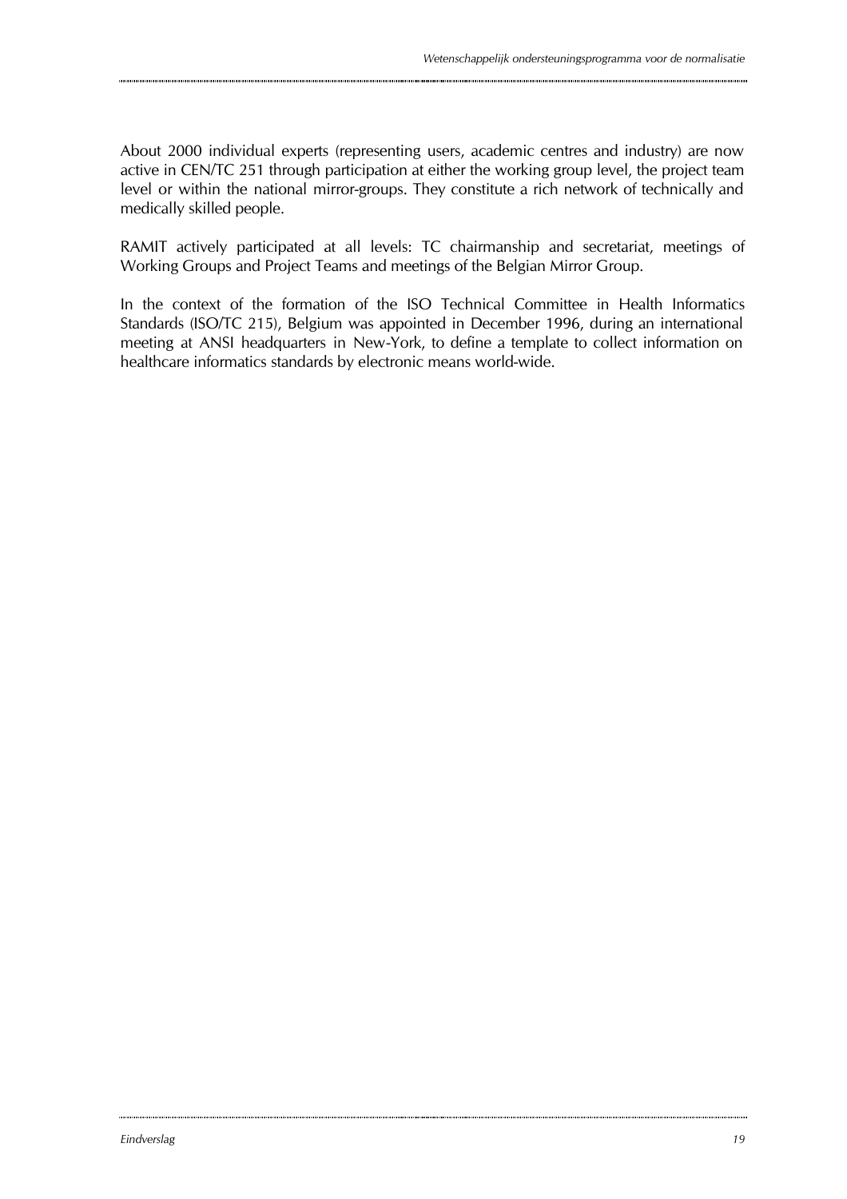About 2000 individual experts (representing users, academic centres and industry) are now active in CEN/TC 251 through participation at either the working group level, the project team level or within the national mirror-groups. They constitute a rich network of technically and medically skilled people.

RAMIT actively participated at all levels: TC chairmanship and secretariat, meetings of Working Groups and Project Teams and meetings of the Belgian Mirror Group.

In the context of the formation of the ISO Technical Committee in Health Informatics Standards (ISO/TC 215), Belgium was appointed in December 1996, during an international meeting at ANSI headquarters in New-York, to define a template to collect information on healthcare informatics standards by electronic means world-wide.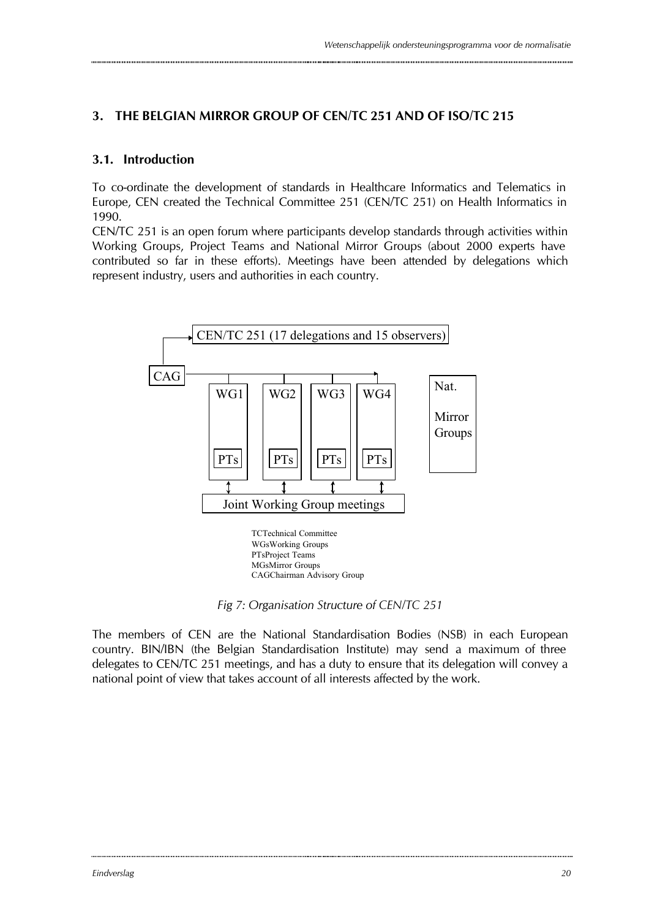## 3. THE BELGIAN MIRROR GROUP OF CEN/TC 251 AND OF ISO/TC 215

### 3.1. Introduction

To co-ordinate the development of standards in Healthcare Informatics and Telematics in Europe, CEN created the Technical Committee 251 (CEN/TC 251) on Health Informatics in 1990.

CEN/TC 251 is an open forum where participants develop standards through activities within Working Groups, Project Teams and National Mirror Groups (about 2000 experts have contributed so far in these efforts). Meetings have been attended by delegations which represent industry, users and authorities in each country.

CEN/TC 251 (17 delegations and 15 observers)

CAG

WG1 WG2 WG3 WG4

PTs PTs PTs PTs

Nat. Mirror Groups

Joint Working Group meetings

TC Technical Committee
WGs Working Groups
PTs Project Teams
MGs Mirror Groups
CAG Chairman Advisory Group

*Fig 7: Organisation Structure of CEN/TC 251*

The members of CEN are the National Standardisation Bodies (NSB) in each European country. BIN/IBN (the Belgian Standardisation Institute) may send a maximum of three delegates to CEN/TC 251 meetings, and has a duty to ensure that its delegation will convey a national point of view that takes account of all interests affected by the work.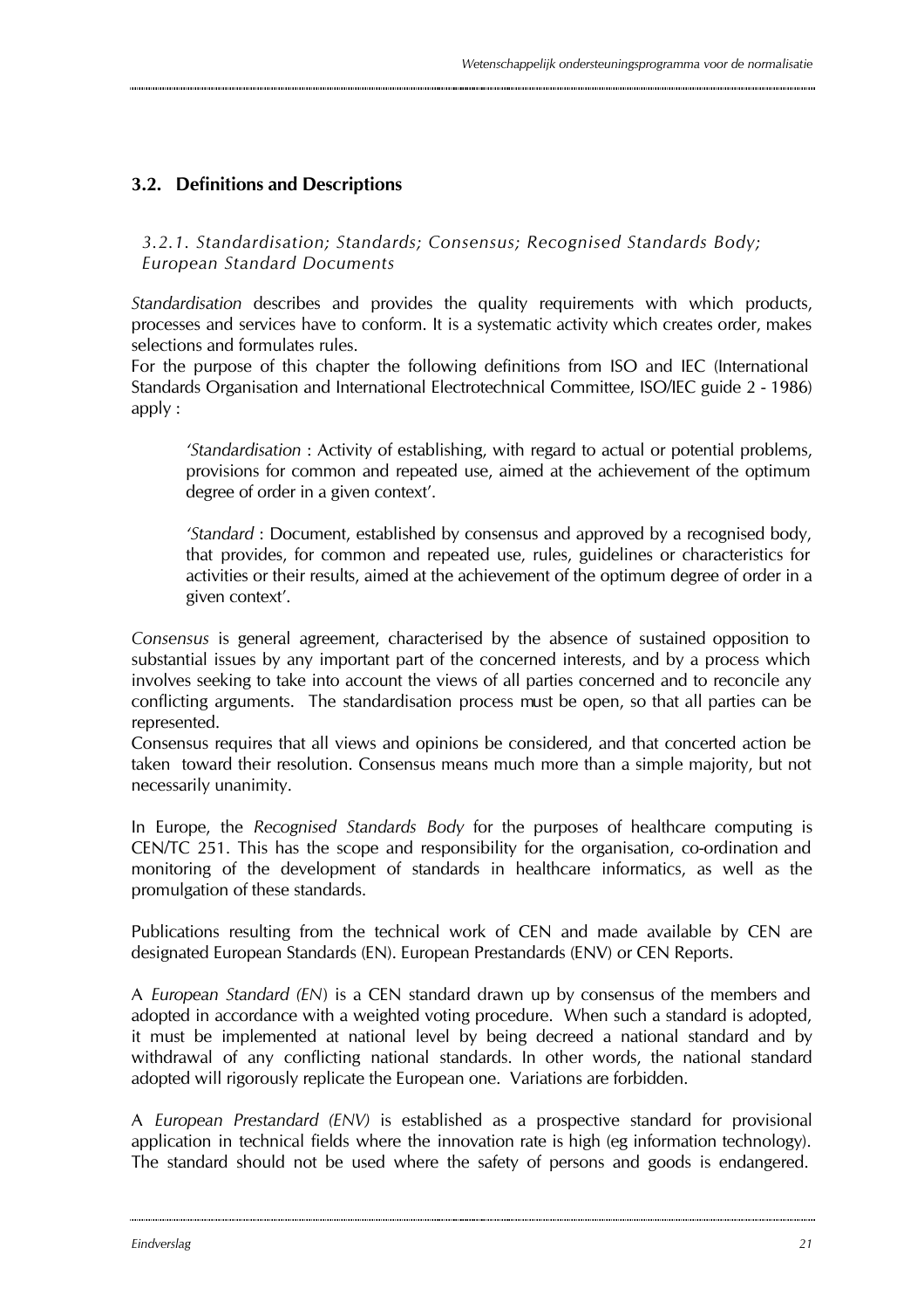## 3.2. Definitions and Descriptions

### *3.2.1. Standardisation; Standards; Consensus; Recognised Standards Body; European Standard Documents*

*Standardisation* describes and provides the quality requirements with which products, processes and services have to conform. It is a systematic activity which creates order, makes selections and formulates rules.
For the purpose of this chapter the following definitions from ISO and IEC (International Standards Organisation and International Electrotechnical Committee, ISO/IEC guide 2 - 1986) apply :

> '*Standardisation* : Activity of establishing, with regard to actual or potential problems, provisions for common and repeated use, aimed at the achievement of the optimum degree of order in a given context'.
>
> '*Standard* : Document, established by consensus and approved by a recognised body, that provides, for common and repeated use, rules, guidelines or characteristics for activities or their results, aimed at the achievement of the optimum degree of order in a given context'.

*Consensus* is general agreement, characterised by the absence of sustained opposition to substantial issues by any important part of the concerned interests, and by a process which involves seeking to take into account the views of all parties concerned and to reconcile any conflicting arguments. The standardisation process must be open, so that all parties can be represented.
Consensus requires that all views and opinions be considered, and that concerted action be taken toward their resolution. Consensus means much more than a simple majority, but not necessarily unanimity.

In Europe, the *Recognised Standards Body* for the purposes of healthcare computing is CEN/TC 251. This has the scope and responsibility for the organisation, co-ordination and monitoring of the development of standards in healthcare informatics, as well as the promulgation of these standards.

Publications resulting from the technical work of CEN and made available by CEN are designated European Standards (EN). European Prestandards (ENV) or CEN Reports.

A *European Standard (EN)* is a CEN standard drawn up by consensus of the members and adopted in accordance with a weighted voting procedure. When such a standard is adopted, it must be implemented at national level by being decreed a national standard and by withdrawal of any conflicting national standards. In other words, the national standard adopted will rigorously replicate the European one. Variations are forbidden.

A *European Prestandard (ENV)* is established as a prospective standard for provisional application in technical fields where the innovation rate is high (eg information technology). The standard should not be used where the safety of persons and goods is endangered.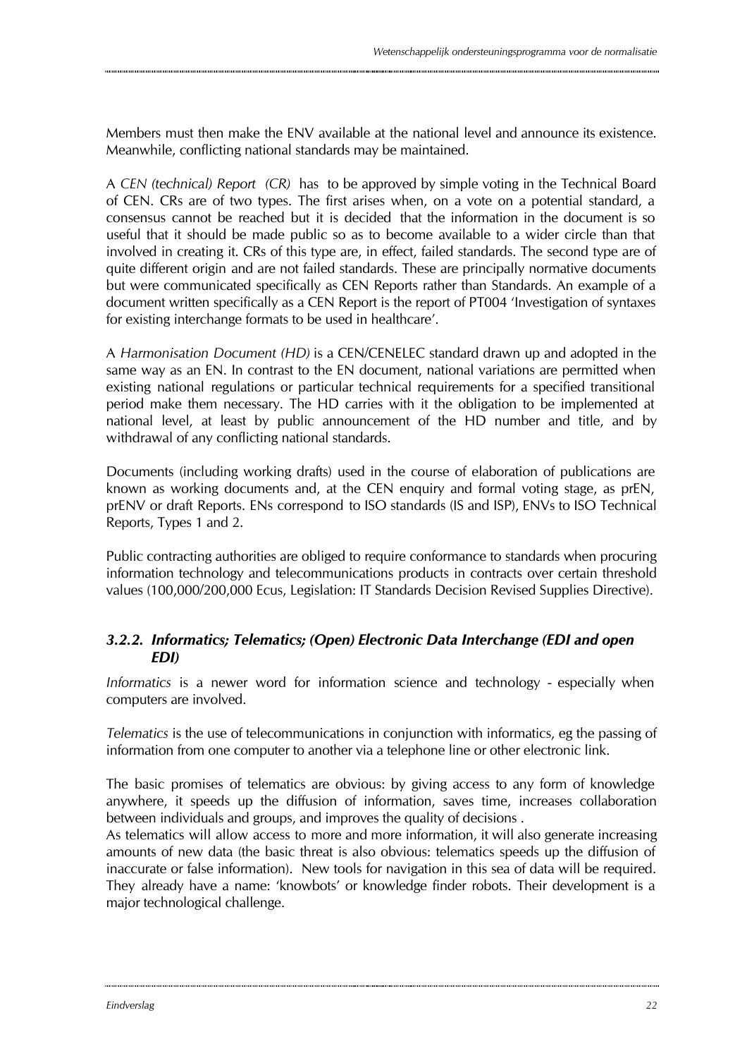Members must then make the ENV available at the national level and announce its existence. Meanwhile, conflicting national standards may be maintained.

A *CEN (technical) Report (CR)* has to be approved by simple voting in the Technical Board of CEN. CRs are of two types. The first arises when, on a vote on a potential standard, a consensus cannot be reached but it is decided that the information in the document is so useful that it should be made public so as to become available to a wider circle than that involved in creating it. CRs of this type are, in effect, failed standards. The second type are of quite different origin and are not failed standards. These are principally normative documents but were communicated specifically as CEN Reports rather than Standards. An example of a document written specifically as a CEN Report is the report of PT004 'Investigation of syntaxes for existing interchange formats to be used in healthcare'.

A *Harmonisation Document (HD)* is a CEN/CENELEC standard drawn up and adopted in the same way as an EN. In contrast to the EN document, national variations are permitted when existing national regulations or particular technical requirements for a specified transitional period make them necessary. The HD carries with it the obligation to be implemented at national level, at least by public announcement of the HD number and title, and by withdrawal of any conflicting national standards.

Documents (including working drafts) used in the course of elaboration of publications are known as working documents and, at the CEN enquiry and formal voting stage, as prEN, prENV or draft Reports. ENs correspond to ISO standards (IS and ISP), ENVs to ISO Technical Reports, Types 1 and 2.

Public contracting authorities are obliged to require conformance to standards when procuring information technology and telecommunications products in contracts over certain threshold values (100,000/200,000 Ecus, Legislation: IT Standards Decision Revised Supplies Directive).

### *3.2.2. Informatics; Telematics; (Open) Electronic Data Interchange (EDI and open EDI)*

*Informatics* is a newer word for information science and technology - especially when computers are involved.

*Telematics* is the use of telecommunications in conjunction with informatics, eg the passing of information from one computer to another via a telephone line or other electronic link.

The basic promises of telematics are obvious: by giving access to any form of knowledge anywhere, it speeds up the diffusion of information, saves time, increases collaboration between individuals and groups, and improves the quality of decisions .
As telematics will allow access to more and more information, it will also generate increasing amounts of new data (the basic threat is also obvious: telematics speeds up the diffusion of inaccurate or false information). New tools for navigation in this sea of data will be required. They already have a name: 'knowbots' or knowledge finder robots. Their development is a major technological challenge.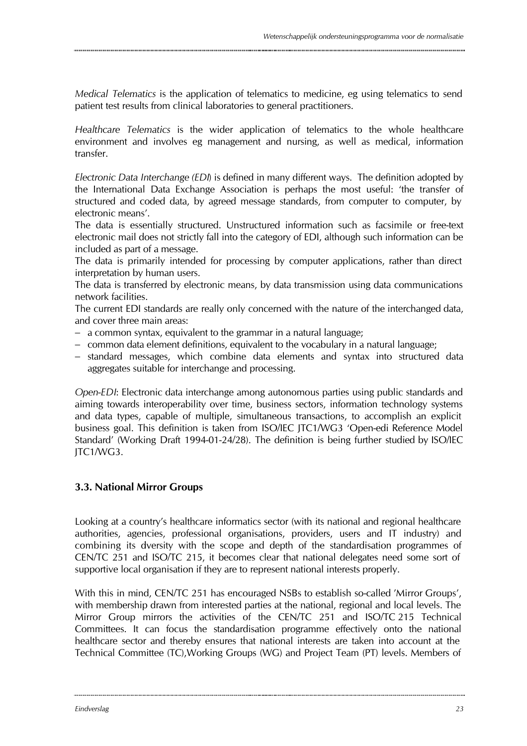*Medical Telematics* is the application of telematics to medicine, eg using telematics to send patient test results from clinical laboratories to general practitioners.

*Healthcare Telematics* is the wider application of telematics to the whole healthcare environment and involves eg management and nursing, as well as medical, information transfer.

*Electronic Data Interchange (EDI)* is defined in many different ways. The definition adopted by the International Data Exchange Association is perhaps the most useful: 'the transfer of structured and coded data, by agreed message standards, from computer to computer, by electronic means'.
The data is essentially structured. Unstructured information such as facsimile or free-text electronic mail does not strictly fall into the category of EDI, although such information can be included as part of a message.
The data is primarily intended for processing by computer applications, rather than direct interpretation by human users.
The data is transferred by electronic means, by data transmission using data communications network facilities.
The current EDI standards are really only concerned with the nature of the interchanged data, and cover three main areas:

- a common syntax, equivalent to the grammar in a natural language;
- common data element definitions, equivalent to the vocabulary in a natural language;
- standard messages, which combine data elements and syntax into structured data aggregates suitable for interchange and processing.

*Open-EDI*: Electronic data interchange among autonomous parties using public standards and aiming towards interoperability over time, business sectors, information technology systems and data types, capable of multiple, simultaneous transactions, to accomplish an explicit business goal. This definition is taken from ISO/IEC JTC1/WG3 'Open-edi Reference Model Standard' (Working Draft 1994-01-24/28). The definition is being further studied by ISO/IEC JTC1/WG3.

### 3.3. National Mirror Groups

Looking at a country's healthcare informatics sector (with its national and regional healthcare authorities, agencies, professional organisations, providers, users and IT industry) and combining its dversity with the scope and depth of the standardisation programmes of CEN/TC 251 and ISO/TC 215, it becomes clear that national delegates need some sort of supportive local organisation if they are to represent national interests properly.

With this in mind, CEN/TC 251 has encouraged NSBs to establish so-called 'Mirror Groups', with membership drawn from interested parties at the national, regional and local levels. The Mirror Group mirrors the activities of the CEN/TC 251 and ISO/TC 215 Technical Committees. It can focus the standardisation programme effectively onto the national healthcare sector and thereby ensures that national interests are taken into account at the Technical Committee (TC),Working Groups (WG) and Project Team (PT) levels. Members of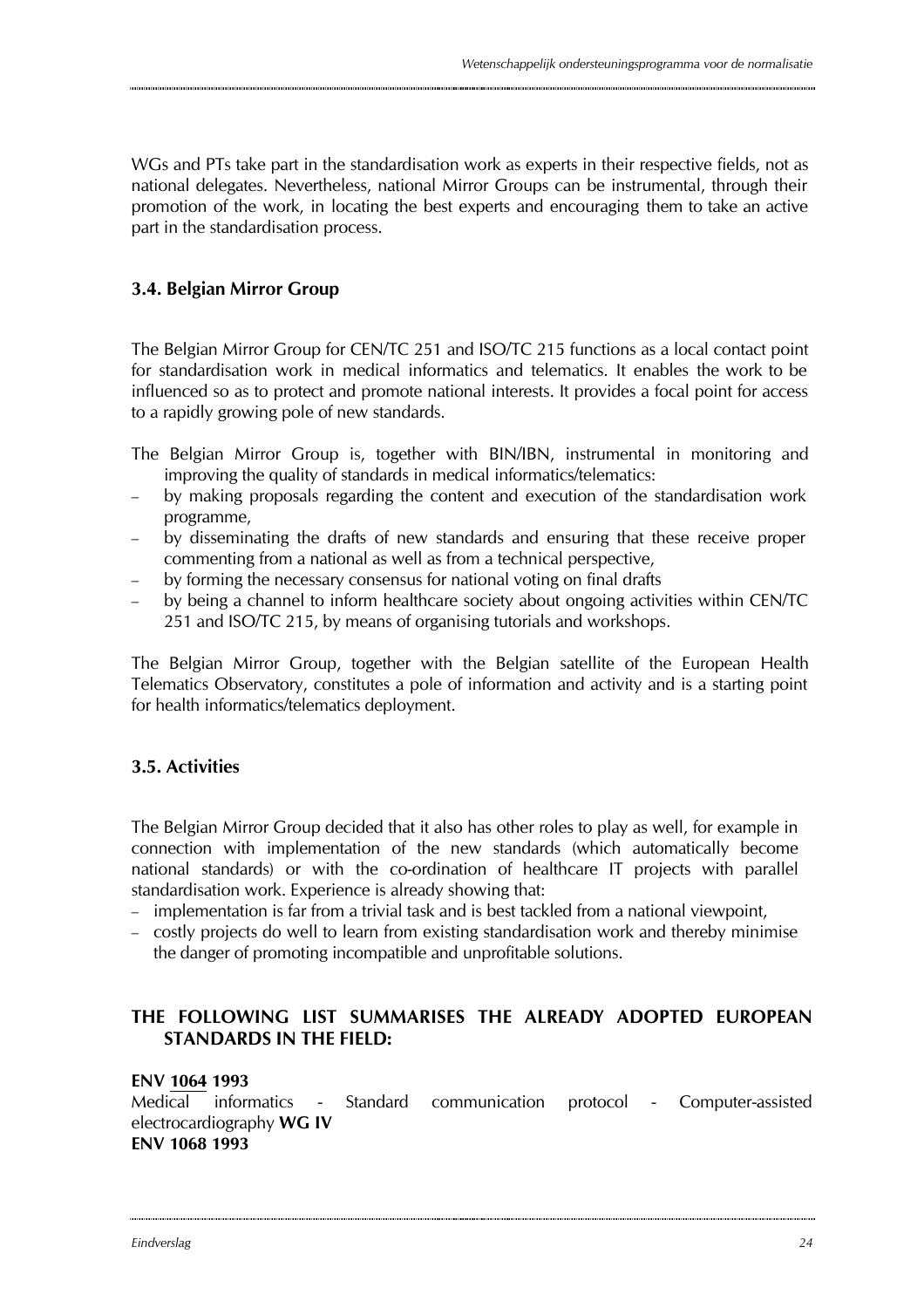WGs and PTs take part in the standardisation work as experts in their respective fields, not as national delegates. Nevertheless, national Mirror Groups can be instrumental, through their promotion of the work, in locating the best experts and encouraging them to take an active part in the standardisation process.

### 3.4. Belgian Mirror Group

The Belgian Mirror Group for CEN/TC 251 and ISO/TC 215 functions as a local contact point for standardisation work in medical informatics and telematics. It enables the work to be influenced so as to protect and promote national interests. It provides a focal point for access to a rapidly growing pole of new standards.

The Belgian Mirror Group is, together with BIN/IBN, instrumental in monitoring and improving the quality of standards in medical informatics/telematics:

- by making proposals regarding the content and execution of the standardisation work programme,
- by disseminating the drafts of new standards and ensuring that these receive proper commenting from a national as well as from a technical perspective,
- by forming the necessary consensus for national voting on final drafts
- by being a channel to inform healthcare society about ongoing activities within CEN/TC 251 and ISO/TC 215, by means of organising tutorials and workshops.

The Belgian Mirror Group, together with the Belgian satellite of the European Health Telematics Observatory, constitutes a pole of information and activity and is a starting point for health informatics/telematics deployment.

### 3.5. Activities

The Belgian Mirror Group decided that it also has other roles to play as well, for example in connection with implementation of the new standards (which automatically become national standards) or with the co-ordination of healthcare IT projects with parallel standardisation work. Experience is already showing that:

- implementation is far from a trivial task and is best tackled from a national viewpoint,
- costly projects do well to learn from existing standardisation work and thereby minimise the danger of promoting incompatible and unprofitable solutions.

### THE FOLLOWING LIST SUMMARISES THE ALREADY ADOPTED EUROPEAN STANDARDS IN THE FIELD:

**ENV 1064 1993**
Medical informatics - Standard communication protocol - Computer-assisted electrocardiography **WG IV**
**ENV 1068 1993**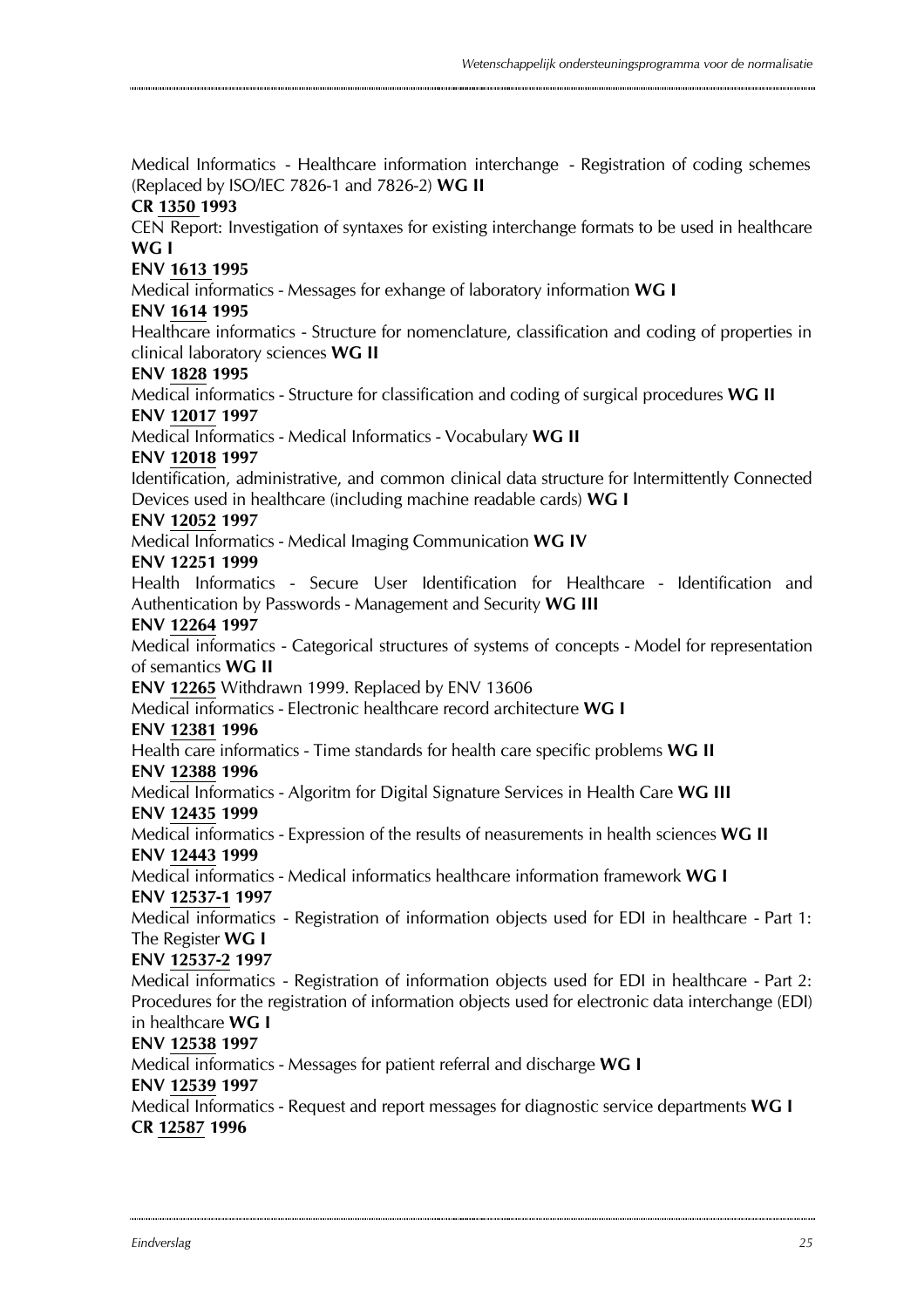Medical Informatics - Healthcare information interchange - Registration of coding schemes (Replaced by ISO/IEC 7826-1 and 7826-2) **WG II**

**CR <u>1350</u> 1993**

CEN Report: Investigation of syntaxes for existing interchange formats to be used in healthcare **WG I**

**ENV <u>1613</u> 1995**

Medical informatics - Messages for exhange of laboratory information **WG I**

**ENV <u>1614</u> 1995**

Healthcare informatics - Structure for nomenclature, classification and coding of properties in clinical laboratory sciences **WG II**

**ENV <u>1828</u> 1995**

Medical informatics - Structure for classification and coding of surgical procedures **WG II**

**ENV <u>12017</u> 1997**

Medical Informatics - Medical Informatics - Vocabulary **WG II**

**ENV <u>12018</u> 1997**

Identification, administrative, and common clinical data structure for Intermittently Connected Devices used in healthcare (including machine readable cards) **WG I**

**ENV <u>12052</u> 1997**

Medical Informatics - Medical Imaging Communication **WG IV**

**ENV 12251 1999**

Health Informatics - Secure User Identification for Healthcare - Identification and Authentication by Passwords - Management and Security **WG III**

**ENV <u>12264</u> 1997**

Medical informatics - Categorical structures of systems of concepts - Model for representation of semantics **WG II**

**ENV <u>12265</u>** Withdrawn 1999. Replaced by ENV 13606

Medical informatics - Electronic healthcare record architecture **WG I**

**ENV <u>12381</u> 1996**

Health care informatics - Time standards for health care specific problems **WG II**

**ENV <u>12388</u> 1996**

Medical Informatics - Algoritm for Digital Signature Services in Health Care **WG III**

**ENV <u>12435</u> 1999**

Medical informatics - Expression of the results of neasurements in health sciences **WG II**

**ENV <u>12443</u> 1999**

Medical informatics - Medical informatics healthcare information framework **WG I**

**ENV <u>12537-1</u> 1997**

Medical informatics - Registration of information objects used for EDI in healthcare - Part 1: The Register **WG I**

**ENV <u>12537-2</u> 1997**

Medical informatics - Registration of information objects used for EDI in healthcare - Part 2: Procedures for the registration of information objects used for electronic data interchange (EDI) in healthcare **WG I**

**ENV <u>12538</u> 1997**

Medical informatics - Messages for patient referral and discharge **WG I**

**ENV <u>12539</u> 1997**

Medical Informatics - Request and report messages for diagnostic service departments **WG I**

**CR <u>12587</u> 1996**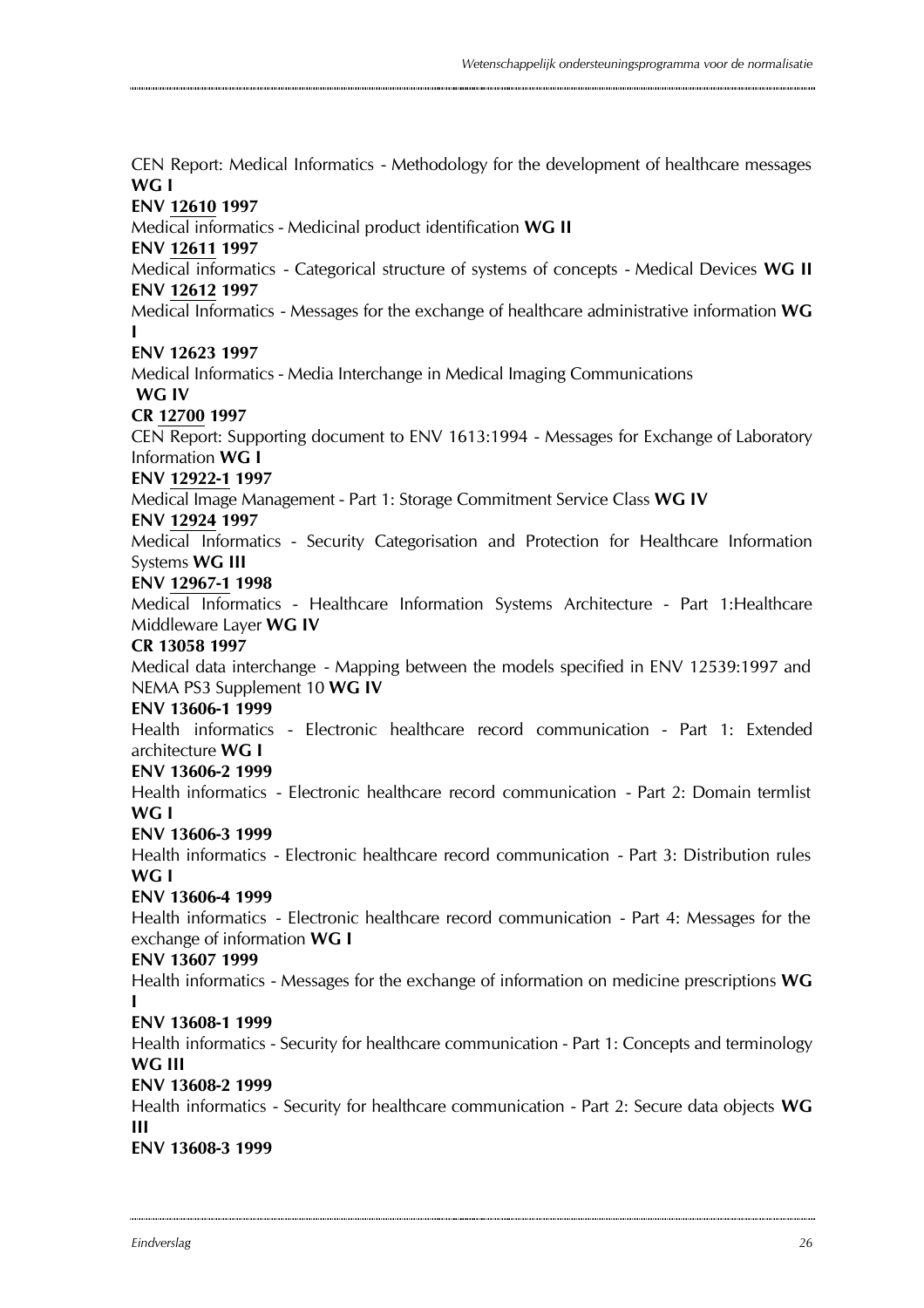CEN Report: Medical Informatics - Methodology for the development of healthcare messages **WG I**

**ENV 12610 1997**

Medical informatics - Medicinal product identification **WG II**

**ENV 12611 1997**

Medical informatics - Categorical structure of systems of concepts - Medical Devices **WG II**

**ENV 12612 1997**

Medical Informatics - Messages for the exchange of healthcare administrative information **WG I**

**ENV 12623 1997**

Medical Informatics - Media Interchange in Medical Imaging Communications **WG IV**

**CR 12700 1997**

CEN Report: Supporting document to ENV 1613:1994 - Messages for Exchange of Laboratory Information **WG I**

**ENV 12922-1 1997**

Medical Image Management - Part 1: Storage Commitment Service Class **WG IV**

**ENV 12924 1997**

Medical Informatics - Security Categorisation and Protection for Healthcare Information Systems **WG III**

**ENV 12967-1 1998**

Medical Informatics - Healthcare Information Systems Architecture - Part 1:Healthcare Middleware Layer **WG IV**

**CR 13058 1997**

Medical data interchange - Mapping between the models specified in ENV 12539:1997 and NEMA PS3 Supplement 10 **WG IV**

**ENV 13606-1 1999**

Health informatics - Electronic healthcare record communication - Part 1: Extended architecture **WG I**

**ENV 13606-2 1999**

Health informatics - Electronic healthcare record communication - Part 2: Domain termlist **WG I**

**ENV 13606-3 1999**

Health informatics - Electronic healthcare record communication - Part 3: Distribution rules **WG I**

**ENV 13606-4 1999**

Health informatics - Electronic healthcare record communication - Part 4: Messages for the exchange of information **WG I**

**ENV 13607 1999**

Health informatics - Messages for the exchange of information on medicine prescriptions **WG I**

**ENV 13608-1 1999**

Health informatics - Security for healthcare communication - Part 1: Concepts and terminology **WG III**

**ENV 13608-2 1999**

Health informatics - Security for healthcare communication - Part 2: Secure data objects **WG III**

**ENV 13608-3 1999**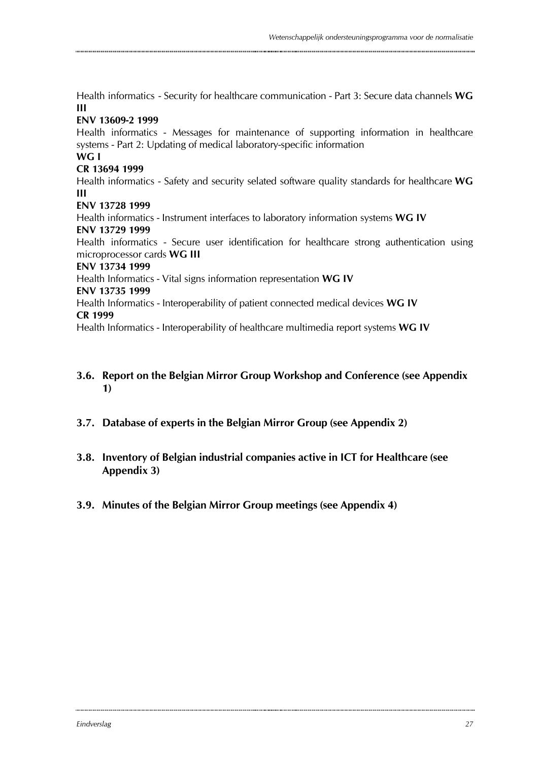Health informatics - Security for healthcare communication - Part 3: Secure data channels **WG III**

**ENV 13609-2 1999**

Health informatics - Messages for maintenance of supporting information in healthcare systems - Part 2: Updating of medical laboratory-specific information

**WG I**

**CR 13694 1999**

Health informatics - Safety and security selated software quality standards for healthcare **WG III**

**ENV 13728 1999**

Health informatics - Instrument interfaces to laboratory information systems **WG IV**

**ENV 13729 1999**

Health informatics - Secure user identification for healthcare strong authentication using microprocessor cards **WG III**

**ENV 13734 1999**

Health Informatics - Vital signs information representation **WG IV**

**ENV 13735 1999**

Health Informatics - Interoperability of patient connected medical devices **WG IV**

**CR 1999**

Health Informatics - Interoperability of healthcare multimedia report systems **WG IV**

### 3.6. Report on the Belgian Mirror Group Workshop and Conference (see Appendix 1)

### 3.7. Database of experts in the Belgian Mirror Group (see Appendix 2)

### 3.8. Inventory of Belgian industrial companies active in ICT for Healthcare (see Appendix 3)

### 3.9. Minutes of the Belgian Mirror Group meetings (see Appendix 4)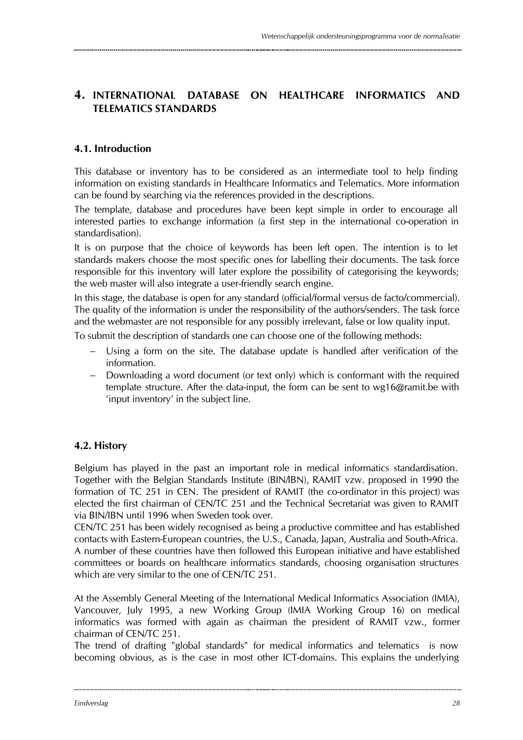# 4. INTERNATIONAL DATABASE ON HEALTHCARE INFORMATICS AND TELEMATICS STANDARDS

## 4.1. Introduction

This database or inventory has to be considered as an intermediate tool to help finding information on existing standards in Healthcare Informatics and Telematics. More information can be found by searching via the references provided in the descriptions.

The template, database and procedures have been kept simple in order to encourage all interested parties to exchange information (a first step in the international co-operation in standardisation).

It is on purpose that the choice of keywords has been left open. The intention is to let standards makers choose the most specific ones for labelling their documents. The task force responsible for this inventory will later explore the possibility of categorising the keywords; the web master will also integrate a user-friendly search engine.

In this stage, the database is open for any standard (official/formal versus de facto/commercial). The quality of the information is under the responsibility of the authors/senders. The task force and the webmaster are not responsible for any possibly irrelevant, false or low quality input.

To submit the description of standards one can choose one of the following methods:

- Using a form on the site. The database update is handled after verification of the information.
- Downloading a word document (or text only) which is conformant with the required template structure. After the data-input, the form can be sent to wg16@ramit.be with 'input inventory' in the subject line.

## 4.2. History

Belgium has played in the past an important role in medical informatics standardisation. Together with the Belgian Standards Institute (BIN/IBN), RAMIT vzw. proposed in 1990 the formation of TC 251 in CEN. The president of RAMIT (the co-ordinator in this project) was elected the first chairman of CEN/TC 251 and the Technical Secretariat was given to RAMIT via BIN/IBN until 1996 when Sweden took over.

CEN/TC 251 has been widely recognised as being a productive committee and has established contacts with Eastern-European countries, the U.S., Canada, Japan, Australia and South-Africa. A number of these countries have then followed this European initiative and have established committees or boards on healthcare informatics standards, choosing organisation structures which are very similar to the one of CEN/TC 251.

At the Assembly General Meeting of the International Medical Informatics Association (IMIA), Vancouver, July 1995, a new Working Group (IMIA Working Group 16) on medical informatics was formed with again as chairman the president of RAMIT vzw., former chairman of CEN/TC 251.

The trend of drafting "global standards" for medical informatics and telematics is now becoming obvious, as is the case in most other ICT-domains. This explains the underlying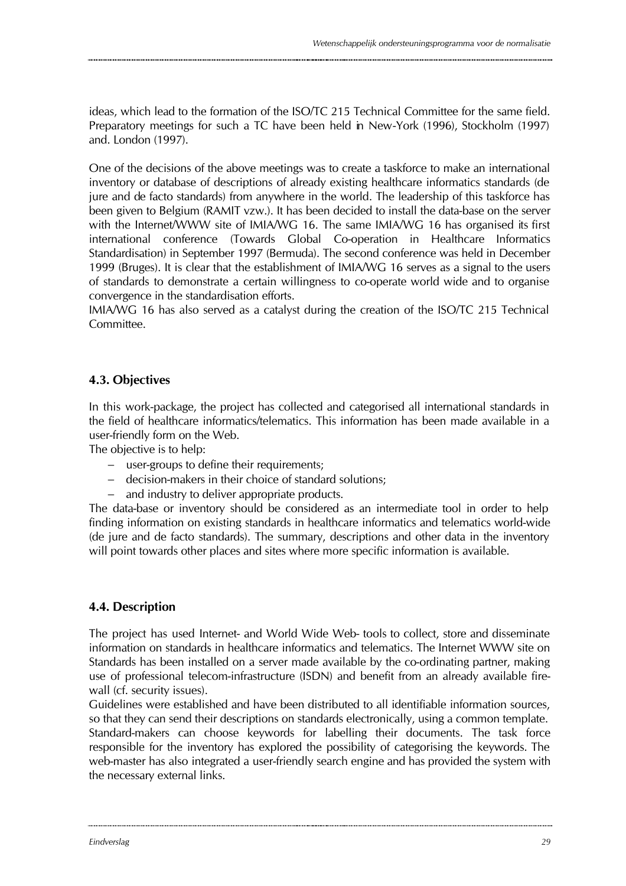ideas, which lead to the formation of the ISO/TC 215 Technical Committee for the same field. Preparatory meetings for such a TC have been held in New-York (1996), Stockholm (1997) and. London (1997).

One of the decisions of the above meetings was to create a taskforce to make an international inventory or database of descriptions of already existing healthcare informatics standards (de jure and de facto standards) from anywhere in the world. The leadership of this taskforce has been given to Belgium (RAMIT vzw.). It has been decided to install the data-base on the server with the Internet/WWW site of IMIA/WG 16. The same IMIA/WG 16 has organised its first international conference (Towards Global Co-operation in Healthcare Informatics Standardisation) in September 1997 (Bermuda). The second conference was held in December 1999 (Bruges). It is clear that the establishment of IMIA/WG 16 serves as a signal to the users of standards to demonstrate a certain willingness to co-operate world wide and to organise convergence in the standardisation efforts.
IMIA/WG 16 has also served as a catalyst during the creation of the ISO/TC 215 Technical Committee.

## 4.3. Objectives

In this work-package, the project has collected and categorised all international standards in the field of healthcare informatics/telematics. This information has been made available in a user-friendly form on the Web.
The objective is to help:

- user-groups to define their requirements;
- decision-makers in their choice of standard solutions;
- and industry to deliver appropriate products.

The data-base or inventory should be considered as an intermediate tool in order to help finding information on existing standards in healthcare informatics and telematics world-wide (de jure and de facto standards). The summary, descriptions and other data in the inventory will point towards other places and sites where more specific information is available.

## 4.4. Description

The project has used Internet- and World Wide Web- tools to collect, store and disseminate information on standards in healthcare informatics and telematics. The Internet WWW site on Standards has been installed on a server made available by the co-ordinating partner, making use of professional telecom-infrastructure (ISDN) and benefit from an already available fire-wall (cf. security issues).
Guidelines were established and have been distributed to all identifiable information sources, so that they can send their descriptions on standards electronically, using a common template. Standard-makers can choose keywords for labelling their documents. The task force responsible for the inventory has explored the possibility of categorising the keywords. The web-master has also integrated a user-friendly search engine and has provided the system with the necessary external links.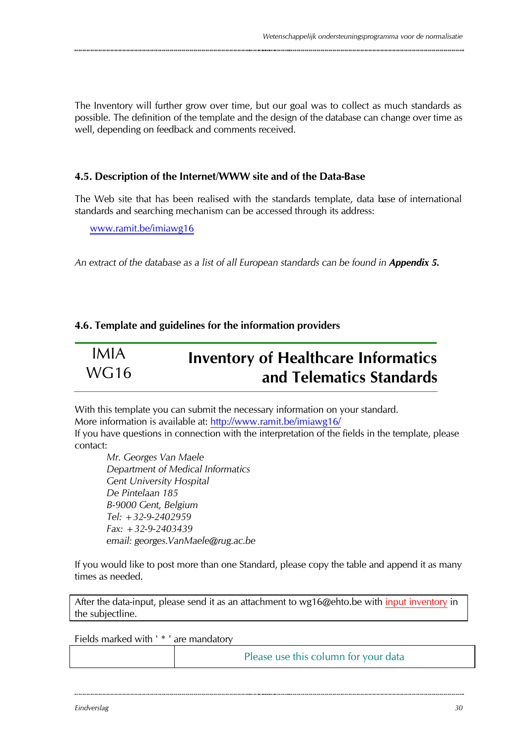The Inventory will further grow over time, but our goal was to collect as much standards as possible. The definition of the template and the design of the database can change over time as well, depending on feedback and comments received.

### 4.5. Description of the Internet/WWW site and of the Data-Base

The Web site that has been realised with the standards template, data base of international standards and searching mechanism can be accessed through its address:

[www.ramit.be/imiawg16](www.ramit.be/imiawg16)

*An extract of the database as a list of all European standards can be found in* ***Appendix 5.***

### 4.6. Template and guidelines for the information providers

| IMIA WG16 | **Inventory of Healthcare Informatics and Telematics Standards** |
|---|---|

With this template you can submit the necessary information on your standard.
More information is available at: [http://www.ramit.be/imiawg16/](http://www.ramit.be/imiawg16/)
If you have questions in connection with the interpretation of the fields in the template, please contact:

*Mr. Georges Van Maele*
*Department of Medical Informatics*
*Gent University Hospital*
*De Pintelaan 185*
*B-9000 Gent, Belgium*
*Tel: +32-9-2402959*
*Fax: +32-9-2403439*
*email: georges.VanMaele@rug.ac.be*

If you would like to post more than one Standard, please copy the table and append it as many times as needed.

| After the data-input, please send it as an attachment to wg16@ehto.be with input inventory in the subjectline. |
|---|

Fields marked with ' * ' are mandatory

| | Please use this column for your data |
|---|---|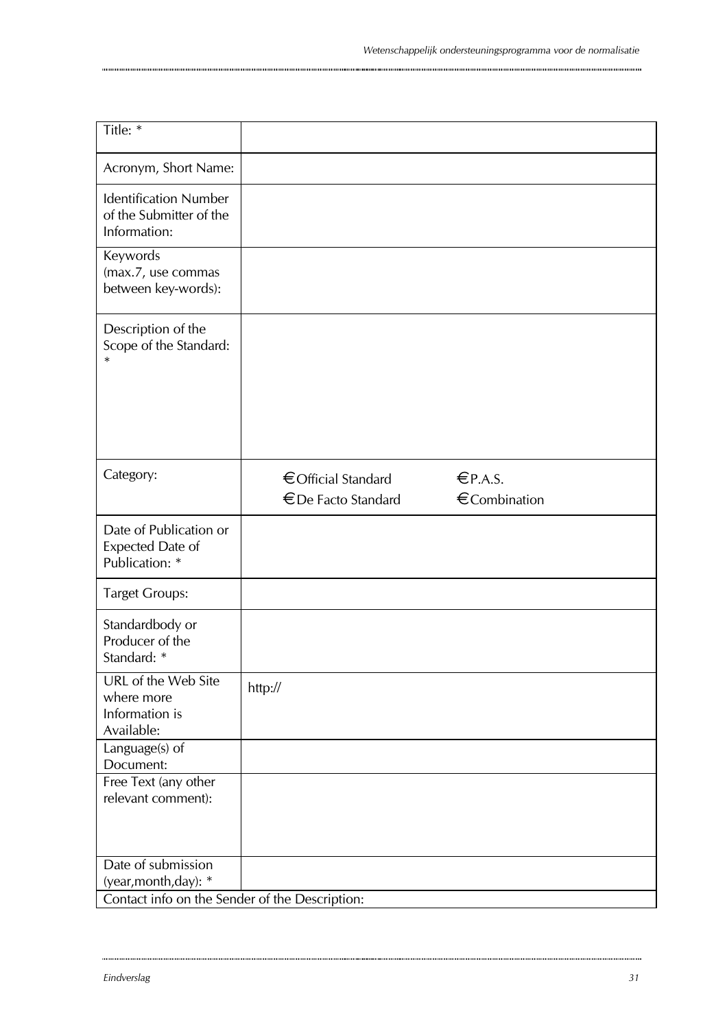| Title: * | |
|---|---|
| Acronym, Short Name: | |
| Identification Number of the Submitter of the Information: | |
| Keywords (max.7, use commas between key-words): | |
| Description of the Scope of the Standard: * | |
| Category: | € Official Standard € P.A.S. € De Facto Standard € Combination |
| Date of Publication or Expected Date of Publication: * | |
| Target Groups: | |
| Standardbody or Producer of the Standard: * | |
| URL of the Web Site where more Information is Available: | http:// |
| Language(s) of Document: | |
| Free Text (any other relevant comment): | |
| Date of submission (year,month,day): * | |
| Contact info on the Sender of the Description: | |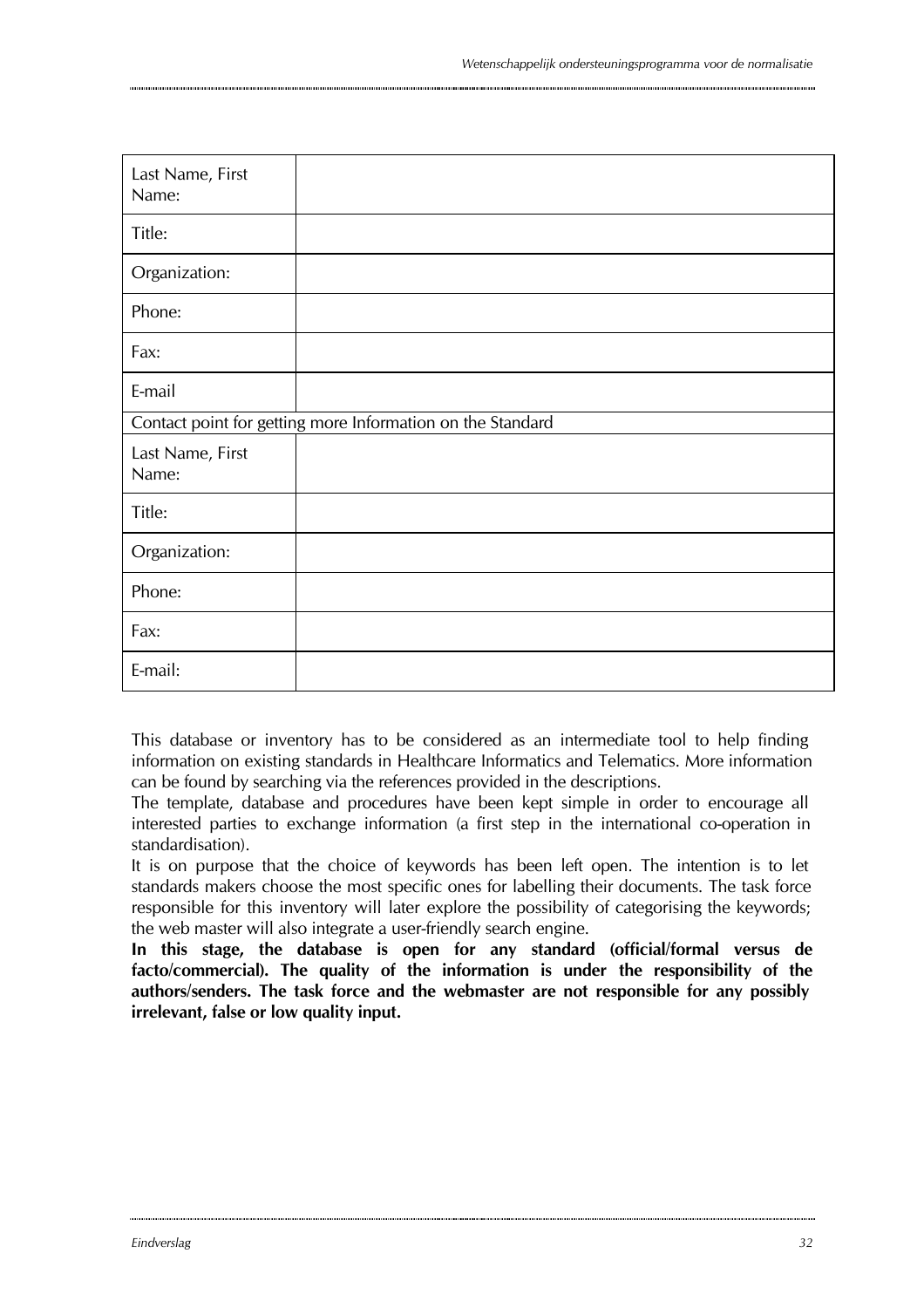| Last Name, First Name: | |
|---|---|
| Title: | |
| Organization: | |
| Phone: | |
| Fax: | |
| E-mail | |
| Contact point for getting more Information on the Standard | |
| Last Name, First Name: | |
| Title: | |
| Organization: | |
| Phone: | |
| Fax: | |
| E-mail: | |

This database or inventory has to be considered as an intermediate tool to help finding information on existing standards in Healthcare Informatics and Telematics. More information can be found by searching via the references provided in the descriptions.
The template, database and procedures have been kept simple in order to encourage all interested parties to exchange information (a first step in the international co-operation in standardisation).
It is on purpose that the choice of keywords has been left open. The intention is to let standards makers choose the most specific ones for labelling their documents. The task force responsible for this inventory will later explore the possibility of categorising the keywords; the web master will also integrate a user-friendly search engine.
**In this stage, the database is open for any standard (official/formal versus de facto/commercial). The quality of the information is under the responsibility of the authors/senders. The task force and the webmaster are not responsible for any possibly irrelevant, false or low quality input.**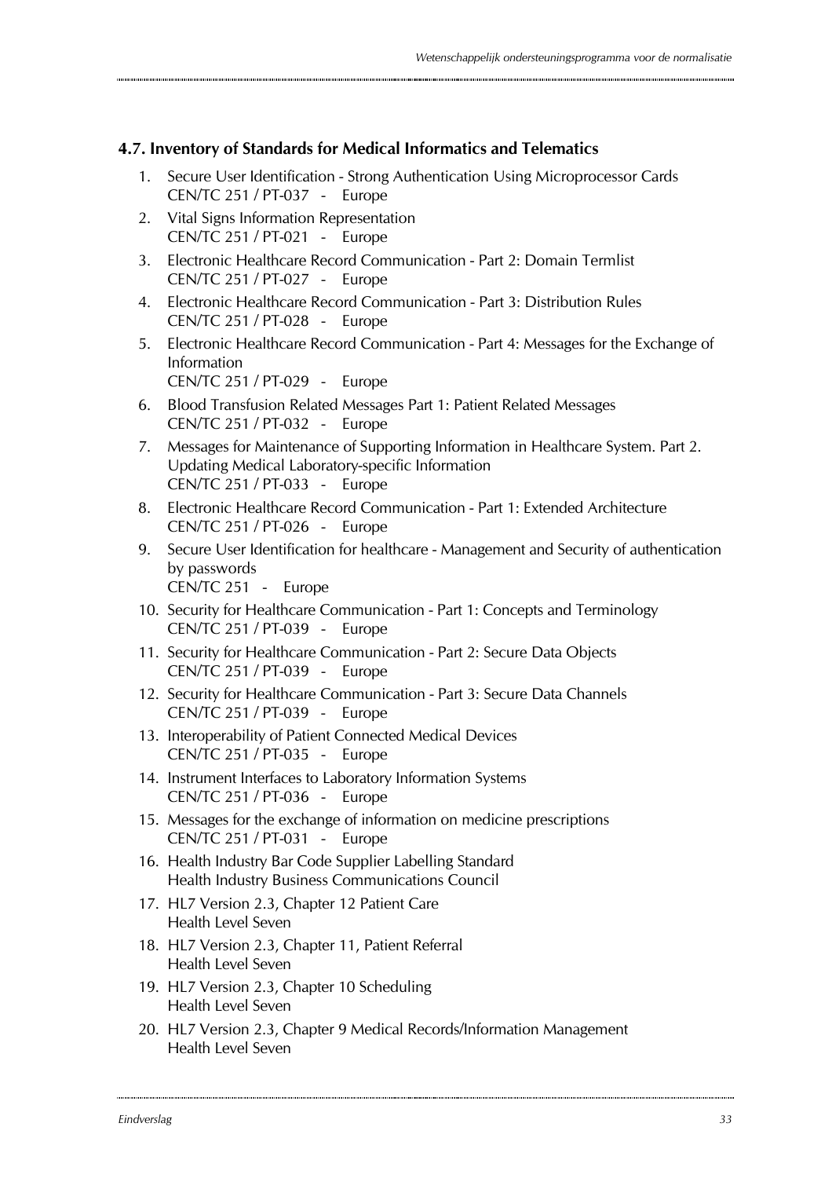### 4.7. Inventory of Standards for Medical Informatics and Telematics

1. Secure User Identification - Strong Authentication Using Microprocessor Cards
   CEN/TC 251 / PT-037 - Europe
2. Vital Signs Information Representation
   CEN/TC 251 / PT-021 - Europe
3. Electronic Healthcare Record Communication - Part 2: Domain Termlist
   CEN/TC 251 / PT-027 - Europe
4. Electronic Healthcare Record Communication - Part 3: Distribution Rules
   CEN/TC 251 / PT-028 - Europe
5. Electronic Healthcare Record Communication - Part 4: Messages for the Exchange of Information
   CEN/TC 251 / PT-029 - Europe
6. Blood Transfusion Related Messages Part 1: Patient Related Messages
   CEN/TC 251 / PT-032 - Europe
7. Messages for Maintenance of Supporting Information in Healthcare System. Part 2. Updating Medical Laboratory-specific Information
   CEN/TC 251 / PT-033 - Europe
8. Electronic Healthcare Record Communication - Part 1: Extended Architecture
   CEN/TC 251 / PT-026 - Europe
9. Secure User Identification for healthcare - Management and Security of authentication by passwords
   CEN/TC 251 - Europe
10. Security for Healthcare Communication - Part 1: Concepts and Terminology
    CEN/TC 251 / PT-039 - Europe
11. Security for Healthcare Communication - Part 2: Secure Data Objects
    CEN/TC 251 / PT-039 - Europe
12. Security for Healthcare Communication - Part 3: Secure Data Channels
    CEN/TC 251 / PT-039 - Europe
13. Interoperability of Patient Connected Medical Devices
    CEN/TC 251 / PT-035 - Europe
14. Instrument Interfaces to Laboratory Information Systems
    CEN/TC 251 / PT-036 - Europe
15. Messages for the exchange of information on medicine prescriptions
    CEN/TC 251 / PT-031 - Europe
16. Health Industry Bar Code Supplier Labelling Standard
    Health Industry Business Communications Council
17. HL7 Version 2.3, Chapter 12 Patient Care
    Health Level Seven
18. HL7 Version 2.3, Chapter 11, Patient Referral
    Health Level Seven
19. HL7 Version 2.3, Chapter 10 Scheduling
    Health Level Seven
20. HL7 Version 2.3, Chapter 9 Medical Records/Information Management
    Health Level Seven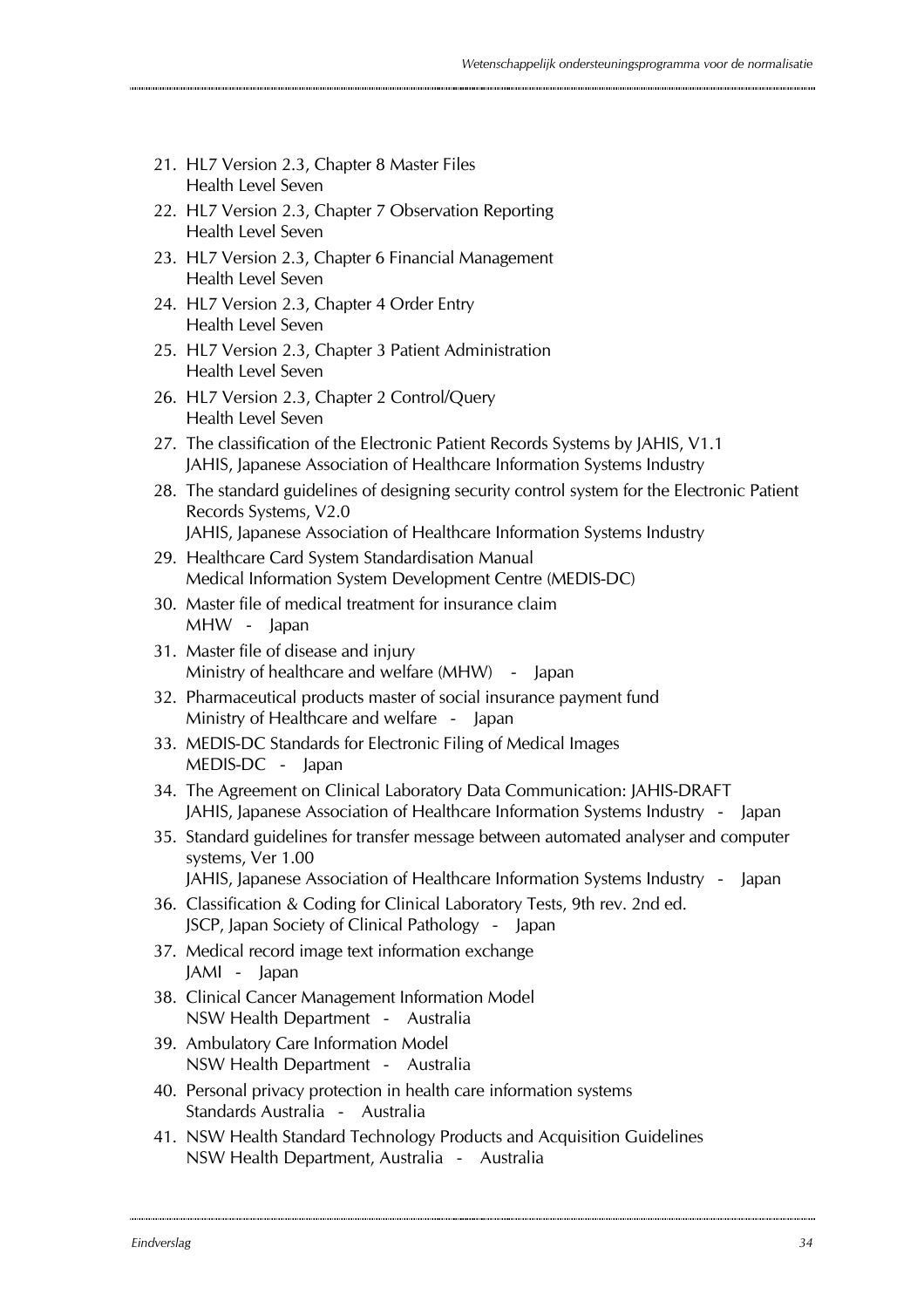21. HL7 Version 2.3, Chapter 8 Master Files
    Health Level Seven
22. HL7 Version 2.3, Chapter 7 Observation Reporting
    Health Level Seven
23. HL7 Version 2.3, Chapter 6 Financial Management
    Health Level Seven
24. HL7 Version 2.3, Chapter 4 Order Entry
    Health Level Seven
25. HL7 Version 2.3, Chapter 3 Patient Administration
    Health Level Seven
26. HL7 Version 2.3, Chapter 2 Control/Query
    Health Level Seven
27. The classification of the Electronic Patient Records Systems by JAHIS, V1.1
    JAHIS, Japanese Association of Healthcare Information Systems Industry
28. The standard guidelines of designing security control system for the Electronic Patient Records Systems, V2.0
    JAHIS, Japanese Association of Healthcare Information Systems Industry
29. Healthcare Card System Standardisation Manual
    Medical Information System Development Centre (MEDIS-DC)
30. Master file of medical treatment for insurance claim
    MHW - Japan
31. Master file of disease and injury
    Ministry of healthcare and welfare (MHW) - Japan
32. Pharmaceutical products master of social insurance payment fund
    Ministry of Healthcare and welfare - Japan
33. MEDIS-DC Standards for Electronic Filing of Medical Images
    MEDIS-DC - Japan
34. The Agreement on Clinical Laboratory Data Communication: JAHIS-DRAFT
    JAHIS, Japanese Association of Healthcare Information Systems Industry - Japan
35. Standard guidelines for transfer message between automated analyser and computer systems, Ver 1.00
    JAHIS, Japanese Association of Healthcare Information Systems Industry - Japan
36. Classification & Coding for Clinical Laboratory Tests, 9th rev. 2nd ed.
    JSCP, Japan Society of Clinical Pathology - Japan
37. Medical record image text information exchange
    JAMI - Japan
38. Clinical Cancer Management Information Model
    NSW Health Department - Australia
39. Ambulatory Care Information Model
    NSW Health Department - Australia
40. Personal privacy protection in health care information systems
    Standards Australia - Australia
41. NSW Health Standard Technology Products and Acquisition Guidelines
    NSW Health Department, Australia - Australia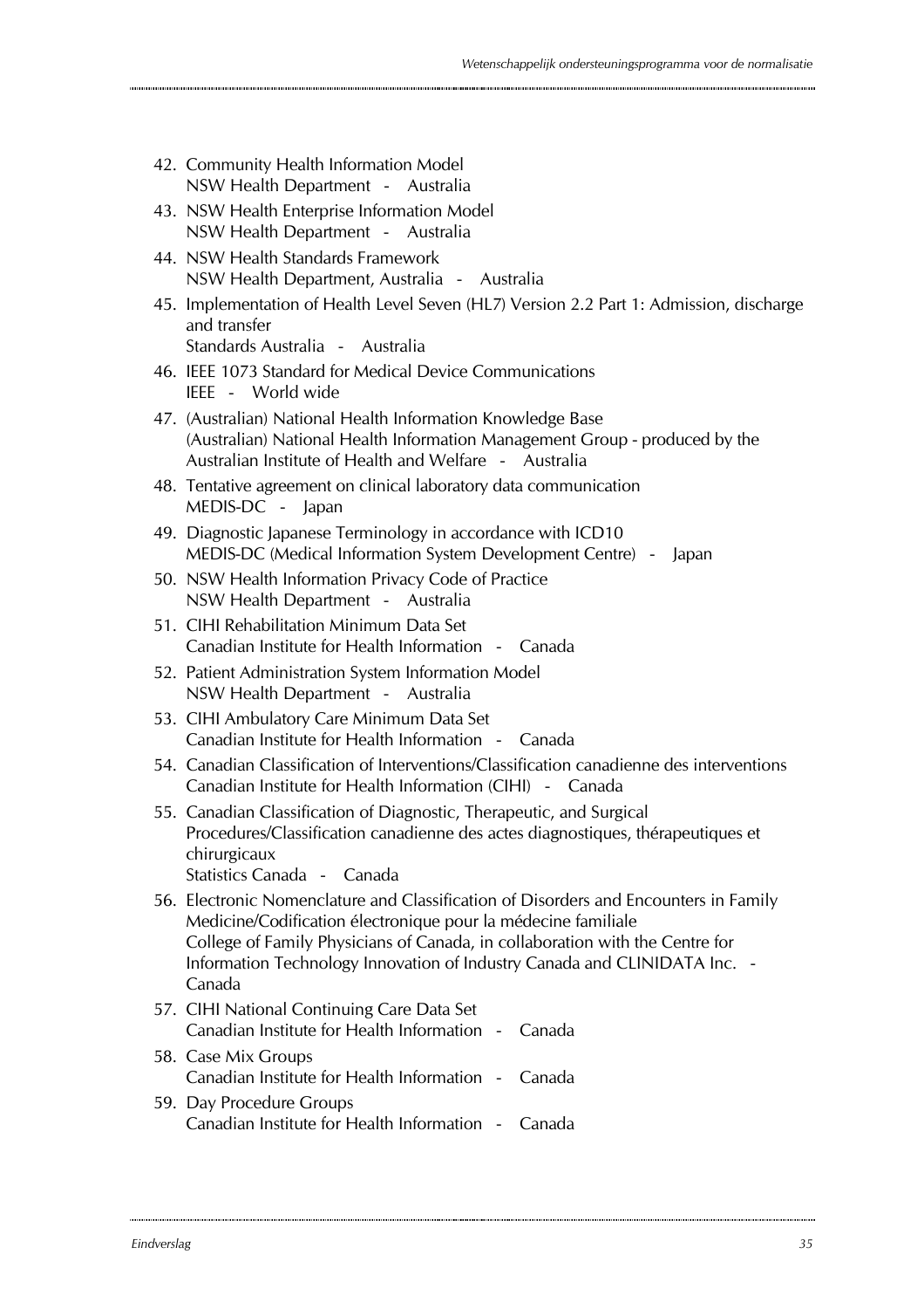42. Community Health Information Model
    NSW Health Department - Australia
43. NSW Health Enterprise Information Model
    NSW Health Department - Australia
44. NSW Health Standards Framework
    NSW Health Department, Australia - Australia
45. Implementation of Health Level Seven (HL7) Version 2.2 Part 1: Admission, discharge and transfer
    Standards Australia - Australia
46. IEEE 1073 Standard for Medical Device Communications
    IEEE - World wide
47. (Australian) National Health Information Knowledge Base
    (Australian) National Health Information Management Group - produced by the Australian Institute of Health and Welfare - Australia
48. Tentative agreement on clinical laboratory data communication
    MEDIS-DC - Japan
49. Diagnostic Japanese Terminology in accordance with ICD10
    MEDIS-DC (Medical Information System Development Centre) - Japan
50. NSW Health Information Privacy Code of Practice
    NSW Health Department - Australia
51. CIHI Rehabilitation Minimum Data Set
    Canadian Institute for Health Information - Canada
52. Patient Administration System Information Model
    NSW Health Department - Australia
53. CIHI Ambulatory Care Minimum Data Set
    Canadian Institute for Health Information - Canada
54. Canadian Classification of Interventions/Classification canadienne des interventions
    Canadian Institute for Health Information (CIHI) - Canada
55. Canadian Classification of Diagnostic, Therapeutic, and Surgical Procedures/Classification canadienne des actes diagnostiques, thérapeutiques et chirurgicaux
    Statistics Canada - Canada
56. Electronic Nomenclature and Classification of Disorders and Encounters in Family Medicine/Codification électronique pour la médecine familiale
    College of Family Physicians of Canada, in collaboration with the Centre for Information Technology Innovation of Industry Canada and CLINIDATA Inc. - Canada
57. CIHI National Continuing Care Data Set
    Canadian Institute for Health Information - Canada
58. Case Mix Groups
    Canadian Institute for Health Information - Canada
59. Day Procedure Groups
    Canadian Institute for Health Information - Canada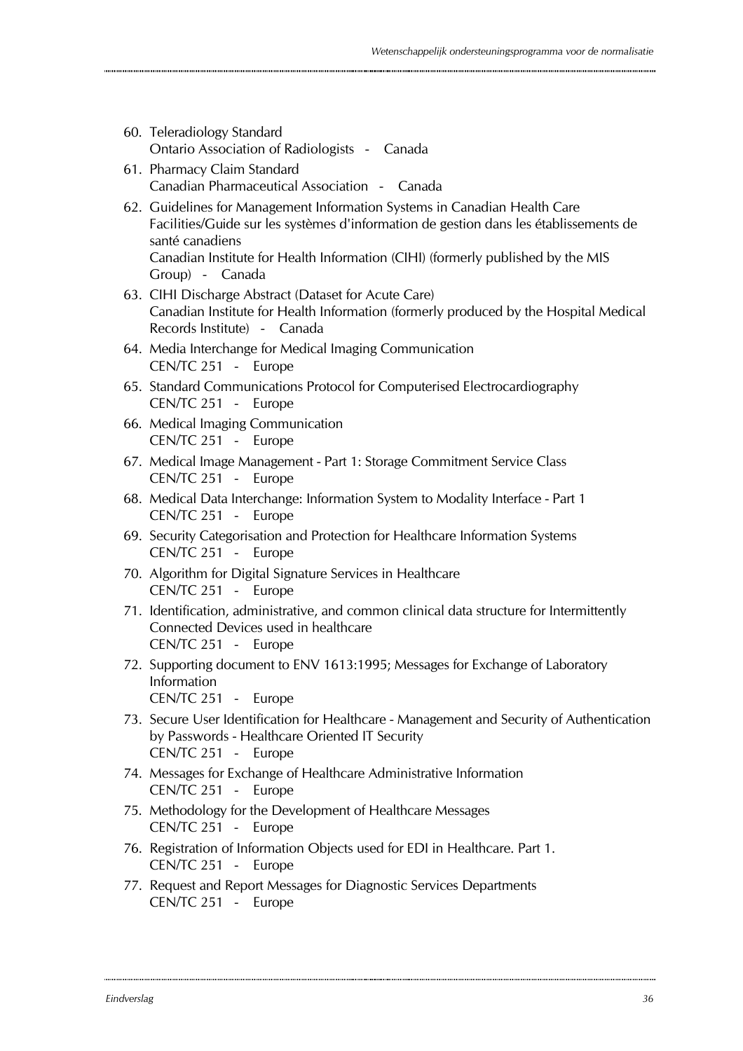60. Teleradiology Standard
    Ontario Association of Radiologists - Canada
61. Pharmacy Claim Standard
    Canadian Pharmaceutical Association - Canada
62. Guidelines for Management Information Systems in Canadian Health Care Facilities/Guide sur les systèmes d'information de gestion dans les établissements de santé canadiens
    Canadian Institute for Health Information (CIHI) (formerly published by the MIS Group) - Canada
63. CIHI Discharge Abstract (Dataset for Acute Care)
    Canadian Institute for Health Information (formerly produced by the Hospital Medical Records Institute) - Canada
64. Media Interchange for Medical Imaging Communication
    CEN/TC 251 - Europe
65. Standard Communications Protocol for Computerised Electrocardiography
    CEN/TC 251 - Europe
66. Medical Imaging Communication
    CEN/TC 251 - Europe
67. Medical Image Management - Part 1: Storage Commitment Service Class
    CEN/TC 251 - Europe
68. Medical Data Interchange: Information System to Modality Interface - Part 1
    CEN/TC 251 - Europe
69. Security Categorisation and Protection for Healthcare Information Systems
    CEN/TC 251 - Europe
70. Algorithm for Digital Signature Services in Healthcare
    CEN/TC 251 - Europe
71. Identification, administrative, and common clinical data structure for Intermittently Connected Devices used in healthcare
    CEN/TC 251 - Europe
72. Supporting document to ENV 1613:1995; Messages for Exchange of Laboratory Information
    CEN/TC 251 - Europe
73. Secure User Identification for Healthcare - Management and Security of Authentication by Passwords - Healthcare Oriented IT Security
    CEN/TC 251 - Europe
74. Messages for Exchange of Healthcare Administrative Information
    CEN/TC 251 - Europe
75. Methodology for the Development of Healthcare Messages
    CEN/TC 251 - Europe
76. Registration of Information Objects used for EDI in Healthcare. Part 1.
    CEN/TC 251 - Europe
77. Request and Report Messages for Diagnostic Services Departments
    CEN/TC 251 - Europe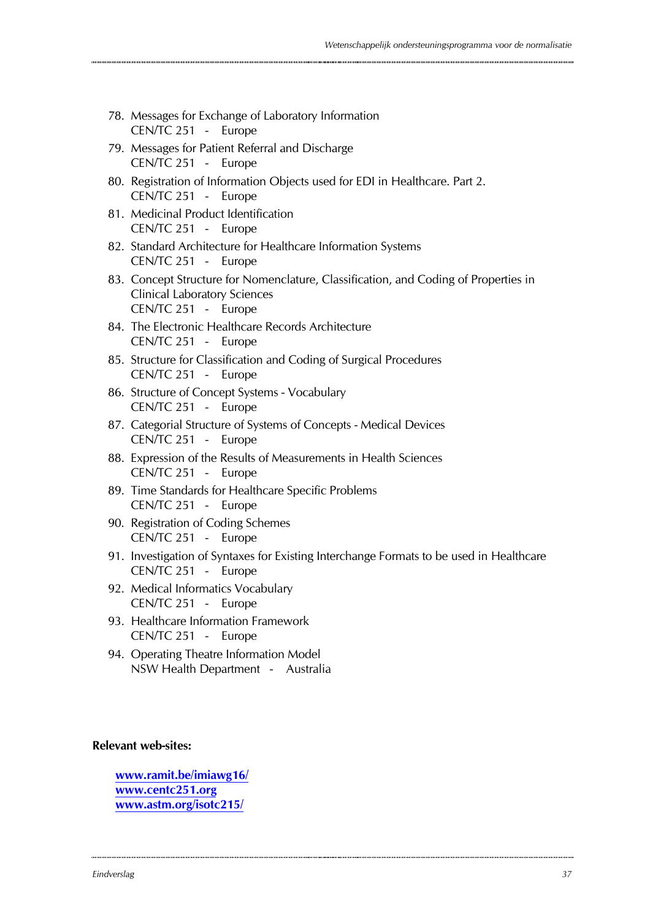78. Messages for Exchange of Laboratory Information
    CEN/TC 251 - Europe
79. Messages for Patient Referral and Discharge
    CEN/TC 251 - Europe
80. Registration of Information Objects used for EDI in Healthcare. Part 2.
    CEN/TC 251 - Europe
81. Medicinal Product Identification
    CEN/TC 251 - Europe
82. Standard Architecture for Healthcare Information Systems
    CEN/TC 251 - Europe
83. Concept Structure for Nomenclature, Classification, and Coding of Properties in Clinical Laboratory Sciences
    CEN/TC 251 - Europe
84. The Electronic Healthcare Records Architecture
    CEN/TC 251 - Europe
85. Structure for Classification and Coding of Surgical Procedures
    CEN/TC 251 - Europe
86. Structure of Concept Systems - Vocabulary
    CEN/TC 251 - Europe
87. Categorial Structure of Systems of Concepts - Medical Devices
    CEN/TC 251 - Europe
88. Expression of the Results of Measurements in Health Sciences
    CEN/TC 251 - Europe
89. Time Standards for Healthcare Specific Problems
    CEN/TC 251 - Europe
90. Registration of Coding Schemes
    CEN/TC 251 - Europe
91. Investigation of Syntaxes for Existing Interchange Formats to be used in Healthcare
    CEN/TC 251 - Europe
92. Medical Informatics Vocabulary
    CEN/TC 251 - Europe
93. Healthcare Information Framework
    CEN/TC 251 - Europe
94. Operating Theatre Information Model
    NSW Health Department - Australia

**Relevant web-sites:**

**www.ramit.be/imiawg16/**
**www.centc251.org**
**www.astm.org/isotc215/**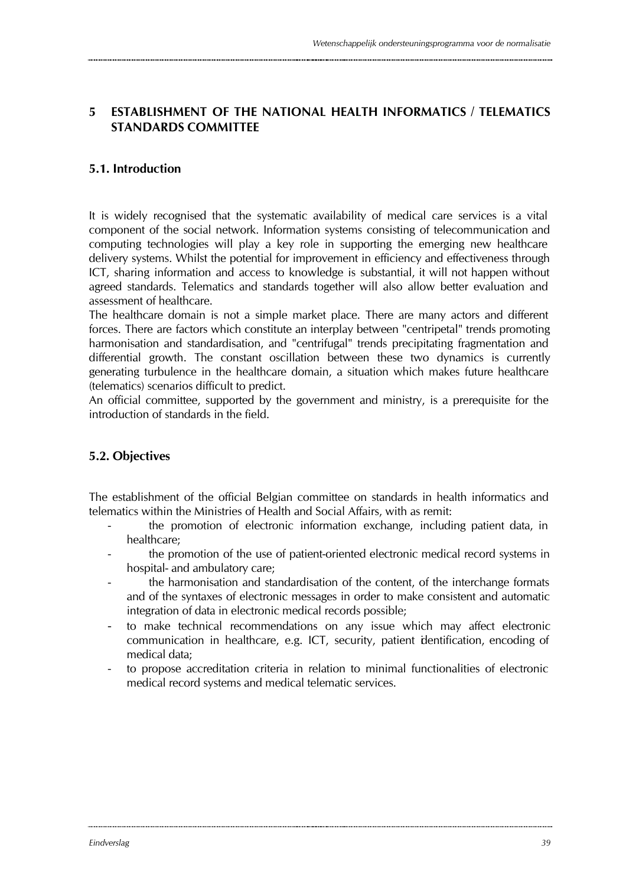# 5 ESTABLISHMENT OF THE NATIONAL HEALTH INFORMATICS / TELEMATICS STANDARDS COMMITTEE

## 5.1. Introduction

It is widely recognised that the systematic availability of medical care services is a vital component of the social network. Information systems consisting of telecommunication and computing technologies will play a key role in supporting the emerging new healthcare delivery systems. Whilst the potential for improvement in efficiency and effectiveness through ICT, sharing information and access to knowledge is substantial, it will not happen without agreed standards. Telematics and standards together will also allow better evaluation and assessment of healthcare.

The healthcare domain is not a simple market place. There are many actors and different forces. There are factors which constitute an interplay between "centripetal" trends promoting harmonisation and standardisation, and "centrifugal" trends precipitating fragmentation and differential growth. The constant oscillation between these two dynamics is currently generating turbulence in the healthcare domain, a situation which makes future healthcare (telematics) scenarios difficult to predict.

An official committee, supported by the government and ministry, is a prerequisite for the introduction of standards in the field.

## 5.2. Objectives

The establishment of the official Belgian committee on standards in health informatics and telematics within the Ministries of Health and Social Affairs, with as remit:

- the promotion of electronic information exchange, including patient data, in healthcare;
- the promotion of the use of patient-oriented electronic medical record systems in hospital- and ambulatory care;
- the harmonisation and standardisation of the content, of the interchange formats and of the syntaxes of electronic messages in order to make consistent and automatic integration of data in electronic medical records possible;
- to make technical recommendations on any issue which may affect electronic communication in healthcare, e.g. ICT, security, patient identification, encoding of medical data;
- to propose accreditation criteria in relation to minimal functionalities of electronic medical record systems and medical telematic services.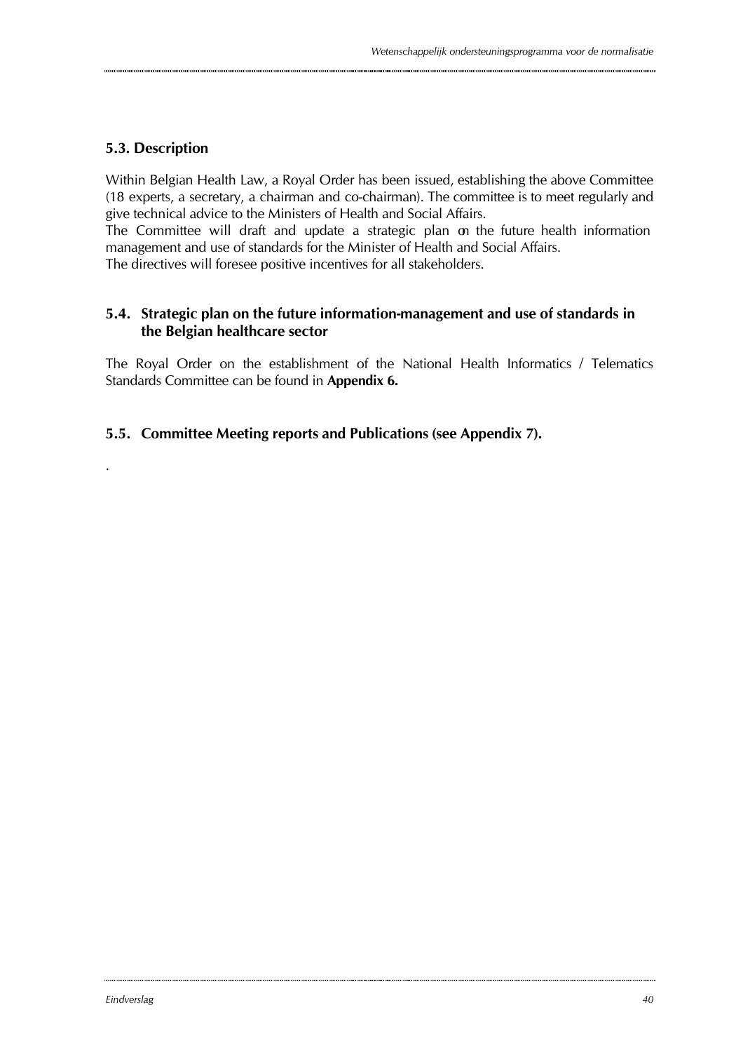## 5.3. Description

Within Belgian Health Law, a Royal Order has been issued, establishing the above Committee (18 experts, a secretary, a chairman and co-chairman). The committee is to meet regularly and give technical advice to the Ministers of Health and Social Affairs.
The Committee will draft and update a strategic plan on the future health information management and use of standards for the Minister of Health and Social Affairs.
The directives will foresee positive incentives for all stakeholders.

## 5.4. Strategic plan on the future information-management and use of standards in the Belgian healthcare sector

The Royal Order on the establishment of the National Health Informatics / Telematics Standards Committee can be found in **Appendix 6.**

## 5.5. Committee Meeting reports and Publications (see Appendix 7).

.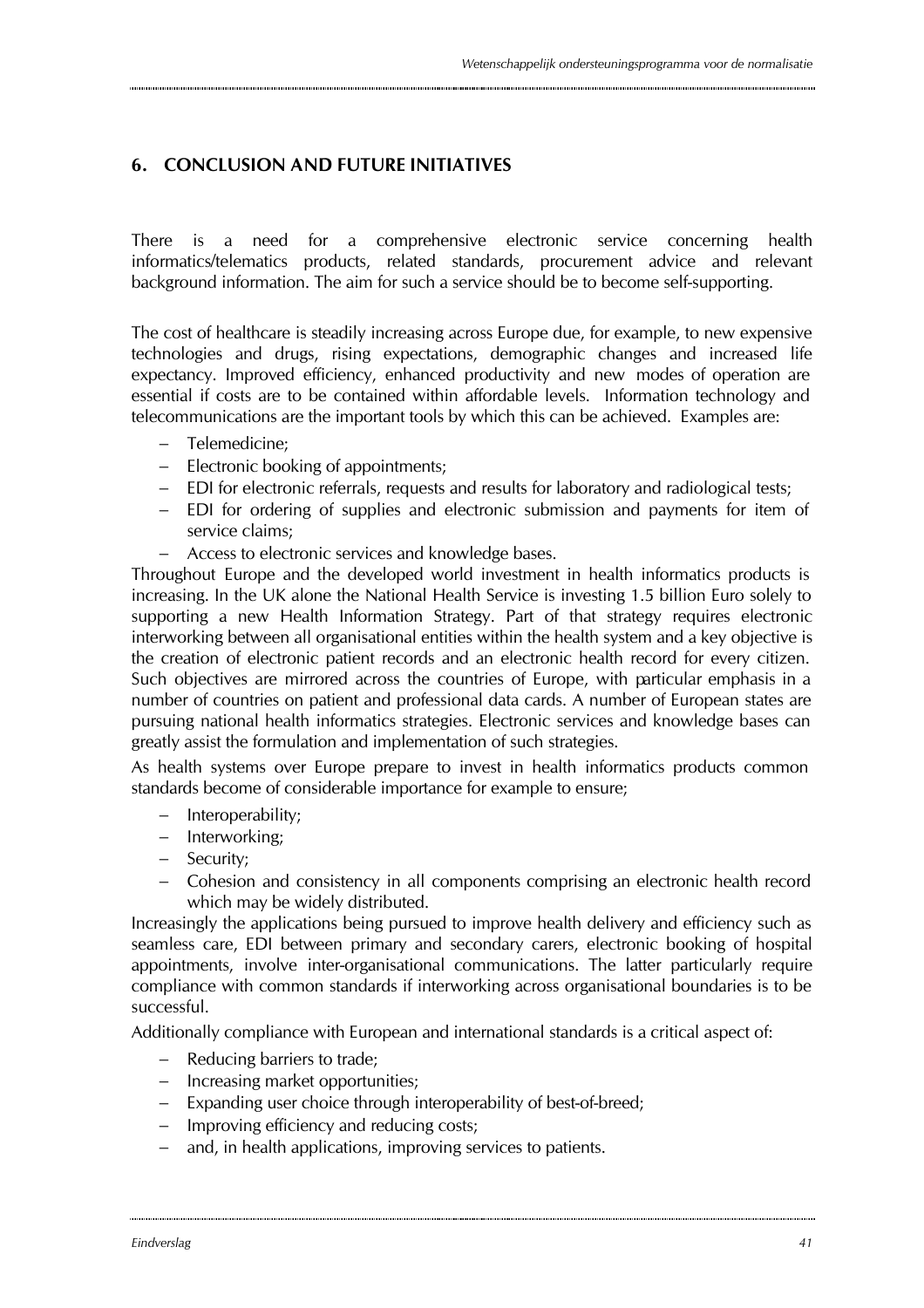## 6. CONCLUSION AND FUTURE INITIATIVES

There is a need for a comprehensive electronic service concerning health informatics/telematics products, related standards, procurement advice and relevant background information. The aim for such a service should be to become self-supporting.

The cost of healthcare is steadily increasing across Europe due, for example, to new expensive technologies and drugs, rising expectations, demographic changes and increased life expectancy. Improved efficiency, enhanced productivity and new modes of operation are essential if costs are to be contained within affordable levels. Information technology and telecommunications are the important tools by which this can be achieved. Examples are:

- Telemedicine;
- Electronic booking of appointments;
- EDI for electronic referrals, requests and results for laboratory and radiological tests;
- EDI for ordering of supplies and electronic submission and payments for item of service claims;
- Access to electronic services and knowledge bases.

Throughout Europe and the developed world investment in health informatics products is increasing. In the UK alone the National Health Service is investing 1.5 billion Euro solely to supporting a new Health Information Strategy. Part of that strategy requires electronic interworking between all organisational entities within the health system and a key objective is the creation of electronic patient records and an electronic health record for every citizen. Such objectives are mirrored across the countries of Europe, with particular emphasis in a number of countries on patient and professional data cards. A number of European states are pursuing national health informatics strategies. Electronic services and knowledge bases can greatly assist the formulation and implementation of such strategies.

As health systems over Europe prepare to invest in health informatics products common standards become of considerable importance for example to ensure;

- Interoperability;
- Interworking;
- Security;
- Cohesion and consistency in all components comprising an electronic health record which may be widely distributed.

Increasingly the applications being pursued to improve health delivery and efficiency such as seamless care, EDI between primary and secondary carers, electronic booking of hospital appointments, involve inter-organisational communications. The latter particularly require compliance with common standards if interworking across organisational boundaries is to be successful.

Additionally compliance with European and international standards is a critical aspect of:

- Reducing barriers to trade;
- Increasing market opportunities;
- Expanding user choice through interoperability of best-of-breed;
- Improving efficiency and reducing costs;
- and, in health applications, improving services to patients.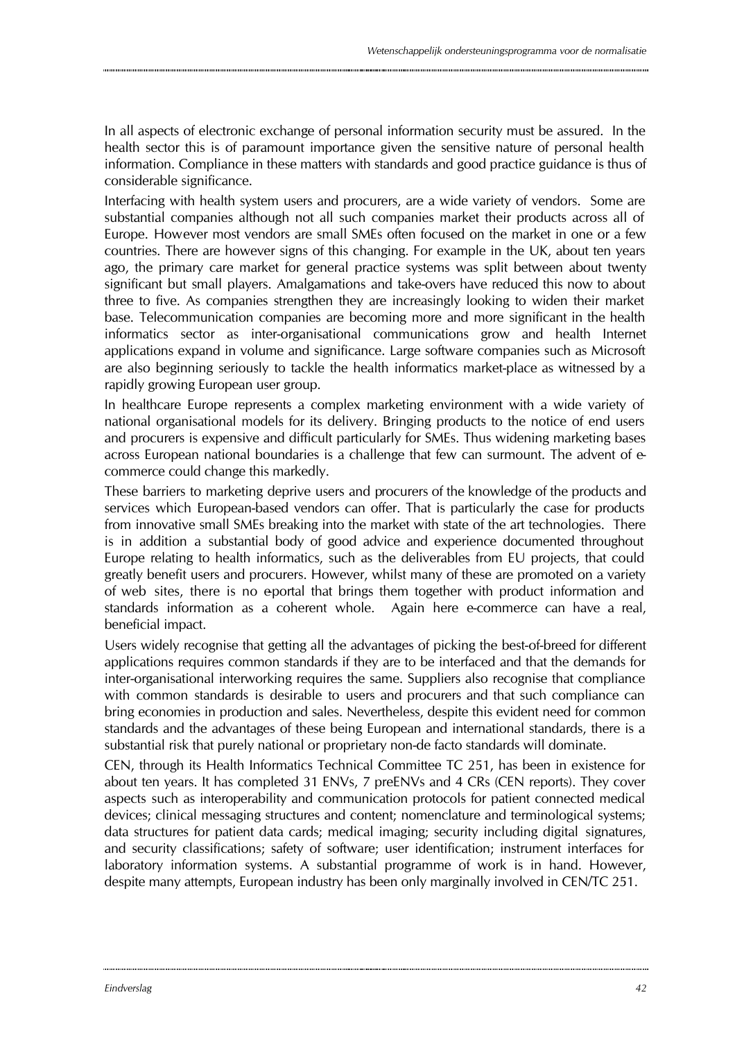In all aspects of electronic exchange of personal information security must be assured. In the health sector this is of paramount importance given the sensitive nature of personal health information. Compliance in these matters with standards and good practice guidance is thus of considerable significance.

Interfacing with health system users and procurers, are a wide variety of vendors. Some are substantial companies although not all such companies market their products across all of Europe. However most vendors are small SMEs often focused on the market in one or a few countries. There are however signs of this changing. For example in the UK, about ten years ago, the primary care market for general practice systems was split between about twenty significant but small players. Amalgamations and take-overs have reduced this now to about three to five. As companies strengthen they are increasingly looking to widen their market base. Telecommunication companies are becoming more and more significant in the health informatics sector as inter-organisational communications grow and health Internet applications expand in volume and significance. Large software companies such as Microsoft are also beginning seriously to tackle the health informatics market-place as witnessed by a rapidly growing European user group.

In healthcare Europe represents a complex marketing environment with a wide variety of national organisational models for its delivery. Bringing products to the notice of end users and procurers is expensive and difficult particularly for SMEs. Thus widening marketing bases across European national boundaries is a challenge that few can surmount. The advent of e-commerce could change this markedly.

These barriers to marketing deprive users and procurers of the knowledge of the products and services which European-based vendors can offer. That is particularly the case for products from innovative small SMEs breaking into the market with state of the art technologies. There is in addition a substantial body of good advice and experience documented throughout Europe relating to health informatics, such as the deliverables from EU projects, that could greatly benefit users and procurers. However, whilst many of these are promoted on a variety of web sites, there is no e-portal that brings them together with product information and standards information as a coherent whole. Again here e-commerce can have a real, beneficial impact.

Users widely recognise that getting all the advantages of picking the best-of-breed for different applications requires common standards if they are to be interfaced and that the demands for inter-organisational interworking requires the same. Suppliers also recognise that compliance with common standards is desirable to users and procurers and that such compliance can bring economies in production and sales. Nevertheless, despite this evident need for common standards and the advantages of these being European and international standards, there is a substantial risk that purely national or proprietary non-de facto standards will dominate.

CEN, through its Health Informatics Technical Committee TC 251, has been in existence for about ten years. It has completed 31 ENVs, 7 preENVs and 4 CRs (CEN reports). They cover aspects such as interoperability and communication protocols for patient connected medical devices; clinical messaging structures and content; nomenclature and terminological systems; data structures for patient data cards; medical imaging; security including digital signatures, and security classifications; safety of software; user identification; instrument interfaces for laboratory information systems. A substantial programme of work is in hand. However, despite many attempts, European industry has been only marginally involved in CEN/TC 251.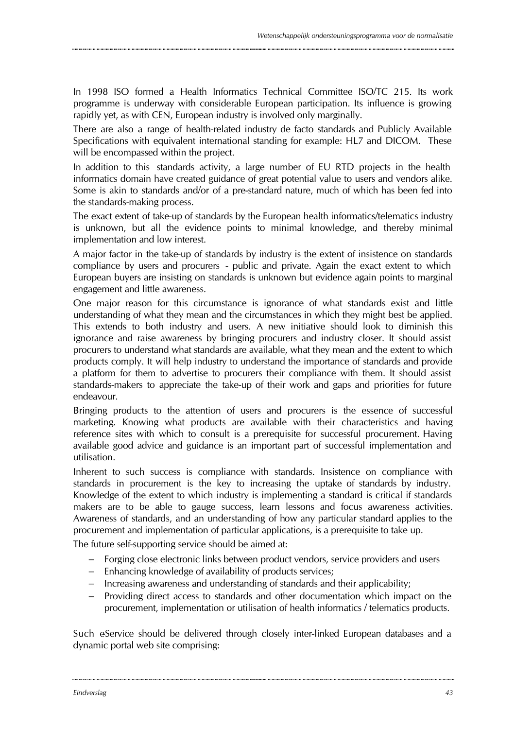In 1998 ISO formed a Health Informatics Technical Committee ISO/TC 215. Its work programme is underway with considerable European participation. Its influence is growing rapidly yet, as with CEN, European industry is involved only marginally.

There are also a range of health-related industry de facto standards and Publicly Available Specifications with equivalent international standing for example: HL7 and DICOM. These will be encompassed within the project.

In addition to this standards activity, a large number of EU RTD projects in the health informatics domain have created guidance of great potential value to users and vendors alike. Some is akin to standards and/or of a pre-standard nature, much of which has been fed into the standards-making process.

The exact extent of take-up of standards by the European health informatics/telematics industry is unknown, but all the evidence points to minimal knowledge, and thereby minimal implementation and low interest.

A major factor in the take-up of standards by industry is the extent of insistence on standards compliance by users and procurers - public and private. Again the exact extent to which European buyers are insisting on standards is unknown but evidence again points to marginal engagement and little awareness.

One major reason for this circumstance is ignorance of what standards exist and little understanding of what they mean and the circumstances in which they might best be applied. This extends to both industry and users. A new initiative should look to diminish this ignorance and raise awareness by bringing procurers and industry closer. It should assist procurers to understand what standards are available, what they mean and the extent to which products comply. It will help industry to understand the importance of standards and provide a platform for them to advertise to procurers their compliance with them. It should assist standards-makers to appreciate the take-up of their work and gaps and priorities for future endeavour.

Bringing products to the attention of users and procurers is the essence of successful marketing. Knowing what products are available with their characteristics and having reference sites with which to consult is a prerequisite for successful procurement. Having available good advice and guidance is an important part of successful implementation and utilisation.

Inherent to such success is compliance with standards. Insistence on compliance with standards in procurement is the key to increasing the uptake of standards by industry. Knowledge of the extent to which industry is implementing a standard is critical if standards makers are to be able to gauge success, learn lessons and focus awareness activities. Awareness of standards, and an understanding of how any particular standard applies to the procurement and implementation of particular applications, is a prerequisite to take up.

The future self-supporting service should be aimed at:

- Forging close electronic links between product vendors, service providers and users
- Enhancing knowledge of availability of products services;
- Increasing awareness and understanding of standards and their applicability;
- Providing direct access to standards and other documentation which impact on the procurement, implementation or utilisation of health informatics / telematics products.

Such eService should be delivered through closely inter-linked European databases and a dynamic portal web site comprising: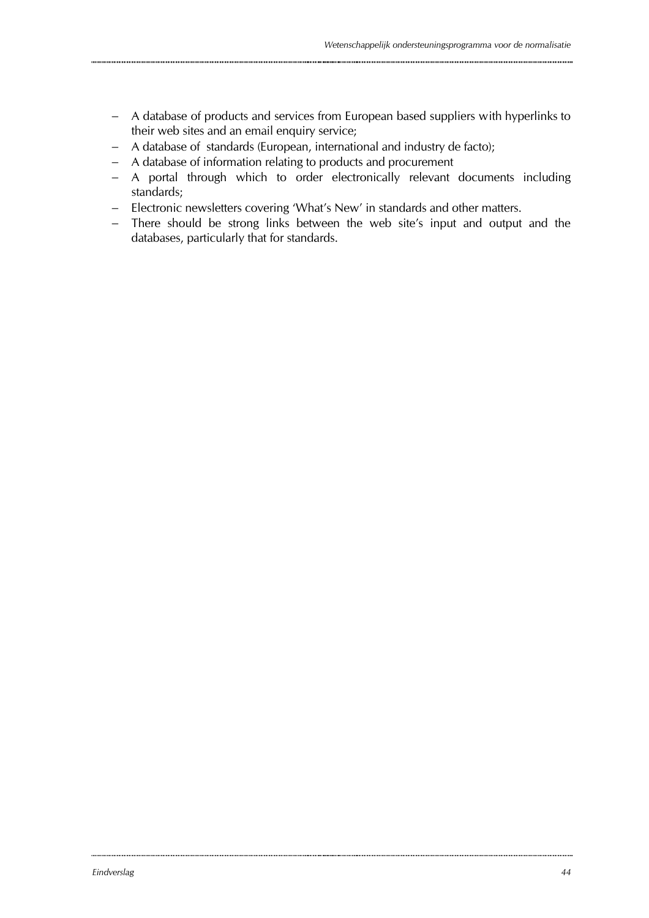- A database of products and services from European based suppliers with hyperlinks to their web sites and an email enquiry service;
- A database of  standards (European, international and industry de facto);
- A database of information relating to products and procurement
- A portal through which to order electronically relevant documents including standards;
- Electronic newsletters covering 'What's New' in standards and other matters.
- There should be strong links between the web site's input and output and the databases, particularly that for standards.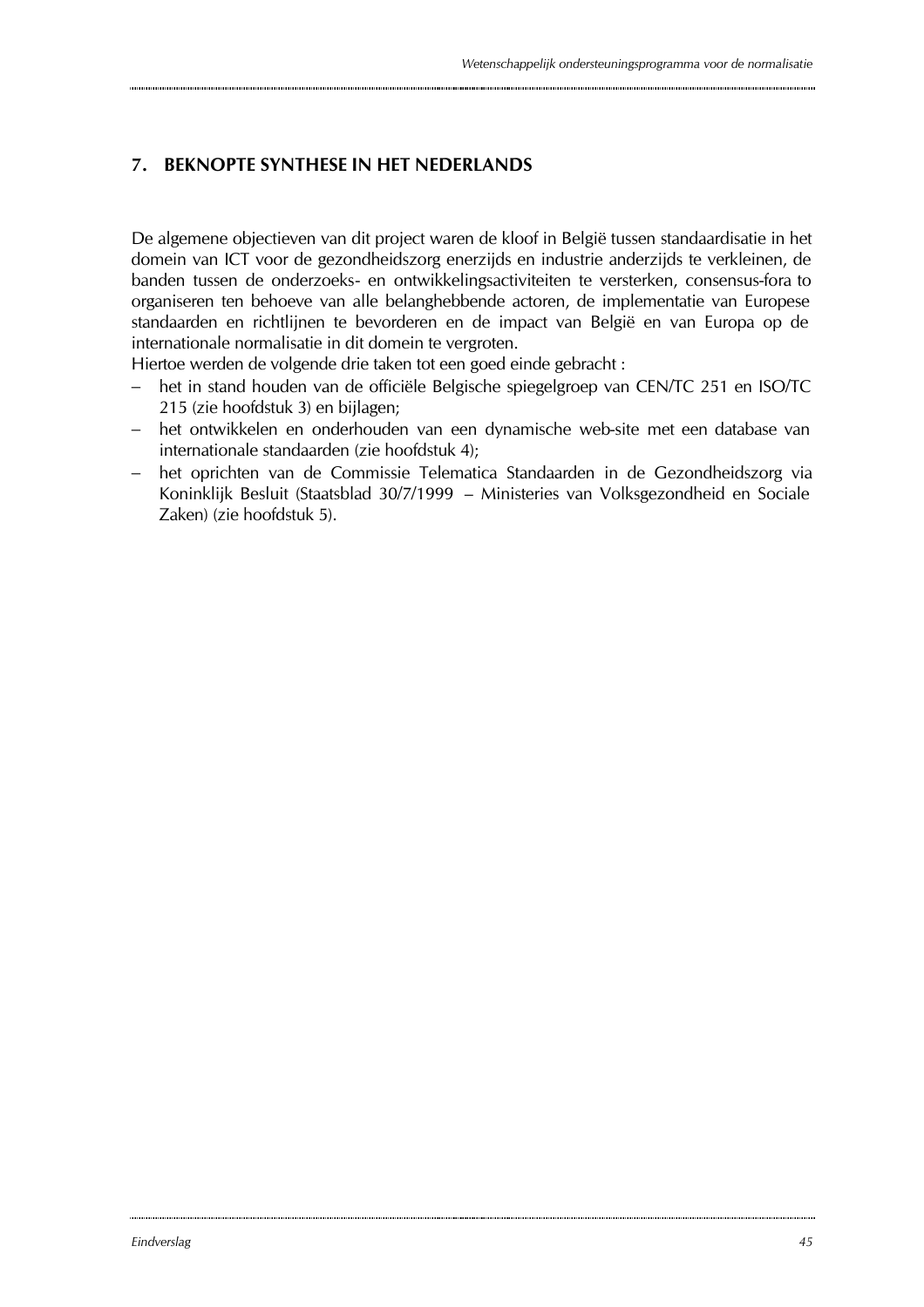## 7. BEKNOPTE SYNTHESE IN HET NEDERLANDS

De algemene objectieven van dit project waren de kloof in België tussen standaardisatie in het domein van ICT voor de gezondheidszorg enerzijds en industrie anderzijds te verkleinen, de banden tussen de onderzoeks- en ontwikkelingsactiviteiten te versterken, consensus-fora to organiseren ten behoeve van alle belanghebbende actoren, de implementatie van Europese standaarden en richtlijnen te bevorderen en de impact van België en van Europa op de internationale normalisatie in dit domein te vergroten.

Hiertoe werden de volgende drie taken tot een goed einde gebracht :

- het in stand houden van de officiële Belgische spiegelgroep van CEN/TC 251 en ISO/TC 215 (zie hoofdstuk 3) en bijlagen;
- het ontwikkelen en onderhouden van een dynamische web-site met een database van internationale standaarden (zie hoofdstuk 4);
- het oprichten van de Commissie Telematica Standaarden in de Gezondheidszorg via Koninklijk Besluit (Staatsblad 30/7/1999 – Ministeries van Volksgezondheid en Sociale Zaken) (zie hoofdstuk 5).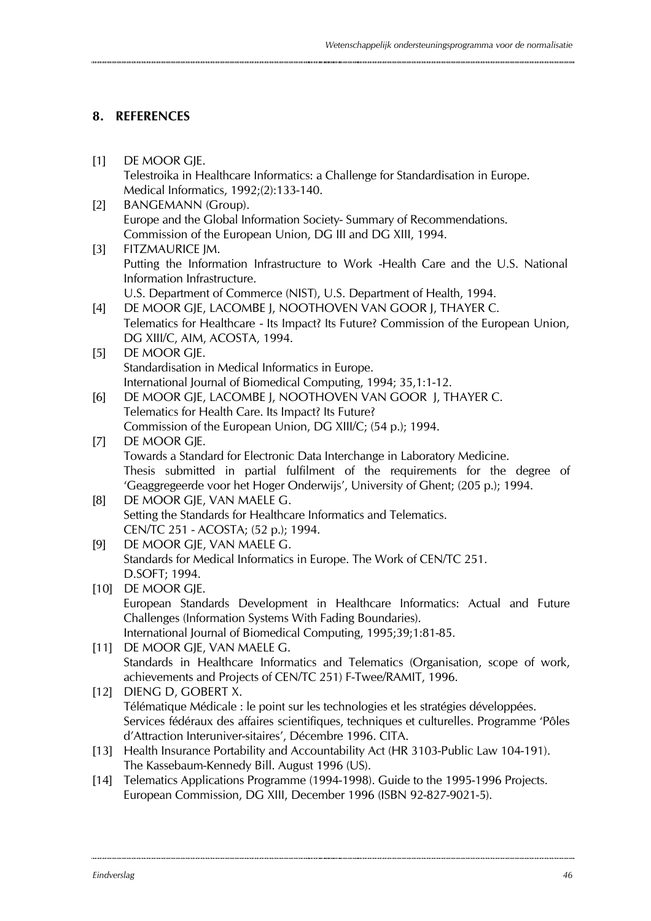## 8. REFERENCES

[1] DE MOOR GJE.
Telestroika in Healthcare Informatics: a Challenge for Standardisation in Europe.
Medical Informatics, 1992;(2):133-140.

[2] BANGEMANN (Group).
Europe and the Global Information Society- Summary of Recommendations.
Commission of the European Union, DG III and DG XIII, 1994.

[3] FITZMAURICE JM.
Putting the Information Infrastructure to Work -Health Care and the U.S. National Information Infrastructure.
U.S. Department of Commerce (NIST), U.S. Department of Health, 1994.

[4] DE MOOR GJE, LACOMBE J, NOOTHOVEN VAN GOOR J, THAYER C.
Telematics for Healthcare - Its Impact? Its Future? Commission of the European Union, DG XIII/C, AIM, ACOSTA, 1994.

[5] DE MOOR GJE.
Standardisation in Medical Informatics in Europe.
International Journal of Biomedical Computing, 1994; 35,1:1-12.

[6] DE MOOR GJE, LACOMBE J, NOOTHOVEN VAN GOOR J, THAYER C.
Telematics for Health Care. Its Impact? Its Future?
Commission of the European Union, DG XIII/C; (54 p.); 1994.

[7] DE MOOR GJE.
Towards a Standard for Electronic Data Interchange in Laboratory Medicine.
Thesis submitted in partial fulfilment of the requirements for the degree of 'Geaggregeerde voor het Hoger Onderwijs', University of Ghent; (205 p.); 1994.

[8] DE MOOR GJE, VAN MAELE G.
Setting the Standards for Healthcare Informatics and Telematics.
CEN/TC 251 - ACOSTA; (52 p.); 1994.

[9] DE MOOR GJE, VAN MAELE G.
Standards for Medical Informatics in Europe. The Work of CEN/TC 251.
D.SOFT; 1994.

[10] DE MOOR GJE.
European Standards Development in Healthcare Informatics: Actual and Future Challenges (Information Systems With Fading Boundaries).
International Journal of Biomedical Computing, 1995;39;1:81-85.

[11] DE MOOR GJE, VAN MAELE G.
Standards in Healthcare Informatics and Telematics (Organisation, scope of work, achievements and Projects of CEN/TC 251) F-Twee/RAMIT, 1996.

[12] DIENG D, GOBERT X.
Télématique Médicale : le point sur les technologies et les stratégies développées.
Services fédéraux des affaires scientifiques, techniques et culturelles. Programme 'Pôles d'Attraction Interuniver-sitaires', Décembre 1996. CITA.

[13] Health Insurance Portability and Accountability Act (HR 3103-Public Law 104-191).
The Kassebaum-Kennedy Bill. August 1996 (US).

[14] Telematics Applications Programme (1994-1998). Guide to the 1995-1996 Projects.
European Commission, DG XIII, December 1996 (ISBN 92-827-9021-5).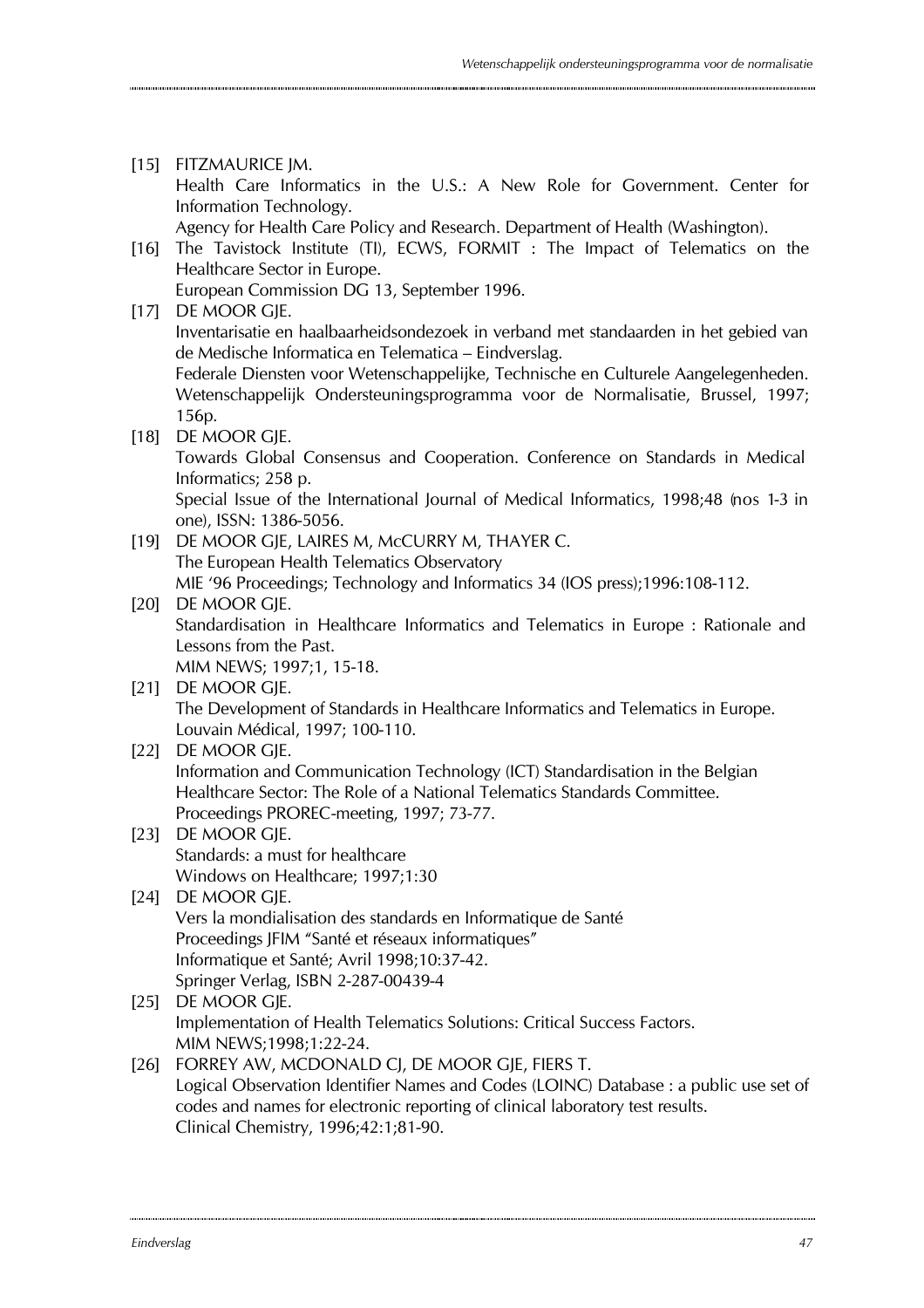[15] FITZMAURICE JM.
Health Care Informatics in the U.S.: A New Role for Government. Center for Information Technology.
Agency for Health Care Policy and Research. Department of Health (Washington).

[16] The Tavistock Institute (TI), ECWS, FORMIT : The Impact of Telematics on the Healthcare Sector in Europe.
European Commission DG 13, September 1996.

[17] DE MOOR GJE.
Inventarisatie en haalbaarheidsondezoek in verband met standaarden in het gebied van de Medische Informatica en Telematica – Eindverslag.
Federale Diensten voor Wetenschappelijke, Technische en Culturele Aangelegenheden. Wetenschappelijk Ondersteuningsprogramma voor de Normalisatie, Brussel, 1997; 156p.

[18] DE MOOR GJE.
Towards Global Consensus and Cooperation. Conference on Standards in Medical Informatics; 258 p.
Special Issue of the International Journal of Medical Informatics, 1998;48 (nos 1-3 in one), ISSN: 1386-5056.

[19] DE MOOR GJE, LAIRES M, McCURRY M, THAYER C.
The European Health Telematics Observatory
MIE '96 Proceedings; Technology and Informatics 34 (IOS press);1996:108-112.

[20] DE MOOR GJE.
Standardisation in Healthcare Informatics and Telematics in Europe : Rationale and Lessons from the Past.
MIM NEWS; 1997;1, 15-18.

[21] DE MOOR GJE.
The Development of Standards in Healthcare Informatics and Telematics in Europe.
Louvain Médical, 1997; 100-110.

[22] DE MOOR GJE.
Information and Communication Technology (ICT) Standardisation in the Belgian Healthcare Sector: The Role of a National Telematics Standards Committee.
Proceedings PROREC-meeting, 1997; 73-77.

[23] DE MOOR GJE.
Standards: a must for healthcare
Windows on Healthcare; 1997;1:30

[24] DE MOOR GJE.
Vers la mondialisation des standards en Informatique de Santé
Proceedings JFIM "Santé et réseaux informatiques"
Informatique et Santé; Avril 1998;10:37-42.
Springer Verlag, ISBN 2-287-00439-4

[25] DE MOOR GJE.
Implementation of Health Telematics Solutions: Critical Success Factors.
MIM NEWS;1998;1:22-24.

[26] FORREY AW, MCDONALD CJ, DE MOOR GJE, FIERS T.
Logical Observation Identifier Names and Codes (LOINC) Database : a public use set of codes and names for electronic reporting of clinical laboratory test results.
Clinical Chemistry, 1996;42:1;81-90.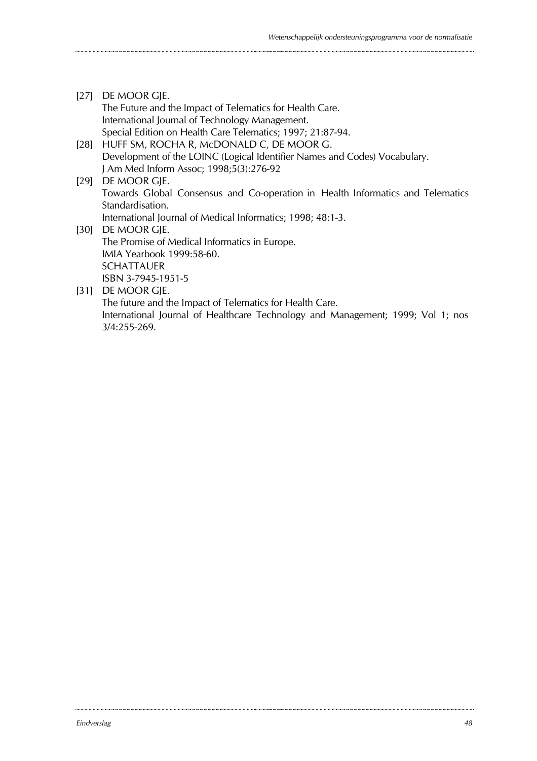[27] DE MOOR GJE.
The Future and the Impact of Telematics for Health Care.
International Journal of Technology Management.
Special Edition on Health Care Telematics; 1997; 21:87-94.

[28] HUFF SM, ROCHA R, McDONALD C, DE MOOR G.
Development of the LOINC (Logical Identifier Names and Codes) Vocabulary.
J Am Med Inform Assoc; 1998;5(3):276-92

[29] DE MOOR GJE.
Towards Global Consensus and Co-operation in Health Informatics and Telematics Standardisation.
International Journal of Medical Informatics; 1998; 48:1-3.

[30] DE MOOR GJE.
The Promise of Medical Informatics in Europe.
IMIA Yearbook 1999:58-60.
SCHATTAUER
ISBN 3-7945-1951-5

[31] DE MOOR GJE.
The future and the Impact of Telematics for Health Care.
International Journal of Healthcare Technology and Management; 1999; Vol 1; nos 3/4:255-269.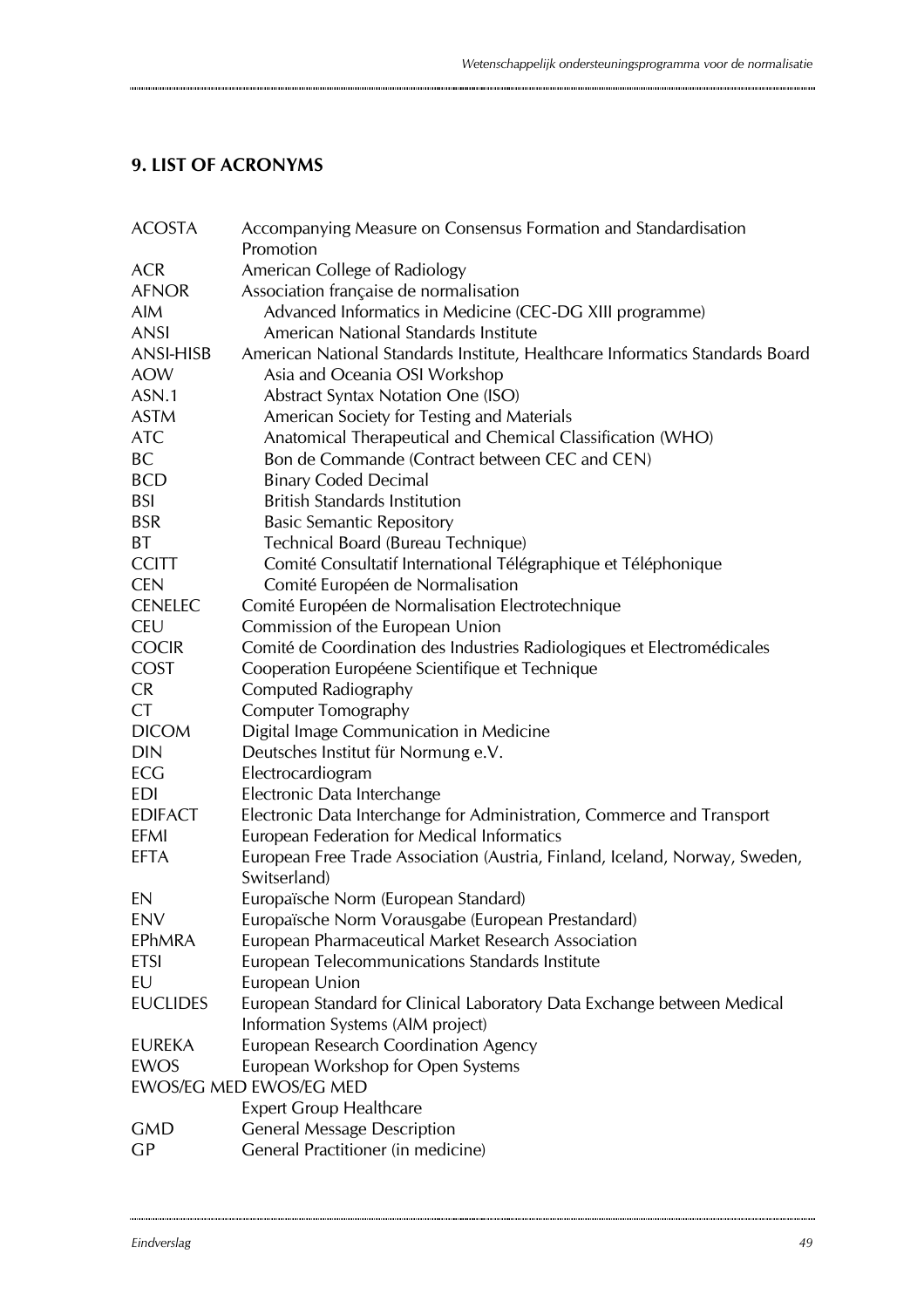## 9. LIST OF ACRONYMS

| | |
|---|---|
| ACOSTA | Accompanying Measure on Consensus Formation and Standardisation Promotion |
| ACR | American College of Radiology |
| AFNOR | Association française de normalisation |
| AIM | Advanced Informatics in Medicine (CEC-DG XIII programme) |
| ANSI | American National Standards Institute |
| ANSI-HISB | American National Standards Institute, Healthcare Informatics Standards Board |
| AOW | Asia and Oceania OSI Workshop |
| ASN.1 | Abstract Syntax Notation One (ISO) |
| ASTM | American Society for Testing and Materials |
| ATC | Anatomical Therapeutical and Chemical Classification (WHO) |
| BC | Bon de Commande (Contract between CEC and CEN) |
| BCD | Binary Coded Decimal |
| BSI | British Standards Institution |
| BSR | Basic Semantic Repository |
| BT | Technical Board (Bureau Technique) |
| CCITT | Comité Consultatif International Télégraphique et Téléphonique |
| CEN | Comité Européen de Normalisation |
| CENELEC | Comité Européen de Normalisation Electrotechnique |
| CEU | Commission of the European Union |
| COCIR | Comité de Coordination des Industries Radiologiques et Electromédicales |
| COST | Cooperation Européene Scientifique et Technique |
| CR | Computed Radiography |
| CT | Computer Tomography |
| DICOM | Digital Image Communication in Medicine |
| DIN | Deutsches Institut für Normung e.V. |
| ECG | Electrocardiogram |
| EDI | Electronic Data Interchange |
| EDIFACT | Electronic Data Interchange for Administration, Commerce and Transport |
| EFMI | European Federation for Medical Informatics |
| EFTA | European Free Trade Association (Austria, Finland, Iceland, Norway, Sweden, Switzerland) |
| EN | Europaïsche Norm (European Standard) |
| ENV | Europaïsche Norm Vorausgabe (European Prestandard) |
| EPhMRA | European Pharmaceutical Market Research Association |
| ETSI | European Telecommunications Standards Institute |
| EU | European Union |
| EUCLIDES | European Standard for Clinical Laboratory Data Exchange between Medical Information Systems (AIM project) |
| EUREKA | European Research Coordination Agency |
| EWOS | European Workshop for Open Systems |
| EWOS/EG MED | EWOS/EG MED Expert Group Healthcare |
| GMD | General Message Description |
| GP | General Practitioner (in medicine) |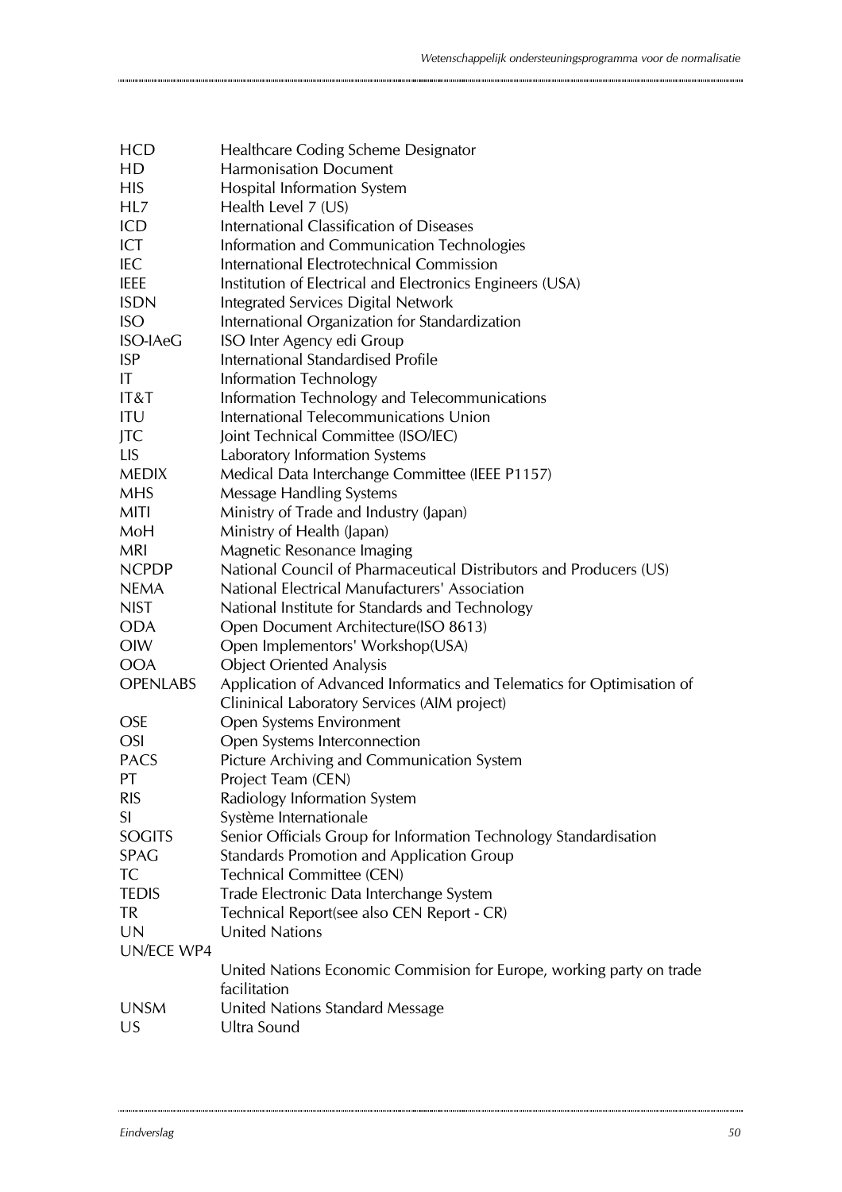| | |
|---|---|
| HCD | Healthcare Coding Scheme Designator |
| HD | Harmonisation Document |
| HIS | Hospital Information System |
| HL7 | Health Level 7 (US) |
| ICD | International Classification of Diseases |
| ICT | Information and Communication Technologies |
| IEC | International Electrotechnical Commission |
| IEEE | Institution of Electrical and Electronics Engineers (USA) |
| ISDN | Integrated Services Digital Network |
| ISO | International Organization for Standardization |
| ISO-IAeG | ISO Inter Agency edi Group |
| ISP | International Standardised Profile |
| IT | Information Technology |
| IT&T | Information Technology and Telecommunications |
| ITU | International Telecommunications Union |
| JTC | Joint Technical Committee (ISO/IEC) |
| LIS | Laboratory Information Systems |
| MEDIX | Medical Data Interchange Committee (IEEE P1157) |
| MHS | Message Handling Systems |
| MITI | Ministry of Trade and Industry (Japan) |
| MoH | Ministry of Health (Japan) |
| MRI | Magnetic Resonance Imaging |
| NCPDP | National Council of Pharmaceutical Distributors and Producers (US) |
| NEMA | National Electrical Manufacturers' Association |
| NIST | National Institute for Standards and Technology |
| ODA | Open Document Architecture(ISO 8613) |
| OIW | Open Implementors' Workshop(USA) |
| OOA | Object Oriented Analysis |
| OPENLABS | Application of Advanced Informatics and Telematics for Optimisation of Clininical Laboratory Services (AIM project) |
| OSE | Open Systems Environment |
| OSI | Open Systems Interconnection |
| PACS | Picture Archiving and Communication System |
| PT | Project Team (CEN) |
| RIS | Radiology Information System |
| SI | Système Internationale |
| SOGITS | Senior Officials Group for Information Technology Standardisation |
| SPAG | Standards Promotion and Application Group |
| TC | Technical Committee (CEN) |
| TEDIS | Trade Electronic Data Interchange System |
| TR | Technical Report(see also CEN Report - CR) |
| UN | United Nations |
| UN/ECE WP4 | United Nations Economic Commision for Europe, working party on trade facilitation |
| UNSM | United Nations Standard Message |
| US | Ultra Sound |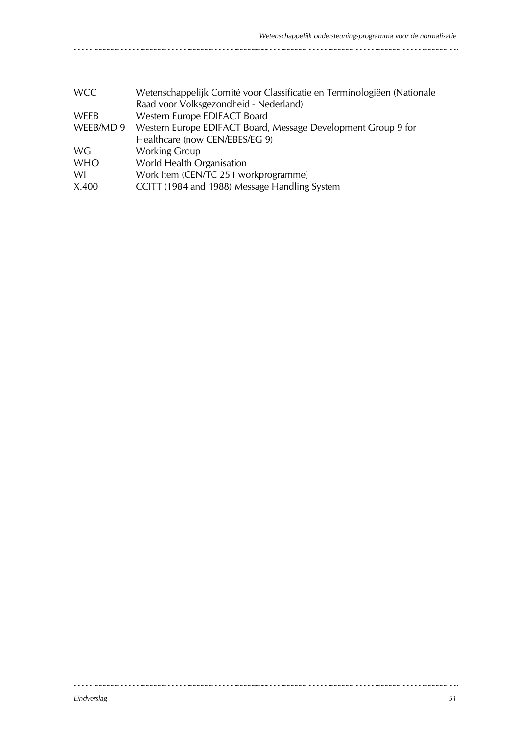| | |
|---|---|
| WCC | Wetenschappelijk Comité voor Classificatie en Terminologiëen (Nationale Raad voor Volksgezondheid - Nederland) |
| WEEB | Western Europe EDIFACT Board |
| WEEB/MD 9 | Western Europe EDIFACT Board, Message Development Group 9 for Healthcare (now CEN/EBES/EG 9) |
| WG | Working Group |
| WHO | World Health Organisation |
| WI | Work Item (CEN/TC 251 workprogramme) |
| X.400 | CCITT (1984 and 1988) Message Handling System |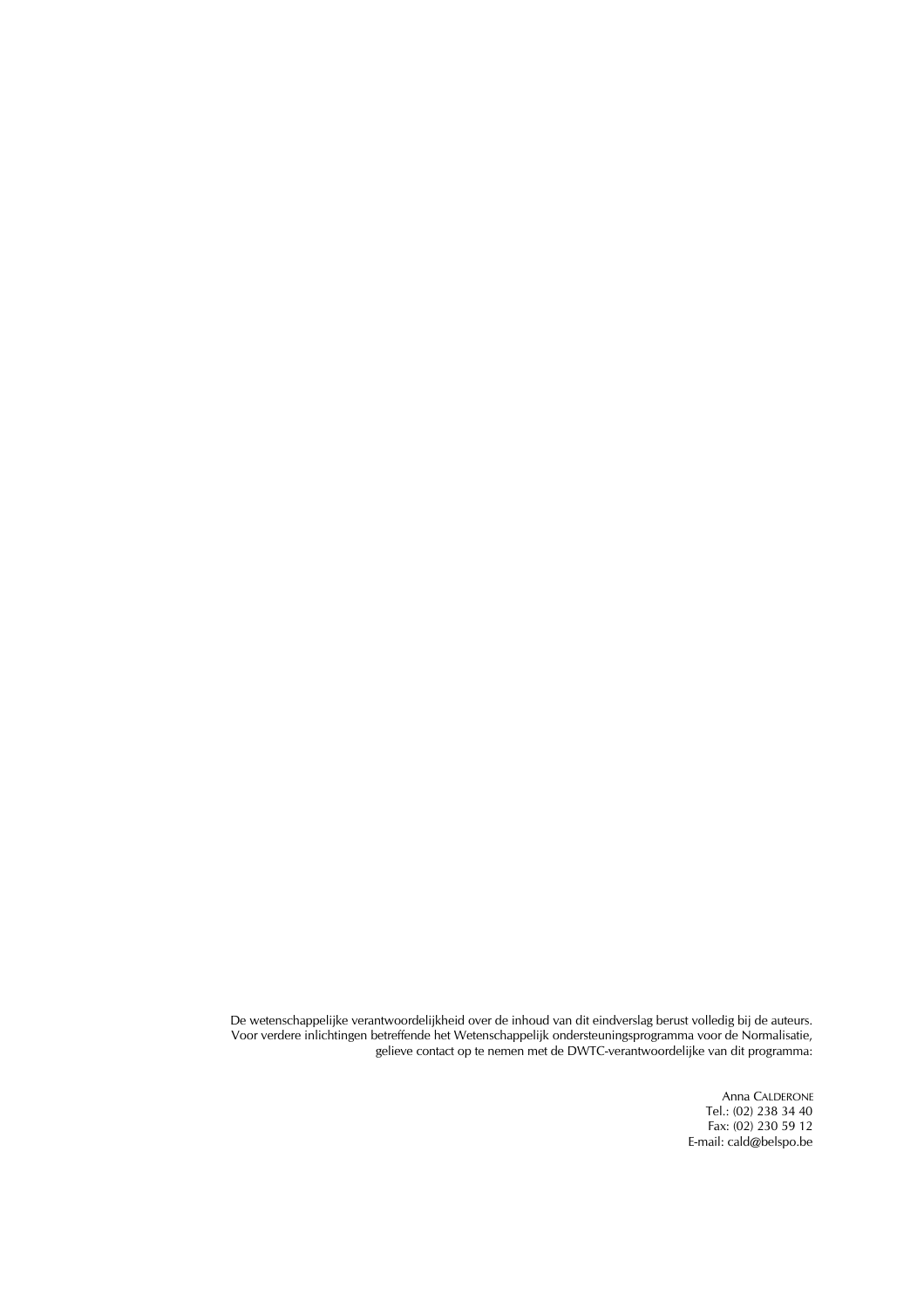De wetenschappelijke verantwoordelijkheid over de inhoud van dit eindverslag berust volledig bij de auteurs.
Voor verdere inlichtingen betreffende het Wetenschappelijk ondersteuningsprogramma voor de Normalisatie, gelieve contact op te nemen met de DWTC-verantwoordelijke van dit programma:

Anna CALDERONE
Tel.: (02) 238 34 40
Fax: (02) 230 59 12
E-mail: cald@belspo.be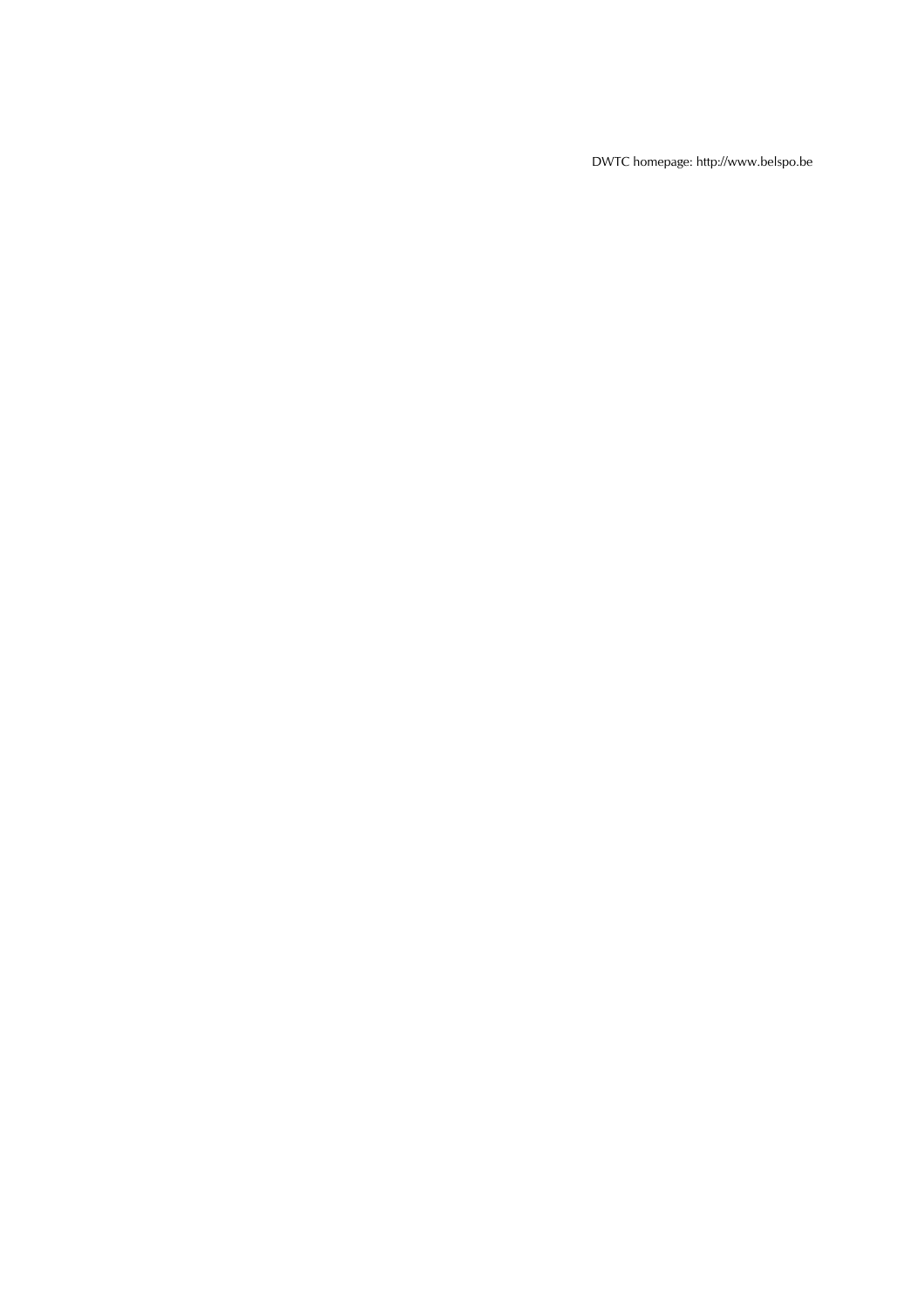DWTC homepage: http://www.belspo.be